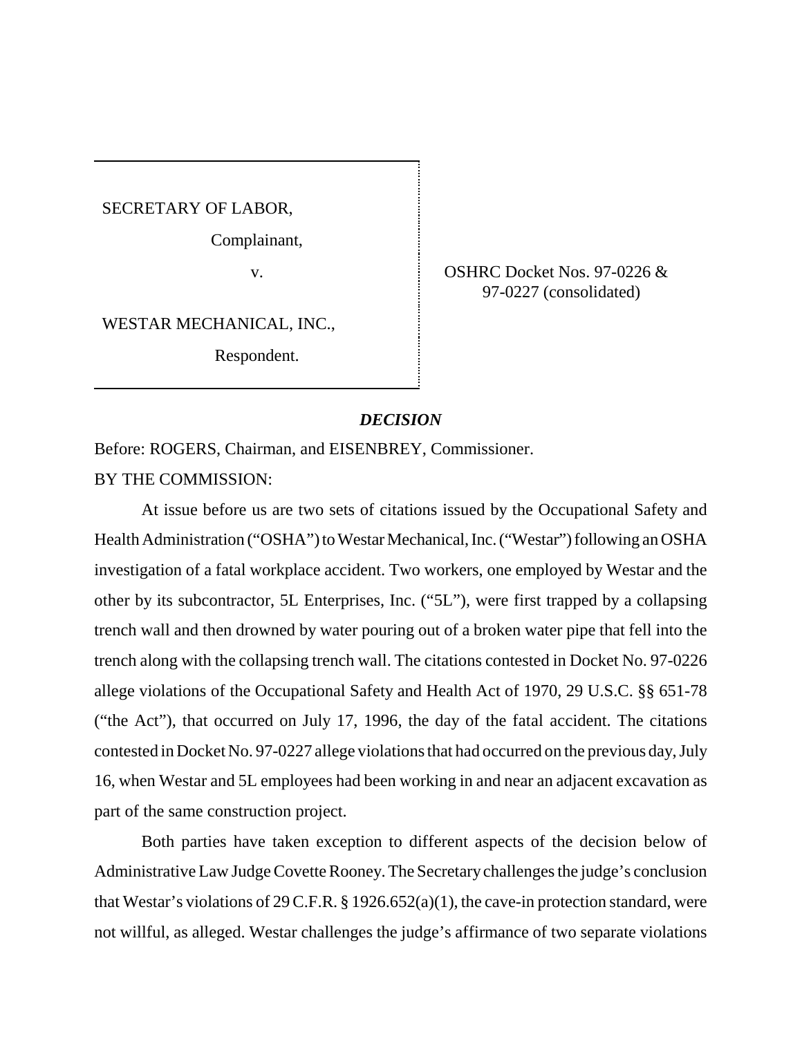SECRETARY OF LABOR,

Complainant,

v.

WESTAR MECHANICAL, INC.,

Respondent.

OSHRC Docket Nos. 97-0226 & 97-0227 (consolidated)

## *DECISION*

Before: ROGERS, Chairman, and EISENBREY, Commissioner.

BY THE COMMISSION:

At issue before us are two sets of citations issued by the Occupational Safety and Health Administration ("OSHA") to Westar Mechanical, Inc. ("Westar") following an OSHA investigation of a fatal workplace accident. Two workers, one employed by Westar and the other by its subcontractor, 5L Enterprises, Inc. ("5L"), were first trapped by a collapsing trench wall and then drowned by water pouring out of a broken water pipe that fell into the trench along with the collapsing trench wall. The citations contested in Docket No. 97-0226 allege violations of the Occupational Safety and Health Act of 1970, 29 U.S.C. §§ 651-78 ("the Act"), that occurred on July 17, 1996, the day of the fatal accident. The citations contested in Docket No. 97-0227 allege violations that had occurred on the previous day, July 16, when Westar and 5L employees had been working in and near an adjacent excavation as part of the same construction project.

Both parties have taken exception to different aspects of the decision below of Administrative Law Judge Covette Rooney. The Secretary challenges the judge's conclusion that Westar's violations of 29 C.F.R. § 1926.652(a)(1), the cave-in protection standard, were not willful, as alleged. Westar challenges the judge's affirmance of two separate violations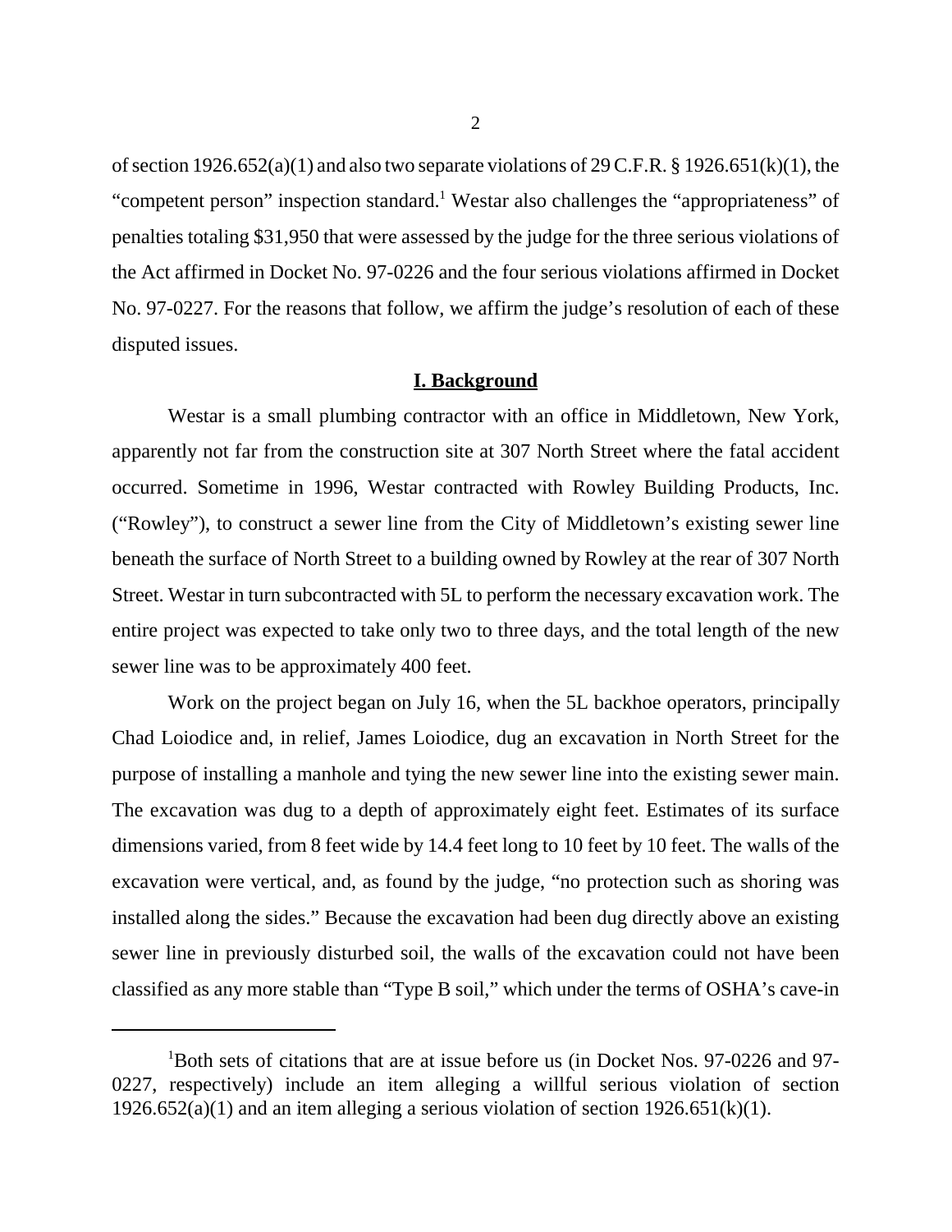of section 1926.652(a)(1) and also two separate violations of 29 C.F.R. § 1926.651(k)(1), the "competent person" inspection standard.[1] Westar also challenges the "appropriateness" of penalties totaling $31,950 that were assessed by the judge for the three serious violations of the Act affirmed in Docket No. 97-0226 and the four serious violations affirmed in Docket No. 97-0227. For the reasons that follow, we affirm the judge's resolution of each of these disputed issues.

## I. Background

Westar is a small plumbing contractor with an office in Middletown, New York, apparently not far from the construction site at 307 North Street where the fatal accident occurred. Sometime in 1996, Westar contracted with Rowley Building Products, Inc. ("Rowley"), to construct a sewer line from the City of Middletown's existing sewer line beneath the surface of North Street to a building owned by Rowley at the rear of 307 North Street. Westar in turn subcontracted with 5L to perform the necessary excavation work. The entire project was expected to take only two to three days, and the total length of the new sewer line was to be approximately 400 feet.

Work on the project began on July 16, when the 5L backhoe operators, principally Chad Loiodice and, in relief, James Loiodice, dug an excavation in North Street for the purpose of installing a manhole and tying the new sewer line into the existing sewer main. The excavation was dug to a depth of approximately eight feet. Estimates of its surface dimensions varied, from 8 feet wide by 14.4 feet long to 10 feet by 10 feet. The walls of the excavation were vertical, and, as found by the judge, "no protection such as shoring was installed along the sides." Because the excavation had been dug directly above an existing sewer line in previously disturbed soil, the walls of the excavation could not have been classified as any more stable than "Type B soil," which under the terms of OSHA's cave-in

[1] Both sets of citations that are at issue before us (in Docket Nos. 97-0226 and 97-0227, respectively) include an item alleging a willful serious violation of section 1926.652(a)(1) and an item alleging a serious violation of section 1926.651(k)(1).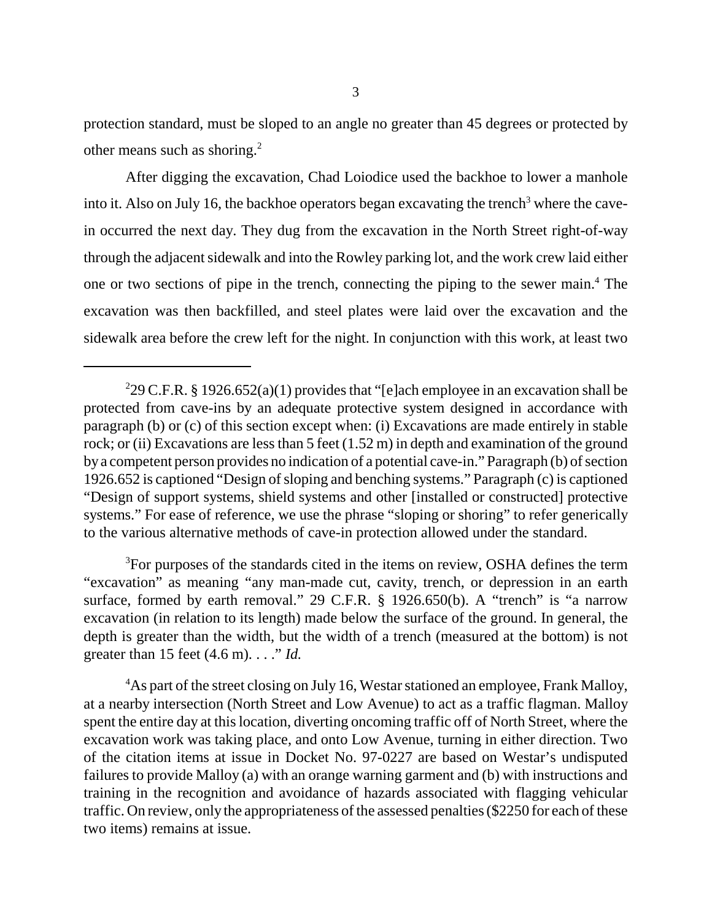protection standard, must be sloped to an angle no greater than 45 degrees or protected by other means such as shoring.[2]

After digging the excavation, Chad Loiodice used the backhoe to lower a manhole into it. Also on July 16, the backhoe operators began excavating the trench[3] where the cave-in occurred the next day. They dug from the excavation in the North Street right-of-way through the adjacent sidewalk and into the Rowley parking lot, and the work crew laid either one or two sections of pipe in the trench, connecting the piping to the sewer main.[4] The excavation was then backfilled, and steel plates were laid over the excavation and the sidewalk area before the crew left for the night. In conjunction with this work, at least two

---

[2]29 C.F.R. § 1926.652(a)(1) provides that "[e]ach employee in an excavation shall be protected from cave-ins by an adequate protective system designed in accordance with paragraph (b) or (c) of this section except when: (i) Excavations are made entirely in stable rock; or (ii) Excavations are less than 5 feet (1.52 m) in depth and examination of the ground by a competent person provides no indication of a potential cave-in." Paragraph (b) of section 1926.652 is captioned "Design of sloping and benching systems." Paragraph (c) is captioned "Design of support systems, shield systems and other [installed or constructed] protective systems." For ease of reference, we use the phrase "sloping or shoring" to refer generically to the various alternative methods of cave-in protection allowed under the standard.

[3]For purposes of the standards cited in the items on review, OSHA defines the term "excavation" as meaning "any man-made cut, cavity, trench, or depression in an earth surface, formed by earth removal." 29 C.F.R. § 1926.650(b). A "trench" is "a narrow excavation (in relation to its length) made below the surface of the ground. In general, the depth is greater than the width, but the width of a trench (measured at the bottom) is not greater than 15 feet (4.6 m). . . ." *Id.*

[4]As part of the street closing on July 16, Westar stationed an employee, Frank Malloy, at a nearby intersection (North Street and Low Avenue) to act as a traffic flagman. Malloy spent the entire day at this location, diverting oncoming traffic off of North Street, where the excavation work was taking place, and onto Low Avenue, turning in either direction. Two of the citation items at issue in Docket No. 97-0227 are based on Westar's undisputed failures to provide Malloy (a) with an orange warning garment and (b) with instructions and training in the recognition and avoidance of hazards associated with flagging vehicular traffic. On review, only the appropriateness of the assessed penalties ($2250 for each of these two items) remains at issue.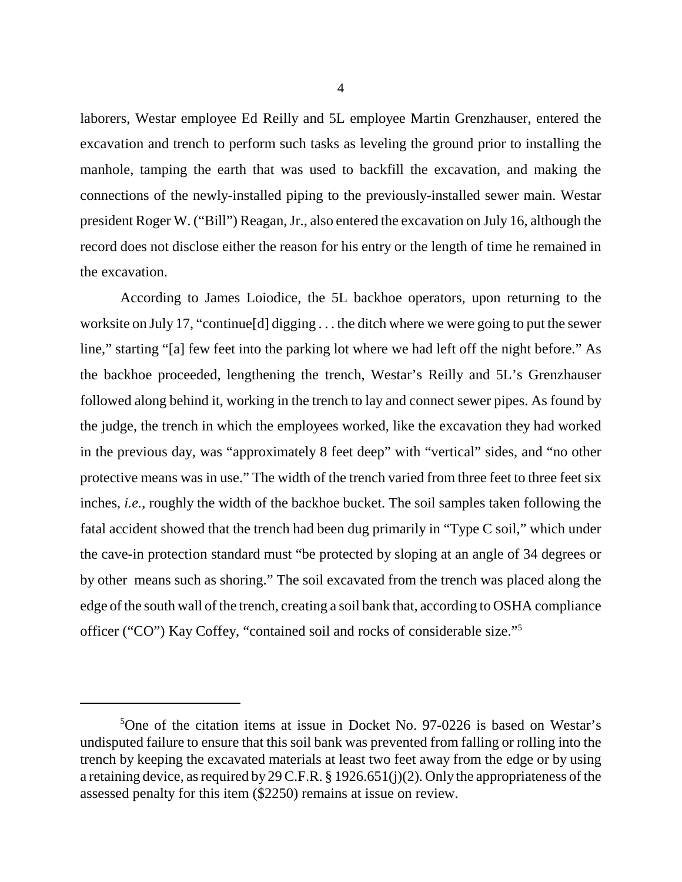laborers, Westar employee Ed Reilly and 5L employee Martin Grenzhauser, entered the excavation and trench to perform such tasks as leveling the ground prior to installing the manhole, tamping the earth that was used to backfill the excavation, and making the connections of the newly-installed piping to the previously-installed sewer main. Westar president Roger W. ("Bill") Reagan, Jr., also entered the excavation on July 16, although the record does not disclose either the reason for his entry or the length of time he remained in the excavation.

According to James Loiodice, the 5L backhoe operators, upon returning to the worksite on July 17, "continue[d] digging . . . the ditch where we were going to put the sewer line," starting "[a] few feet into the parking lot where we had left off the night before." As the backhoe proceeded, lengthening the trench, Westar's Reilly and 5L's Grenzhauser followed along behind it, working in the trench to lay and connect sewer pipes. As found by the judge, the trench in which the employees worked, like the excavation they had worked in the previous day, was "approximately 8 feet deep" with "vertical" sides, and "no other protective means was in use." The width of the trench varied from three feet to three feet six inches, *i.e.*, roughly the width of the backhoe bucket. The soil samples taken following the fatal accident showed that the trench had been dug primarily in "Type C soil," which under the cave-in protection standard must "be protected by sloping at an angle of 34 degrees or by other means such as shoring." The soil excavated from the trench was placed along the edge of the south wall of the trench, creating a soil bank that, according to OSHA compliance officer ("CO") Kay Coffey, "contained soil and rocks of considerable size."[5]

---

[5]One of the citation items at issue in Docket No. 97-0226 is based on Westar's undisputed failure to ensure that this soil bank was prevented from falling or rolling into the trench by keeping the excavated materials at least two feet away from the edge or by using a retaining device, as required by 29 C.F.R. § 1926.651(j)(2). Only the appropriateness of the assessed penalty for this item ($2250) remains at issue on review.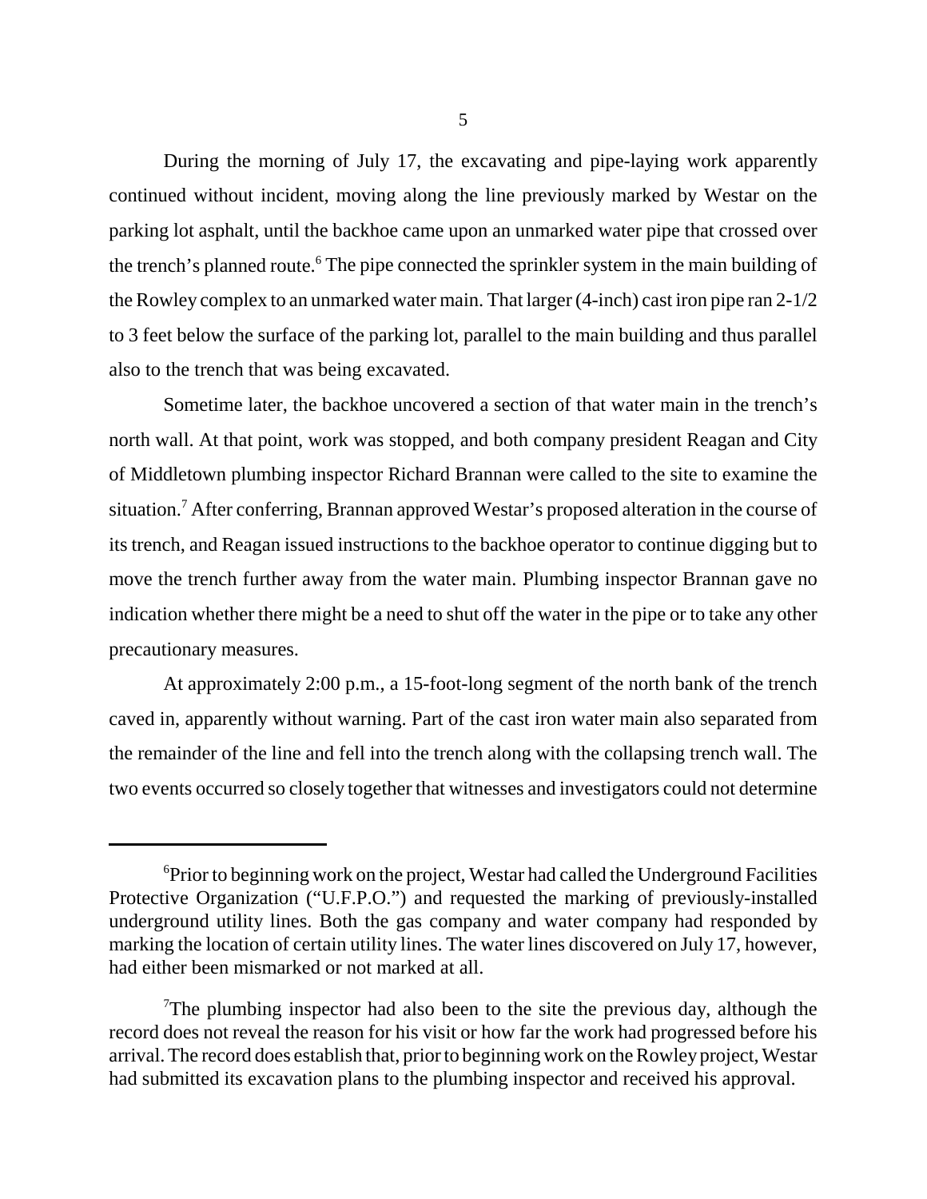During the morning of July 17, the excavating and pipe-laying work apparently continued without incident, moving along the line previously marked by Westar on the parking lot asphalt, until the backhoe came upon an unmarked water pipe that crossed over the trench's planned route.[6] The pipe connected the sprinkler system in the main building of the Rowley complex to an unmarked water main. That larger (4-inch) cast iron pipe ran 2-1/2 to 3 feet below the surface of the parking lot, parallel to the main building and thus parallel also to the trench that was being excavated.

Sometime later, the backhoe uncovered a section of that water main in the trench's north wall. At that point, work was stopped, and both company president Reagan and City of Middletown plumbing inspector Richard Brannan were called to the site to examine the situation.[7] After conferring, Brannan approved Westar's proposed alteration in the course of its trench, and Reagan issued instructions to the backhoe operator to continue digging but to move the trench further away from the water main. Plumbing inspector Brannan gave no indication whether there might be a need to shut off the water in the pipe or to take any other precautionary measures.

At approximately 2:00 p.m., a 15-foot-long segment of the north bank of the trench caved in, apparently without warning. Part of the cast iron water main also separated from the remainder of the line and fell into the trench along with the collapsing trench wall. The two events occurred so closely together that witnesses and investigators could not determine

---

[6]Prior to beginning work on the project, Westar had called the Underground Facilities Protective Organization ("U.F.P.O.") and requested the marking of previously-installed underground utility lines. Both the gas company and water company had responded by marking the location of certain utility lines. The water lines discovered on July 17, however, had either been mismarked or not marked at all.

[7]The plumbing inspector had also been to the site the previous day, although the record does not reveal the reason for his visit or how far the work had progressed before his arrival. The record does establish that, prior to beginning work on the Rowley project, Westar had submitted its excavation plans to the plumbing inspector and received his approval.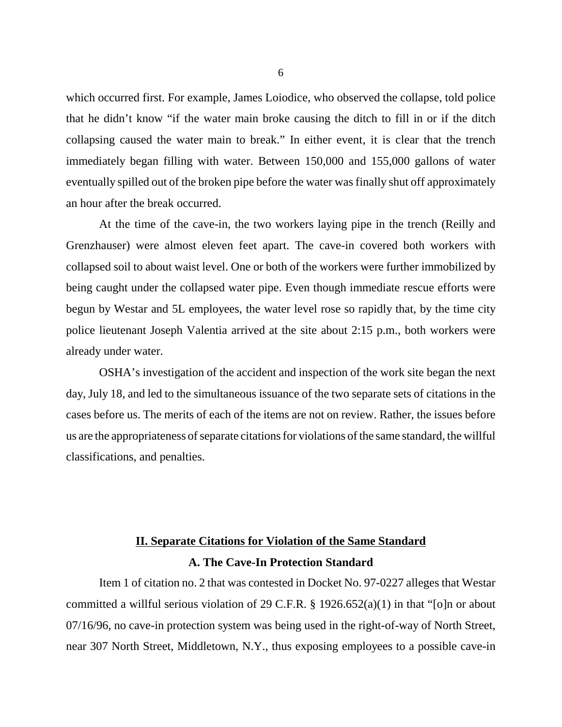which occurred first. For example, James Loiodice, who observed the collapse, told police that he didn't know "if the water main broke causing the ditch to fill in or if the ditch collapsing caused the water main to break." In either event, it is clear that the trench immediately began filling with water. Between 150,000 and 155,000 gallons of water eventually spilled out of the broken pipe before the water was finally shut off approximately an hour after the break occurred.

At the time of the cave-in, the two workers laying pipe in the trench (Reilly and Grenzhauser) were almost eleven feet apart. The cave-in covered both workers with collapsed soil to about waist level. One or both of the workers were further immobilized by being caught under the collapsed water pipe. Even though immediate rescue efforts were begun by Westar and 5L employees, the water level rose so rapidly that, by the time city police lieutenant Joseph Valentia arrived at the site about 2:15 p.m., both workers were already under water.

OSHA's investigation of the accident and inspection of the work site began the next day, July 18, and led to the simultaneous issuance of the two separate sets of citations in the cases before us. The merits of each of the items are not on review. Rather, the issues before us are the appropriateness of separate citations for violations of the same standard, the willful classifications, and penalties.

## II. Separate Citations for Violation of the Same Standard

### A. The Cave-In Protection Standard

Item 1 of citation no. 2 that was contested in Docket No. 97-0227 alleges that Westar committed a willful serious violation of 29 C.F.R. § 1926.652(a)(1) in that "[o]n or about 07/16/96, no cave-in protection system was being used in the right-of-way of North Street, near 307 North Street, Middletown, N.Y., thus exposing employees to a possible cave-in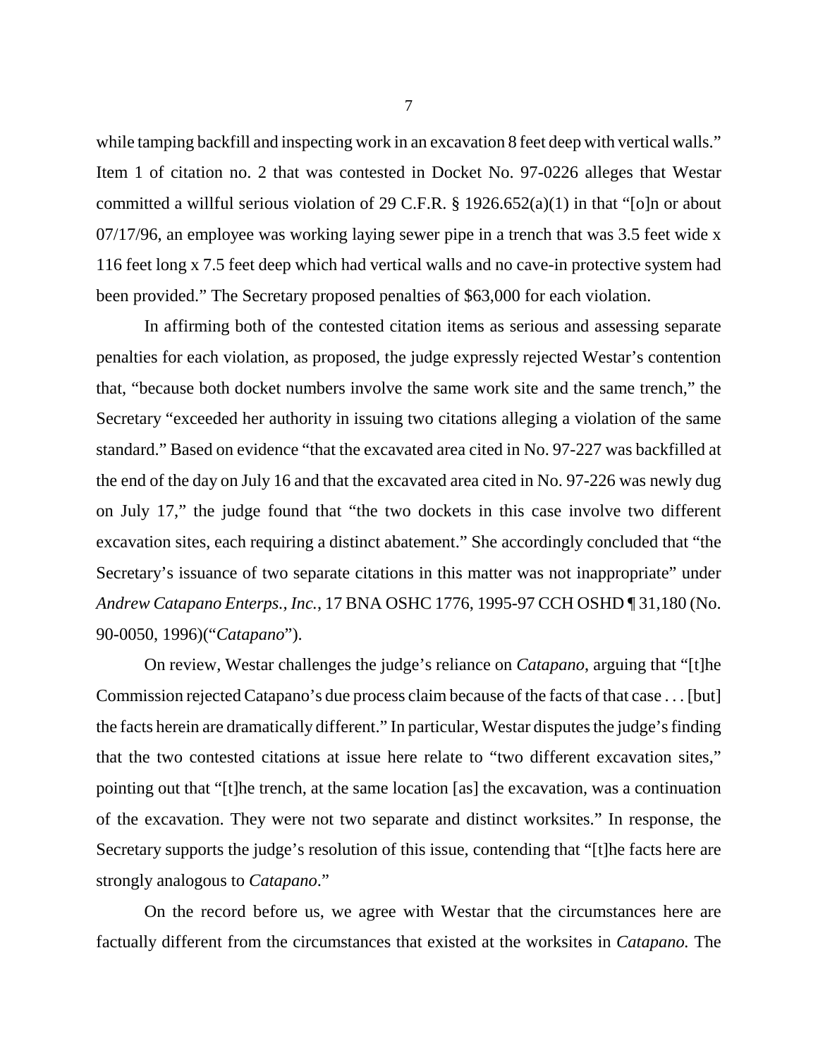while tamping backfill and inspecting work in an excavation 8 feet deep with vertical walls." Item 1 of citation no. 2 that was contested in Docket No. 97-0226 alleges that Westar committed a willful serious violation of 29 C.F.R. § 1926.652(a)(1) in that "[o]n or about 07/17/96, an employee was working laying sewer pipe in a trench that was 3.5 feet wide x 116 feet long x 7.5 feet deep which had vertical walls and no cave-in protective system had been provided." The Secretary proposed penalties of $63,000 for each violation.

In affirming both of the contested citation items as serious and assessing separate penalties for each violation, as proposed, the judge expressly rejected Westar's contention that, "because both docket numbers involve the same work site and the same trench," the Secretary "exceeded her authority in issuing two citations alleging a violation of the same standard." Based on evidence "that the excavated area cited in No. 97-227 was backfilled at the end of the day on July 16 and that the excavated area cited in No. 97-226 was newly dug on July 17," the judge found that "the two dockets in this case involve two different excavation sites, each requiring a distinct abatement." She accordingly concluded that "the Secretary's issuance of two separate citations in this matter was not inappropriate" under *Andrew Catapano Enterps., Inc.*, 17 BNA OSHC 1776, 1995-97 CCH OSHD ¶ 31,180 (No. 90-0050, 1996)("*Catapano*").

On review, Westar challenges the judge's reliance on *Catapano*, arguing that "[t]he Commission rejected Catapano's due process claim because of the facts of that case . . . [but] the facts herein are dramatically different." In particular, Westar disputes the judge's finding that the two contested citations at issue here relate to "two different excavation sites," pointing out that "[t]he trench, at the same location [as] the excavation, was a continuation of the excavation. They were not two separate and distinct worksites." In response, the Secretary supports the judge's resolution of this issue, contending that "[t]he facts here are strongly analogous to *Catapano*."

On the record before us, we agree with Westar that the circumstances here are factually different from the circumstances that existed at the worksites in *Catapano.* The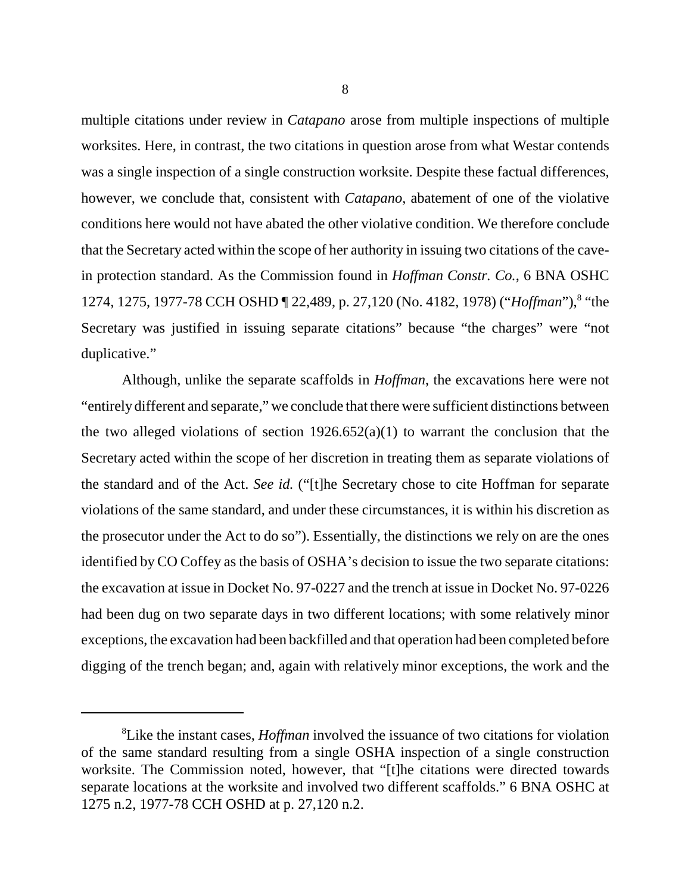multiple citations under review in *Catapano* arose from multiple inspections of multiple worksites. Here, in contrast, the two citations in question arose from what Westar contends was a single inspection of a single construction worksite. Despite these factual differences, however, we conclude that, consistent with *Catapano*, abatement of one of the violative conditions here would not have abated the other violative condition. We therefore conclude that the Secretary acted within the scope of her authority in issuing two citations of the cave-in protection standard. As the Commission found in *Hoffman Constr. Co.*, 6 BNA OSHC 1274, 1275, 1977-78 CCH OSHD ¶ 22,489, p. 27,120 (No. 4182, 1978) ("*Hoffman*"),[8] "the Secretary was justified in issuing separate citations" because "the charges" were "not duplicative."

Although, unlike the separate scaffolds in *Hoffman*, the excavations here were not "entirely different and separate," we conclude that there were sufficient distinctions between the two alleged violations of section 1926.652(a)(1) to warrant the conclusion that the Secretary acted within the scope of her discretion in treating them as separate violations of the standard and of the Act. *See id.* ("[t]he Secretary chose to cite Hoffman for separate violations of the same standard, and under these circumstances, it is within his discretion as the prosecutor under the Act to do so"). Essentially, the distinctions we rely on are the ones identified by CO Coffey as the basis of OSHA's decision to issue the two separate citations: the excavation at issue in Docket No. 97-0227 and the trench at issue in Docket No. 97-0226 had been dug on two separate days in two different locations; with some relatively minor exceptions, the excavation had been backfilled and that operation had been completed before digging of the trench began; and, again with relatively minor exceptions, the work and the

[8] Like the instant cases, *Hoffman* involved the issuance of two citations for violation of the same standard resulting from a single OSHA inspection of a single construction worksite. The Commission noted, however, that "[t]he citations were directed towards separate locations at the worksite and involved two different scaffolds." 6 BNA OSHC at 1275 n.2, 1977-78 CCH OSHD at p. 27,120 n.2.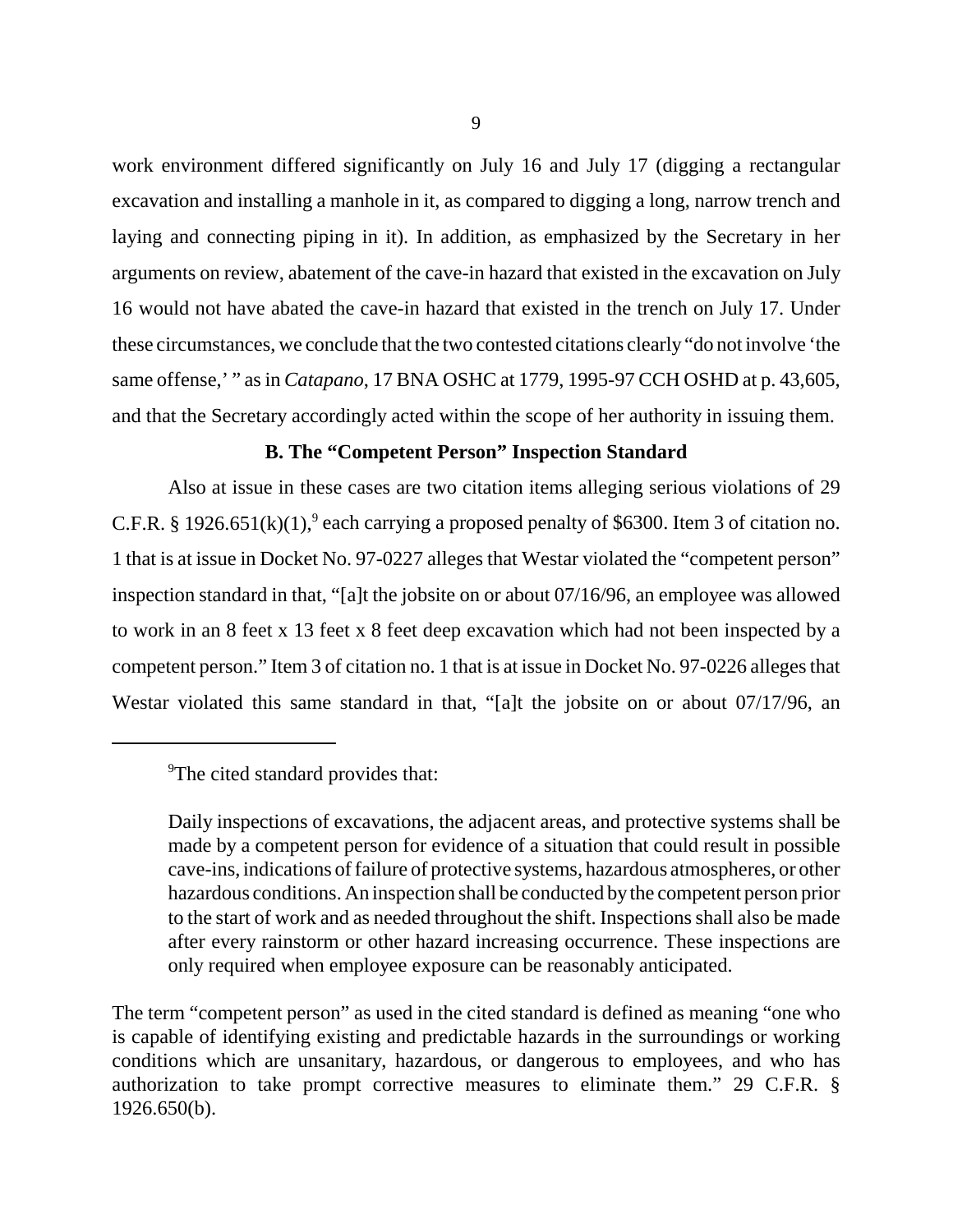work environment differed significantly on July 16 and July 17 (digging a rectangular excavation and installing a manhole in it, as compared to digging a long, narrow trench and laying and connecting piping in it). In addition, as emphasized by the Secretary in her arguments on review, abatement of the cave-in hazard that existed in the excavation on July 16 would not have abated the cave-in hazard that existed in the trench on July 17. Under these circumstances, we conclude that the two contested citations clearly "do not involve 'the same offense,' " as in *Catapano*, 17 BNA OSHC at 1779, 1995-97 CCH OSHD at p. 43,605, and that the Secretary accordingly acted within the scope of her authority in issuing them.

### B. The "Competent Person" Inspection Standard

Also at issue in these cases are two citation items alleging serious violations of 29 C.F.R. § 1926.651(k)(1),[9] each carrying a proposed penalty of $6300. Item 3 of citation no. 1 that is at issue in Docket No. 97-0227 alleges that Westar violated the "competent person" inspection standard in that, "[a]t the jobsite on or about 07/16/96, an employee was allowed to work in an 8 feet x 13 feet x 8 feet deep excavation which had not been inspected by a competent person." Item 3 of citation no. 1 that is at issue in Docket No. 97-0226 alleges that Westar violated this same standard in that, "[a]t the jobsite on or about 07/17/96, an

---

[9]The cited standard provides that:

> Daily inspections of excavations, the adjacent areas, and protective systems shall be made by a competent person for evidence of a situation that could result in possible cave-ins, indications of failure of protective systems, hazardous atmospheres, or other hazardous conditions. An inspection shall be conducted by the competent person prior to the start of work and as needed throughout the shift. Inspections shall also be made after every rainstorm or other hazard increasing occurrence. These inspections are only required when employee exposure can be reasonably anticipated.

The term "competent person" as used in the cited standard is defined as meaning "one who is capable of identifying existing and predictable hazards in the surroundings or working conditions which are unsanitary, hazardous, or dangerous to employees, and who has authorization to take prompt corrective measures to eliminate them." 29 C.F.R. § 1926.650(b).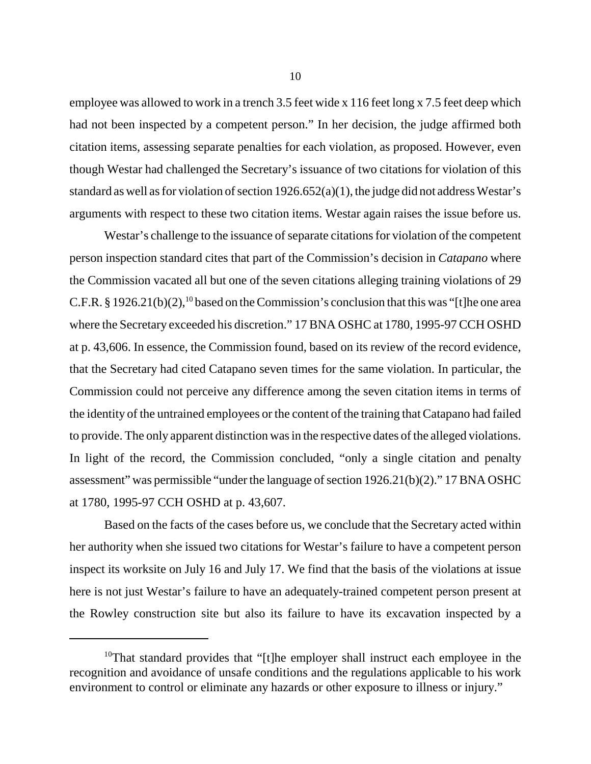employee was allowed to work in a trench 3.5 feet wide x 116 feet long x 7.5 feet deep which had not been inspected by a competent person." In her decision, the judge affirmed both citation items, assessing separate penalties for each violation, as proposed. However, even though Westar had challenged the Secretary's issuance of two citations for violation of this standard as well as for violation of section 1926.652(a)(1), the judge did not address Westar's arguments with respect to these two citation items. Westar again raises the issue before us.

Westar's challenge to the issuance of separate citations for violation of the competent person inspection standard cites that part of the Commission's decision in *Catapano* where the Commission vacated all but one of the seven citations alleging training violations of 29 C.F.R. § 1926.21(b)(2),[10] based on the Commission's conclusion that this was "[t]he one area where the Secretary exceeded his discretion." 17 BNA OSHC at 1780, 1995-97 CCH OSHD at p. 43,606. In essence, the Commission found, based on its review of the record evidence, that the Secretary had cited Catapano seven times for the same violation. In particular, the Commission could not perceive any difference among the seven citation items in terms of the identity of the untrained employees or the content of the training that Catapano had failed to provide. The only apparent distinction was in the respective dates of the alleged violations. In light of the record, the Commission concluded, "only a single citation and penalty assessment" was permissible "under the language of section 1926.21(b)(2)." 17 BNA OSHC at 1780, 1995-97 CCH OSHD at p. 43,607.

Based on the facts of the cases before us, we conclude that the Secretary acted within her authority when she issued two citations for Westar's failure to have a competent person inspect its worksite on July 16 and July 17. We find that the basis of the violations at issue here is not just Westar's failure to have an adequately-trained competent person present at the Rowley construction site but also its failure to have its excavation inspected by a

[10] That standard provides that "[t]he employer shall instruct each employee in the recognition and avoidance of unsafe conditions and the regulations applicable to his work environment to control or eliminate any hazards or other exposure to illness or injury."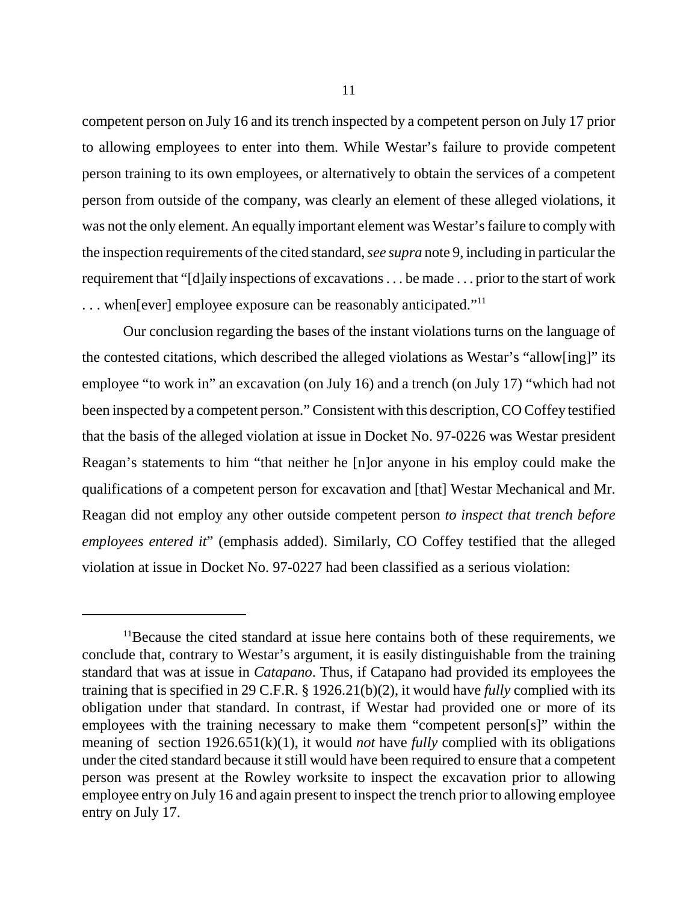competent person on July 16 and its trench inspected by a competent person on July 17 prior to allowing employees to enter into them. While Westar's failure to provide competent person training to its own employees, or alternatively to obtain the services of a competent person from outside of the company, was clearly an element of these alleged violations, it was not the only element. An equally important element was Westar's failure to comply with the inspection requirements of the cited standard, *see supra* note 9, including in particular the requirement that "[d]aily inspections of excavations . . . be made . . . prior to the start of work . . . when[ever] employee exposure can be reasonably anticipated."[11]

Our conclusion regarding the bases of the instant violations turns on the language of the contested citations, which described the alleged violations as Westar's "allow[ing]" its employee "to work in" an excavation (on July 16) and a trench (on July 17) "which had not been inspected by a competent person." Consistent with this description, CO Coffey testified that the basis of the alleged violation at issue in Docket No. 97-0226 was Westar president Reagan's statements to him "that neither he [n]or anyone in his employ could make the qualifications of a competent person for excavation and [that] Westar Mechanical and Mr. Reagan did not employ any other outside competent person *to inspect that trench before employees entered it*" (emphasis added). Similarly, CO Coffey testified that the alleged violation at issue in Docket No. 97-0227 had been classified as a serious violation:

---

[11]Because the cited standard at issue here contains both of these requirements, we conclude that, contrary to Westar's argument, it is easily distinguishable from the training standard that was at issue in *Catapano*. Thus, if Catapano had provided its employees the training that is specified in 29 C.F.R. § 1926.21(b)(2), it would have *fully* complied with its obligation under that standard. In contrast, if Westar had provided one or more of its employees with the training necessary to make them "competent person[s]" within the meaning of section 1926.651(k)(1), it would *not* have *fully* complied with its obligations under the cited standard because it still would have been required to ensure that a competent person was present at the Rowley worksite to inspect the excavation prior to allowing employee entry on July 16 and again present to inspect the trench prior to allowing employee entry on July 17.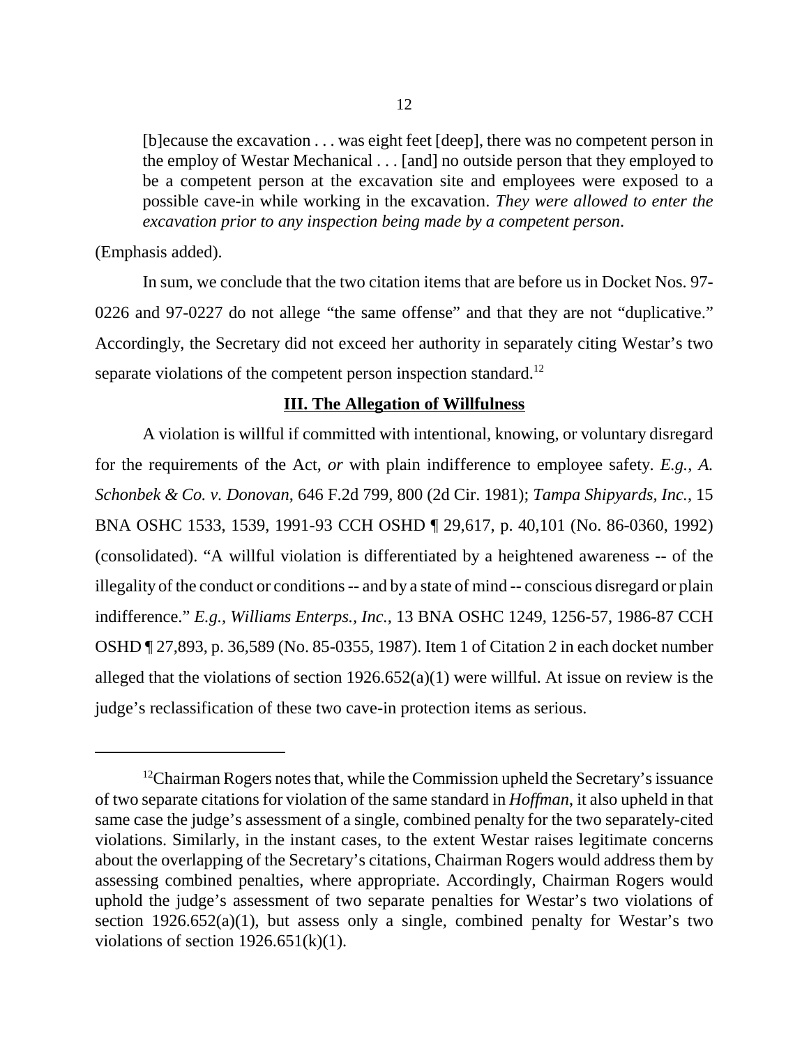> [b]ecause the excavation . . . was eight feet [deep], there was no competent person in the employ of Westar Mechanical . . . [and] no outside person that they employed to be a competent person at the excavation site and employees were exposed to a possible cave-in while working in the excavation. *They were allowed to enter the excavation prior to any inspection being made by a competent person*.

(Emphasis added).

In sum, we conclude that the two citation items that are before us in Docket Nos. 97-0226 and 97-0227 do not allege "the same offense" and that they are not "duplicative." Accordingly, the Secretary did not exceed her authority in separately citing Westar's two separate violations of the competent person inspection standard.[12]

## **III. The Allegation of Willfulness**

A violation is willful if committed with intentional, knowing, or voluntary disregard for the requirements of the Act, *or* with plain indifference to employee safety. *E.g.*, *A. Schonbek & Co. v. Donovan*, 646 F.2d 799, 800 (2d Cir. 1981); *Tampa Shipyards, Inc.*, 15 BNA OSHC 1533, 1539, 1991-93 CCH OSHD ¶ 29,617, p. 40,101 (No. 86-0360, 1992) (consolidated). "A willful violation is differentiated by a heightened awareness -- of the illegality of the conduct or conditions -- and by a state of mind -- conscious disregard or plain indifference." *E.g., Williams Enterps., Inc.*, 13 BNA OSHC 1249, 1256-57, 1986-87 CCH OSHD ¶ 27,893, p. 36,589 (No. 85-0355, 1987). Item 1 of Citation 2 in each docket number alleged that the violations of section 1926.652(a)(1) were willful. At issue on review is the judge's reclassification of these two cave-in protection items as serious.

---

[12] Chairman Rogers notes that, while the Commission upheld the Secretary's issuance of two separate citations for violation of the same standard in *Hoffman*, it also upheld in that same case the judge's assessment of a single, combined penalty for the two separately-cited violations. Similarly, in the instant cases, to the extent Westar raises legitimate concerns about the overlapping of the Secretary's citations, Chairman Rogers would address them by assessing combined penalties, where appropriate. Accordingly, Chairman Rogers would uphold the judge's assessment of two separate penalties for Westar's two violations of section 1926.652(a)(1), but assess only a single, combined penalty for Westar's two violations of section 1926.651(k)(1).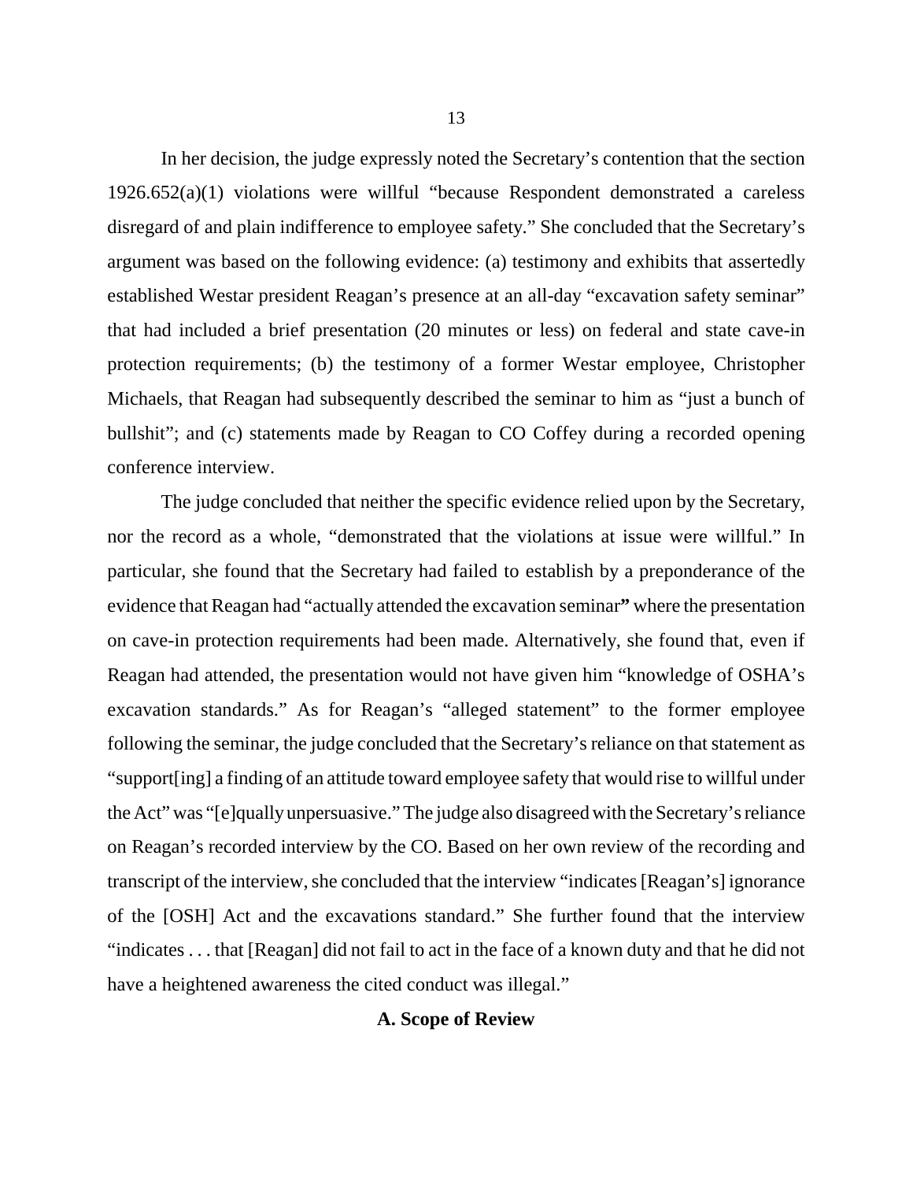In her decision, the judge expressly noted the Secretary's contention that the section 1926.652(a)(1) violations were willful "because Respondent demonstrated a careless disregard of and plain indifference to employee safety." She concluded that the Secretary's argument was based on the following evidence: (a) testimony and exhibits that assertedly established Westar president Reagan's presence at an all-day "excavation safety seminar" that had included a brief presentation (20 minutes or less) on federal and state cave-in protection requirements; (b) the testimony of a former Westar employee, Christopher Michaels, that Reagan had subsequently described the seminar to him as "just a bunch of bullshit"; and (c) statements made by Reagan to CO Coffey during a recorded opening conference interview.

The judge concluded that neither the specific evidence relied upon by the Secretary, nor the record as a whole, "demonstrated that the violations at issue were willful." In particular, she found that the Secretary had failed to establish by a preponderance of the evidence that Reagan had "actually attended the excavation seminar**"** where the presentation on cave-in protection requirements had been made. Alternatively, she found that, even if Reagan had attended, the presentation would not have given him "knowledge of OSHA's excavation standards." As for Reagan's "alleged statement" to the former employee following the seminar, the judge concluded that the Secretary's reliance on that statement as "support[ing] a finding of an attitude toward employee safety that would rise to willful under the Act" was "[e]qually unpersuasive." The judge also disagreed with the Secretary's reliance on Reagan's recorded interview by the CO. Based on her own review of the recording and transcript of the interview, she concluded that the interview "indicates [Reagan's] ignorance of the [OSH] Act and the excavations standard." She further found that the interview "indicates . . . that [Reagan] did not fail to act in the face of a known duty and that he did not have a heightened awareness the cited conduct was illegal."

### A. Scope of Review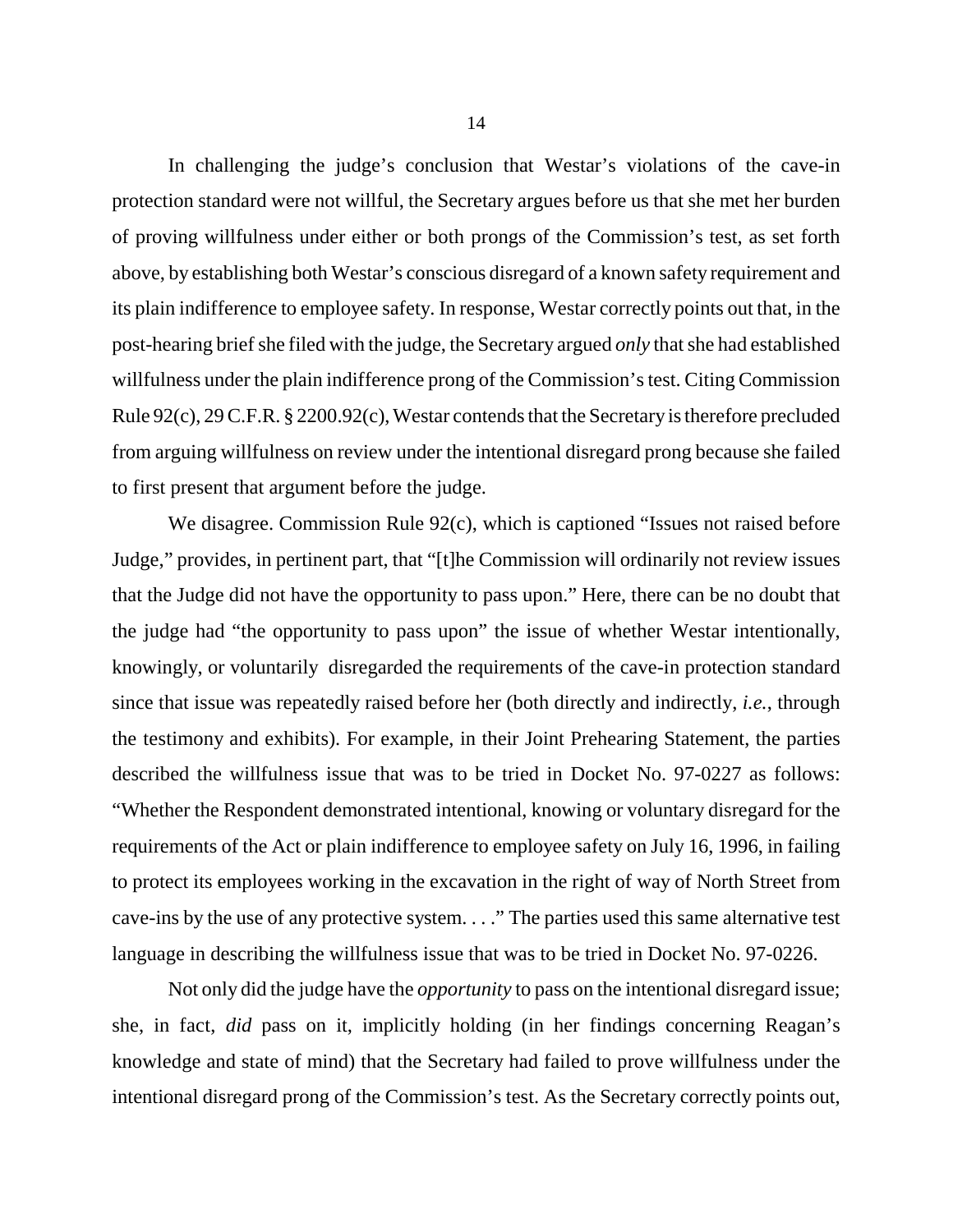In challenging the judge's conclusion that Westar's violations of the cave-in protection standard were not willful, the Secretary argues before us that she met her burden of proving willfulness under either or both prongs of the Commission's test, as set forth above, by establishing both Westar's conscious disregard of a known safety requirement and its plain indifference to employee safety. In response, Westar correctly points out that, in the post-hearing brief she filed with the judge, the Secretary argued *only* that she had established willfulness under the plain indifference prong of the Commission's test. Citing Commission Rule 92(c), 29 C.F.R. § 2200.92(c), Westar contends that the Secretary is therefore precluded from arguing willfulness on review under the intentional disregard prong because she failed to first present that argument before the judge.

We disagree. Commission Rule 92(c), which is captioned "Issues not raised before Judge," provides, in pertinent part, that "[t]he Commission will ordinarily not review issues that the Judge did not have the opportunity to pass upon." Here, there can be no doubt that the judge had "the opportunity to pass upon" the issue of whether Westar intentionally, knowingly, or voluntarily disregarded the requirements of the cave-in protection standard since that issue was repeatedly raised before her (both directly and indirectly, *i.e.*, through the testimony and exhibits). For example, in their Joint Prehearing Statement, the parties described the willfulness issue that was to be tried in Docket No. 97-0227 as follows: "Whether the Respondent demonstrated intentional, knowing or voluntary disregard for the requirements of the Act or plain indifference to employee safety on July 16, 1996, in failing to protect its employees working in the excavation in the right of way of North Street from cave-ins by the use of any protective system. . . ." The parties used this same alternative test language in describing the willfulness issue that was to be tried in Docket No. 97-0226.

Not only did the judge have the *opportunity* to pass on the intentional disregard issue; she, in fact, *did* pass on it, implicitly holding (in her findings concerning Reagan's knowledge and state of mind) that the Secretary had failed to prove willfulness under the intentional disregard prong of the Commission's test. As the Secretary correctly points out,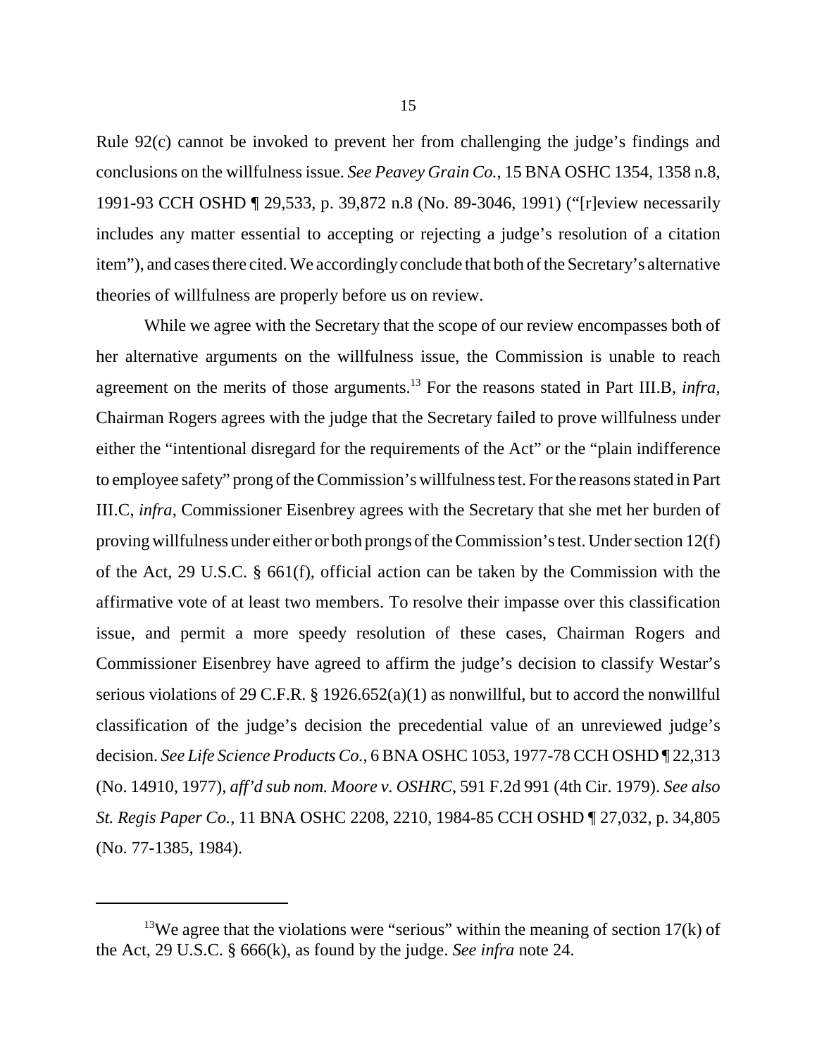Rule 92(c) cannot be invoked to prevent her from challenging the judge's findings and conclusions on the willfulness issue. *See Peavey Grain Co.*, 15 BNA OSHC 1354, 1358 n.8, 1991-93 CCH OSHD ¶ 29,533, p. 39,872 n.8 (No. 89-3046, 1991) ("[r]eview necessarily includes any matter essential to accepting or rejecting a judge's resolution of a citation item"), and cases there cited. We accordingly conclude that both of the Secretary's alternative theories of willfulness are properly before us on review.

While we agree with the Secretary that the scope of our review encompasses both of her alternative arguments on the willfulness issue, the Commission is unable to reach agreement on the merits of those arguments.[13] For the reasons stated in Part III.B, *infra*, Chairman Rogers agrees with the judge that the Secretary failed to prove willfulness under either the "intentional disregard for the requirements of the Act" or the "plain indifference to employee safety" prong of the Commission's willfulness test. For the reasons stated in Part III.C, *infra*, Commissioner Eisenbrey agrees with the Secretary that she met her burden of proving willfulness under either or both prongs of the Commission's test. Under section 12(f) of the Act, 29 U.S.C. § 661(f), official action can be taken by the Commission with the affirmative vote of at least two members. To resolve their impasse over this classification issue, and permit a more speedy resolution of these cases, Chairman Rogers and Commissioner Eisenbrey have agreed to affirm the judge's decision to classify Westar's serious violations of 29 C.F.R. § 1926.652(a)(1) as nonwillful, but to accord the nonwillful classification of the judge's decision the precedential value of an unreviewed judge's decision. *See Life Science Products Co.*, 6 BNA OSHC 1053, 1977-78 CCH OSHD ¶ 22,313 (No. 14910, 1977), *aff'd sub nom. Moore v. OSHRC*, 591 F.2d 991 (4th Cir. 1979). *See also St. Regis Paper Co.*, 11 BNA OSHC 2208, 2210, 1984-85 CCH OSHD ¶ 27,032, p. 34,805 (No. 77-1385, 1984).

---

[13] We agree that the violations were "serious" within the meaning of section 17(k) of the Act, 29 U.S.C. § 666(k), as found by the judge. *See infra* note 24.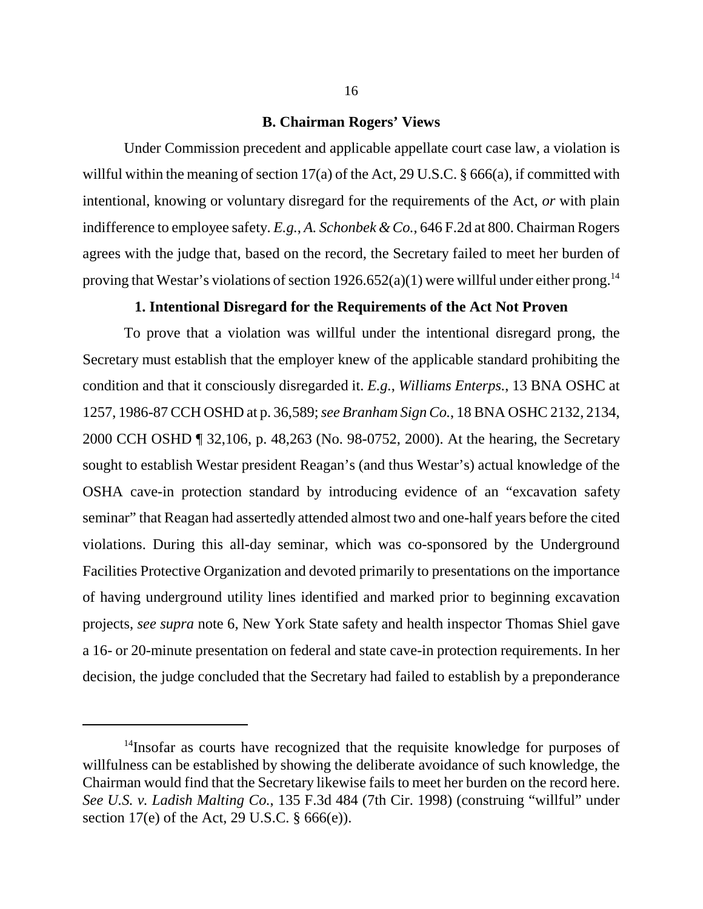### B. Chairman Rogers' Views

Under Commission precedent and applicable appellate court case law, a violation is willful within the meaning of section 17(a) of the Act, 29 U.S.C. § 666(a), if committed with intentional, knowing or voluntary disregard for the requirements of the Act, *or* with plain indifference to employee safety. *E.g., A. Schonbek & Co.*, 646 F.2d at 800. Chairman Rogers agrees with the judge that, based on the record, the Secretary failed to meet her burden of proving that Westar's violations of section 1926.652(a)(1) were willful under either prong.[14]

#### 1. Intentional Disregard for the Requirements of the Act Not Proven

To prove that a violation was willful under the intentional disregard prong, the Secretary must establish that the employer knew of the applicable standard prohibiting the condition and that it consciously disregarded it. *E.g.*, *Williams Enterps.*, 13 BNA OSHC at 1257, 1986-87 CCH OSHD at p. 36,589; *see Branham Sign Co.*, 18 BNA OSHC 2132, 2134, 2000 CCH OSHD ¶ 32,106, p. 48,263 (No. 98-0752, 2000). At the hearing, the Secretary sought to establish Westar president Reagan's (and thus Westar's) actual knowledge of the OSHA cave-in protection standard by introducing evidence of an "excavation safety seminar" that Reagan had assertedly attended almost two and one-half years before the cited violations. During this all-day seminar, which was co-sponsored by the Underground Facilities Protective Organization and devoted primarily to presentations on the importance of having underground utility lines identified and marked prior to beginning excavation projects, *see supra* note 6, New York State safety and health inspector Thomas Shiel gave a 16- or 20-minute presentation on federal and state cave-in protection requirements. In her decision, the judge concluded that the Secretary had failed to establish by a preponderance

---

[14] Insofar as courts have recognized that the requisite knowledge for purposes of willfulness can be established by showing the deliberate avoidance of such knowledge, the Chairman would find that the Secretary likewise fails to meet her burden on the record here. *See U.S. v. Ladish Malting Co.*, 135 F.3d 484 (7th Cir. 1998) (construing "willful" under section 17(e) of the Act, 29 U.S.C. § 666(e)).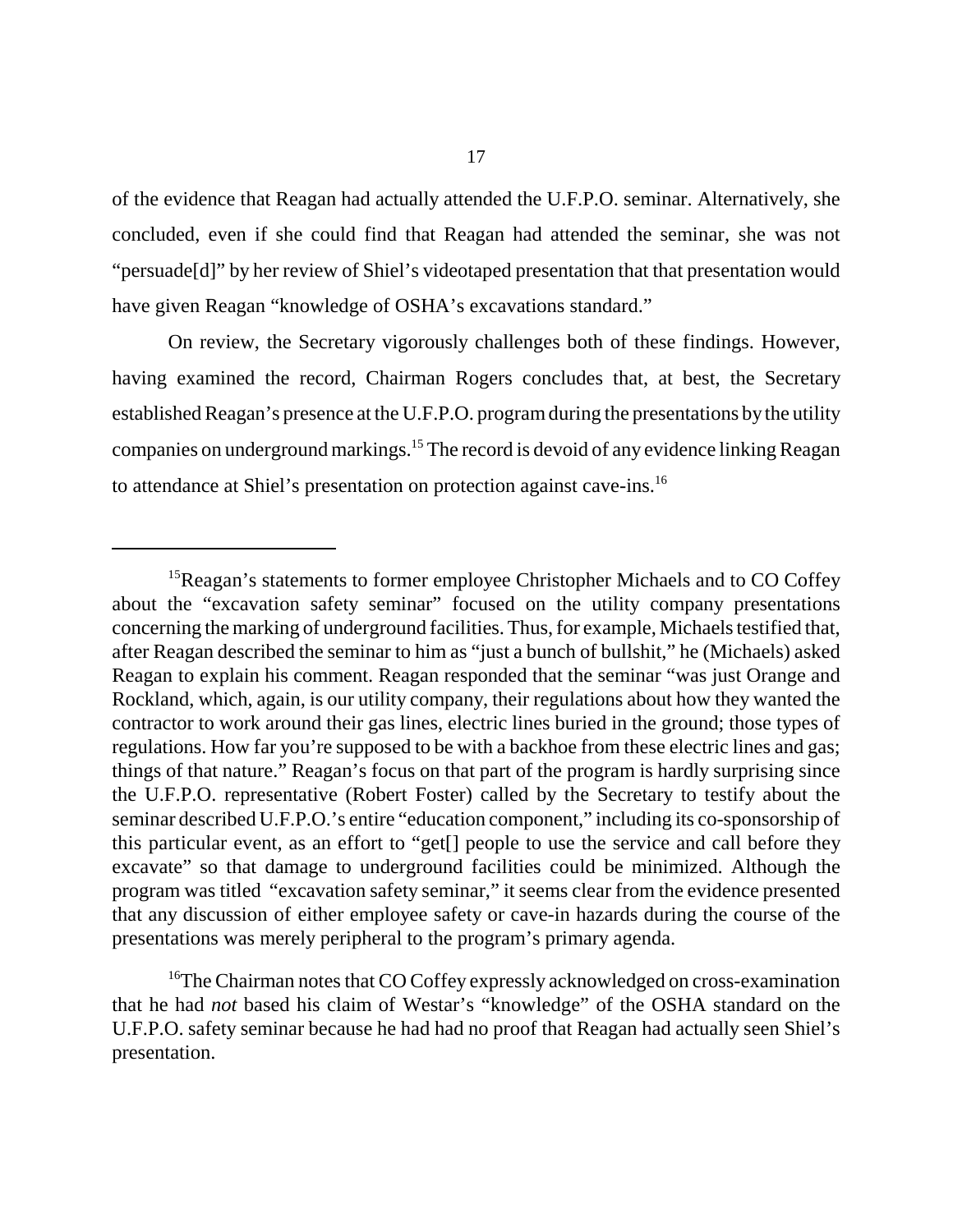of the evidence that Reagan had actually attended the U.F.P.O. seminar. Alternatively, she concluded, even if she could find that Reagan had attended the seminar, she was not "persuade[d]" by her review of Shiel's videotaped presentation that that presentation would have given Reagan "knowledge of OSHA's excavations standard."

On review, the Secretary vigorously challenges both of these findings. However, having examined the record, Chairman Rogers concludes that, at best, the Secretary established Reagan's presence at the U.F.P.O. program during the presentations by the utility companies on underground markings.[15] The record is devoid of any evidence linking Reagan to attendance at Shiel's presentation on protection against cave-ins.[16]

---

[15]Reagan's statements to former employee Christopher Michaels and to CO Coffey about the "excavation safety seminar" focused on the utility company presentations concerning the marking of underground facilities. Thus, for example, Michaels testified that, after Reagan described the seminar to him as "just a bunch of bullshit," he (Michaels) asked Reagan to explain his comment. Reagan responded that the seminar "was just Orange and Rockland, which, again, is our utility company, their regulations about how they wanted the contractor to work around their gas lines, electric lines buried in the ground; those types of regulations. How far you're supposed to be with a backhoe from these electric lines and gas; things of that nature." Reagan's focus on that part of the program is hardly surprising since the U.F.P.O. representative (Robert Foster) called by the Secretary to testify about the seminar described U.F.P.O.'s entire "education component," including its co-sponsorship of this particular event, as an effort to "get[] people to use the service and call before they excavate" so that damage to underground facilities could be minimized. Although the program was titled "excavation safety seminar," it seems clear from the evidence presented that any discussion of either employee safety or cave-in hazards during the course of the presentations was merely peripheral to the program's primary agenda.

[16]The Chairman notes that CO Coffey expressly acknowledged on cross-examination that he had *not* based his claim of Westar's "knowledge" of the OSHA standard on the U.F.P.O. safety seminar because he had had no proof that Reagan had actually seen Shiel's presentation.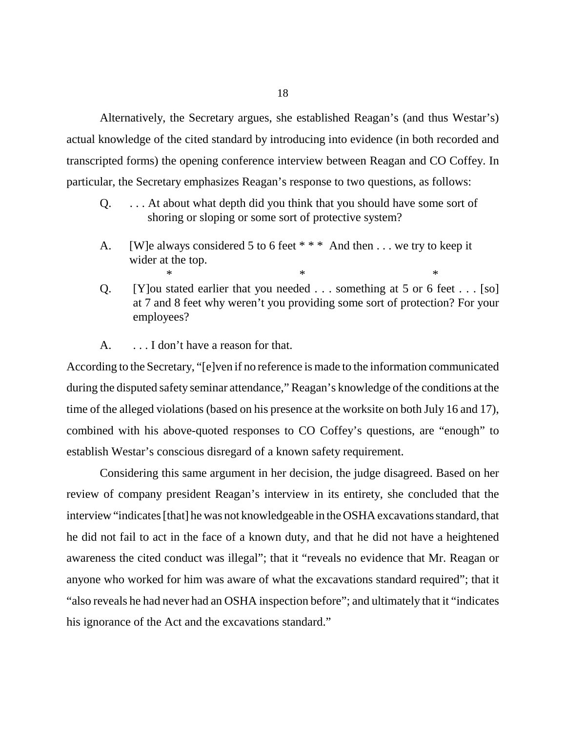Alternatively, the Secretary argues, she established Reagan's (and thus Westar's) actual knowledge of the cited standard by introducing into evidence (in both recorded and transcripted forms) the opening conference interview between Reagan and CO Coffey. In particular, the Secretary emphasizes Reagan's response to two questions, as follows:

> Q. . . . At about what depth did you think that you should have some sort of shoring or sloping or some sort of protective system?
>
> A. [W]e always considered 5 to 6 feet * * * And then . . . we try to keep it wider at the top.
>
> \* \* \*
>
> Q. [Y]ou stated earlier that you needed . . . something at 5 or 6 feet . . . [so] at 7 and 8 feet why weren't you providing some sort of protection? For your employees?
>
> A. . . . I don't have a reason for that.

According to the Secretary, "[e]ven if no reference is made to the information communicated during the disputed safety seminar attendance," Reagan's knowledge of the conditions at the time of the alleged violations (based on his presence at the worksite on both July 16 and 17), combined with his above-quoted responses to CO Coffey's questions, are "enough" to establish Westar's conscious disregard of a known safety requirement.

Considering this same argument in her decision, the judge disagreed. Based on her review of company president Reagan's interview in its entirety, she concluded that the interview "indicates [that] he was not knowledgeable in the OSHA excavations standard, that he did not fail to act in the face of a known duty, and that he did not have a heightened awareness the cited conduct was illegal"; that it "reveals no evidence that Mr. Reagan or anyone who worked for him was aware of what the excavations standard required"; that it "also reveals he had never had an OSHA inspection before"; and ultimately that it "indicates his ignorance of the Act and the excavations standard."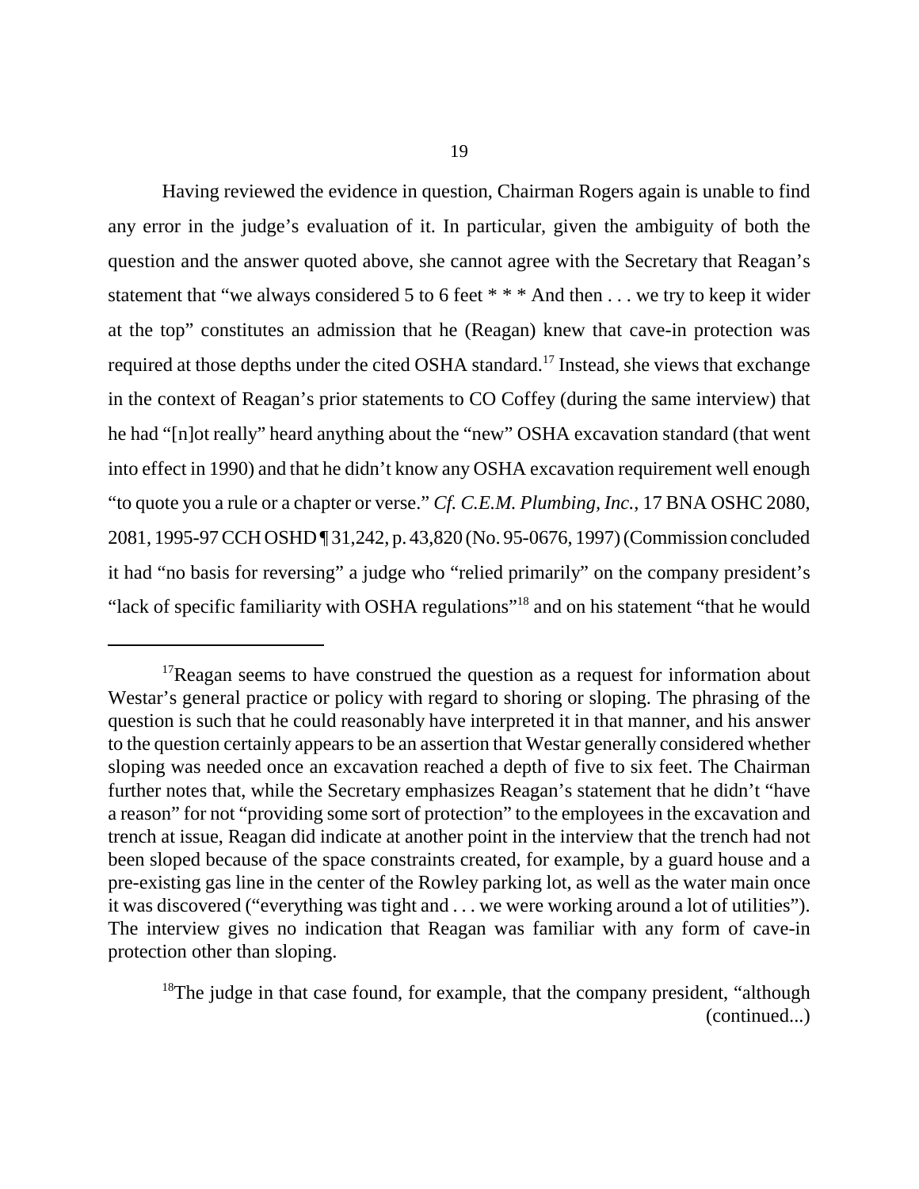Having reviewed the evidence in question, Chairman Rogers again is unable to find any error in the judge's evaluation of it. In particular, given the ambiguity of both the question and the answer quoted above, she cannot agree with the Secretary that Reagan's statement that "we always considered 5 to 6 feet * * * And then . . . we try to keep it wider at the top" constitutes an admission that he (Reagan) knew that cave-in protection was required at those depths under the cited OSHA standard.[17] Instead, she views that exchange in the context of Reagan's prior statements to CO Coffey (during the same interview) that he had "[n]ot really" heard anything about the "new" OSHA excavation standard (that went into effect in 1990) and that he didn't know any OSHA excavation requirement well enough "to quote you a rule or a chapter or verse." *Cf. C.E.M. Plumbing, Inc.*, 17 BNA OSHC 2080, 2081, 1995-97 CCH OSHD ¶ 31,242, p. 43,820 (No. 95-0676, 1997) (Commission concluded it had "no basis for reversing" a judge who "relied primarily" on the company president's "lack of specific familiarity with OSHA regulations"[18] and on his statement "that he would

---

[17]Reagan seems to have construed the question as a request for information about Westar's general practice or policy with regard to shoring or sloping. The phrasing of the question is such that he could reasonably have interpreted it in that manner, and his answer to the question certainly appears to be an assertion that Westar generally considered whether sloping was needed once an excavation reached a depth of five to six feet. The Chairman further notes that, while the Secretary emphasizes Reagan's statement that he didn't "have a reason" for not "providing some sort of protection" to the employees in the excavation and trench at issue, Reagan did indicate at another point in the interview that the trench had not been sloped because of the space constraints created, for example, by a guard house and a pre-existing gas line in the center of the Rowley parking lot, as well as the water main once it was discovered ("everything was tight and . . . we were working around a lot of utilities"). The interview gives no indication that Reagan was familiar with any form of cave-in protection other than sloping.

[18]The judge in that case found, for example, that the company president, "although (continued...)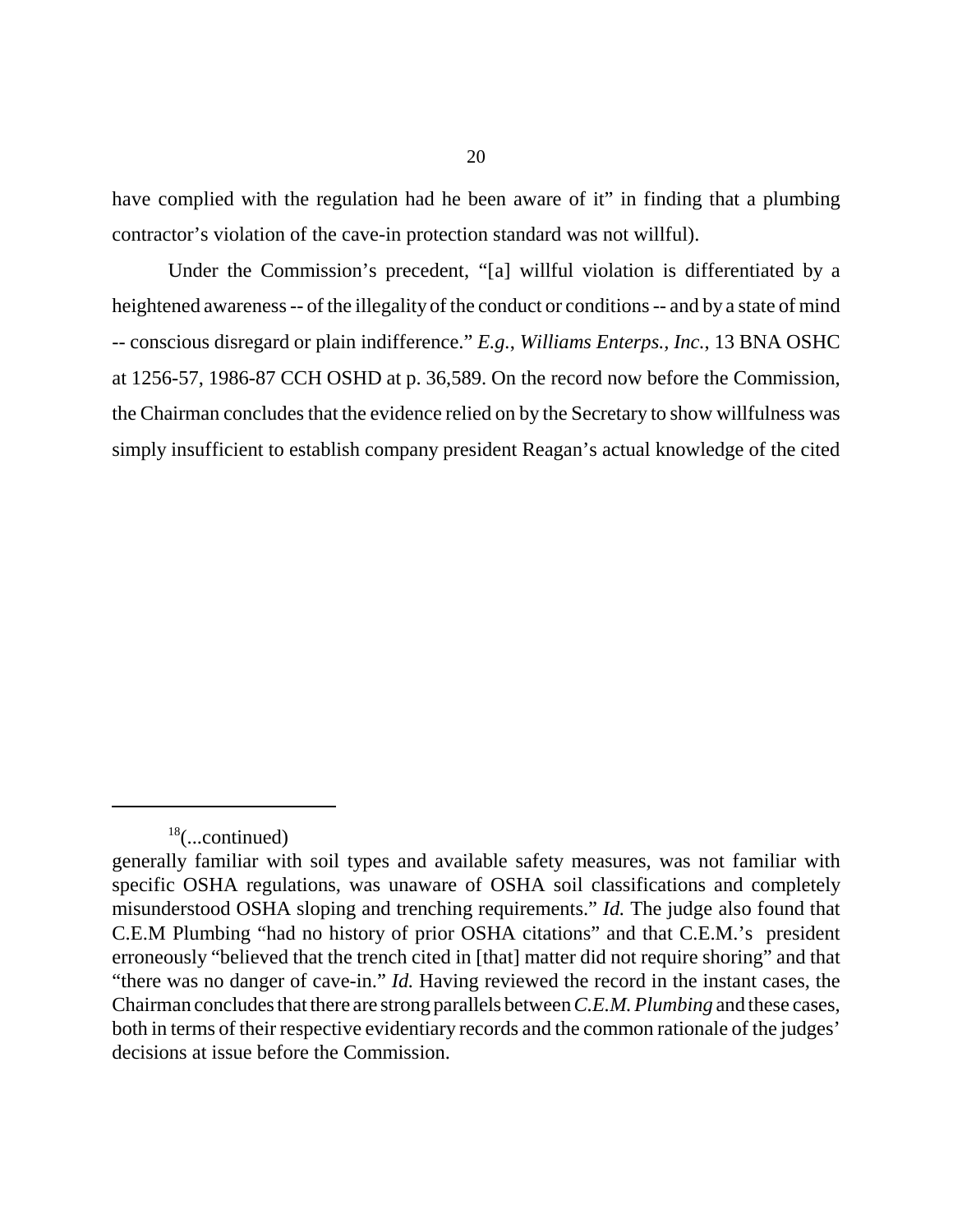have complied with the regulation had he been aware of it" in finding that a plumbing contractor's violation of the cave-in protection standard was not willful).

Under the Commission's precedent, "[a] willful violation is differentiated by a heightened awareness -- of the illegality of the conduct or conditions -- and by a state of mind -- conscious disregard or plain indifference." *E.g., Williams Enterps., Inc.*, 13 BNA OSHC at 1256-57, 1986-87 CCH OSHD at p. 36,589. On the record now before the Commission, the Chairman concludes that the evidence relied on by the Secretary to show willfulness was simply insufficient to establish company president Reagan's actual knowledge of the cited

---

[18](...continued)
generally familiar with soil types and available safety measures, was not familiar with specific OSHA regulations, was unaware of OSHA soil classifications and completely misunderstood OSHA sloping and trenching requirements." *Id.* The judge also found that C.E.M Plumbing "had no history of prior OSHA citations" and that C.E.M.'s president erroneously "believed that the trench cited in [that] matter did not require shoring" and that "there was no danger of cave-in." *Id.* Having reviewed the record in the instant cases, the Chairman concludes that there are strong parallels between *C.E.M. Plumbing* and these cases, both in terms of their respective evidentiary records and the common rationale of the judges' decisions at issue before the Commission.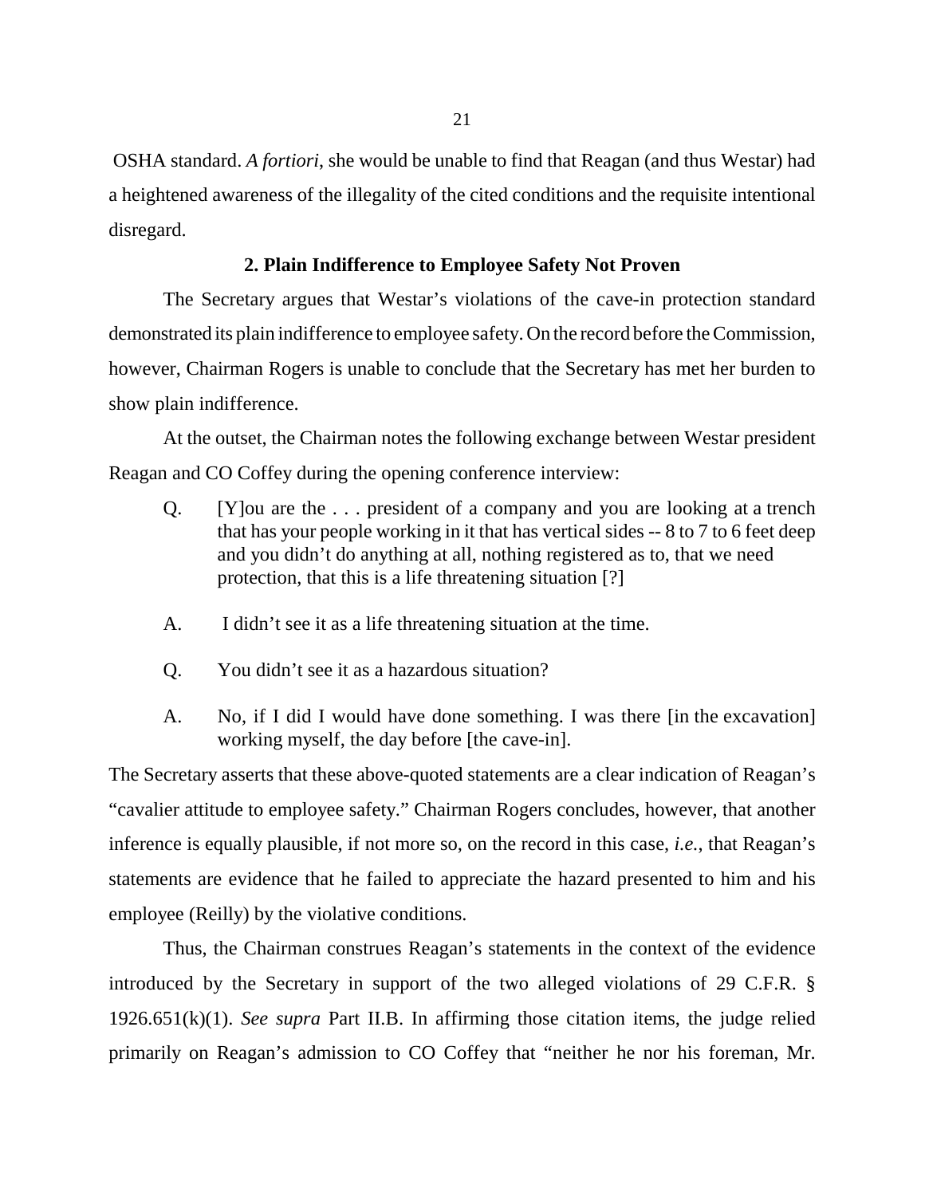OSHA standard. *A fortiori*, she would be unable to find that Reagan (and thus Westar) had a heightened awareness of the illegality of the cited conditions and the requisite intentional disregard.

### 2. Plain Indifference to Employee Safety Not Proven

The Secretary argues that Westar's violations of the cave-in protection standard demonstrated its plain indifference to employee safety. On the record before the Commission, however, Chairman Rogers is unable to conclude that the Secretary has met her burden to show plain indifference.

At the outset, the Chairman notes the following exchange between Westar president Reagan and CO Coffey during the opening conference interview:

> Q. [Y]ou are the . . . president of a company and you are looking at a trench that has your people working in it that has vertical sides -- 8 to 7 to 6 feet deep and you didn't do anything at all, nothing registered as to, that we need protection, that this is a life threatening situation [?]
>
> A. I didn't see it as a life threatening situation at the time.
>
> Q. You didn't see it as a hazardous situation?
>
> A. No, if I did I would have done something. I was there [in the excavation] working myself, the day before [the cave-in].

The Secretary asserts that these above-quoted statements are a clear indication of Reagan's "cavalier attitude to employee safety." Chairman Rogers concludes, however, that another inference is equally plausible, if not more so, on the record in this case, *i.e.*, that Reagan's statements are evidence that he failed to appreciate the hazard presented to him and his employee (Reilly) by the violative conditions.

Thus, the Chairman construes Reagan's statements in the context of the evidence introduced by the Secretary in support of the two alleged violations of 29 C.F.R. § 1926.651(k)(1). *See supra* Part II.B. In affirming those citation items, the judge relied primarily on Reagan's admission to CO Coffey that "neither he nor his foreman, Mr.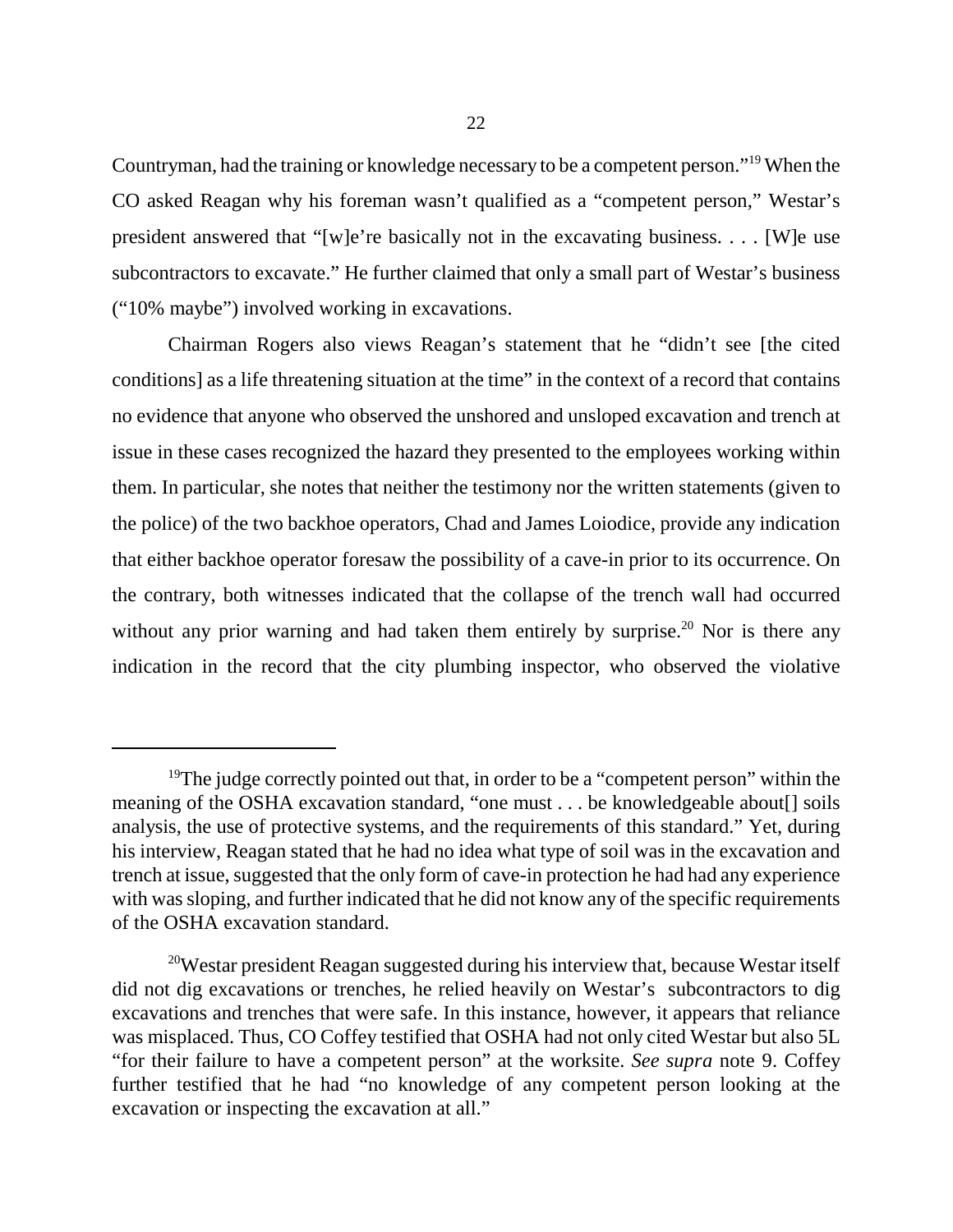Countryman, had the training or knowledge necessary to be a competent person."[19] When the CO asked Reagan why his foreman wasn't qualified as a "competent person," Westar's president answered that "[w]e're basically not in the excavating business. . . . [W]e use subcontractors to excavate." He further claimed that only a small part of Westar's business ("10% maybe") involved working in excavations.

Chairman Rogers also views Reagan's statement that he "didn't see [the cited conditions] as a life threatening situation at the time" in the context of a record that contains no evidence that anyone who observed the unshored and unsloped excavation and trench at issue in these cases recognized the hazard they presented to the employees working within them. In particular, she notes that neither the testimony nor the written statements (given to the police) of the two backhoe operators, Chad and James Loiodice, provide any indication that either backhoe operator foresaw the possibility of a cave-in prior to its occurrence. On the contrary, both witnesses indicated that the collapse of the trench wall had occurred without any prior warning and had taken them entirely by surprise.[20] Nor is there any indication in the record that the city plumbing inspector, who observed the violative

---

[19]The judge correctly pointed out that, in order to be a "competent person" within the meaning of the OSHA excavation standard, "one must . . . be knowledgeable about[] soils analysis, the use of protective systems, and the requirements of this standard." Yet, during his interview, Reagan stated that he had no idea what type of soil was in the excavation and trench at issue, suggested that the only form of cave-in protection he had had any experience with was sloping, and further indicated that he did not know any of the specific requirements of the OSHA excavation standard.

[20]Westar president Reagan suggested during his interview that, because Westar itself did not dig excavations or trenches, he relied heavily on Westar's subcontractors to dig excavations and trenches that were safe. In this instance, however, it appears that reliance was misplaced. Thus, CO Coffey testified that OSHA had not only cited Westar but also 5L "for their failure to have a competent person" at the worksite. *See supra* note 9. Coffey further testified that he had "no knowledge of any competent person looking at the excavation or inspecting the excavation at all."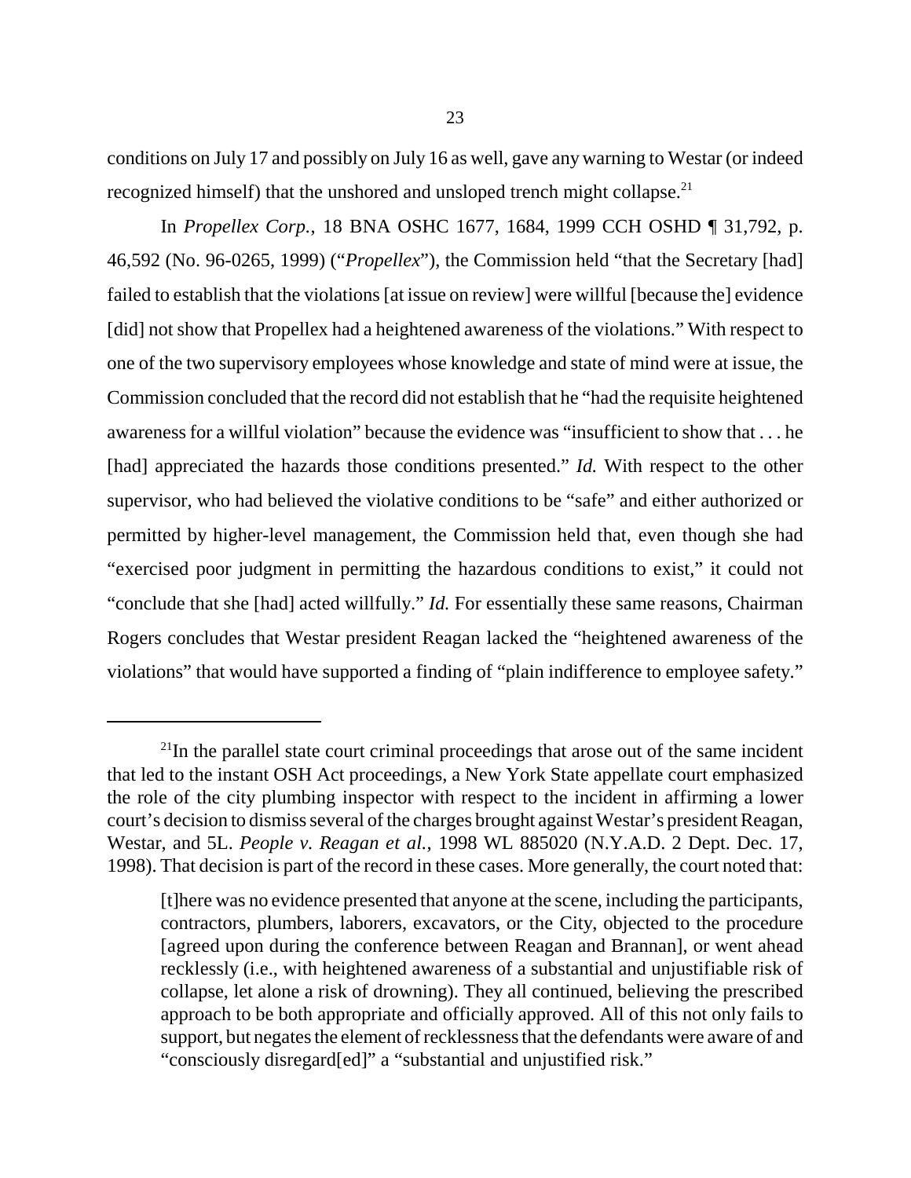conditions on July 17 and possibly on July 16 as well, gave any warning to Westar (or indeed recognized himself) that the unshored and unsloped trench might collapse.[21]

In *Propellex Corp.*, 18 BNA OSHC 1677, 1684, 1999 CCH OSHD ¶ 31,792, p. 46,592 (No. 96-0265, 1999) ("*Propellex*"), the Commission held "that the Secretary [had] failed to establish that the violations [at issue on review] were willful [because the] evidence [did] not show that Propellex had a heightened awareness of the violations." With respect to one of the two supervisory employees whose knowledge and state of mind were at issue, the Commission concluded that the record did not establish that he "had the requisite heightened awareness for a willful violation" because the evidence was "insufficient to show that . . . he [had] appreciated the hazards those conditions presented." *Id.* With respect to the other supervisor, who had believed the violative conditions to be "safe" and either authorized or permitted by higher-level management, the Commission held that, even though she had "exercised poor judgment in permitting the hazardous conditions to exist," it could not "conclude that she [had] acted willfully." *Id.* For essentially these same reasons, Chairman Rogers concludes that Westar president Reagan lacked the "heightened awareness of the violations" that would have supported a finding of "plain indifference to employee safety."

---

[21]In the parallel state court criminal proceedings that arose out of the same incident that led to the instant OSH Act proceedings, a New York State appellate court emphasized the role of the city plumbing inspector with respect to the incident in affirming a lower court's decision to dismiss several of the charges brought against Westar's president Reagan, Westar, and 5L. *People v. Reagan et al.*, 1998 WL 885020 (N.Y.A.D. 2 Dept. Dec. 17, 1998). That decision is part of the record in these cases. More generally, the court noted that:

> [t]here was no evidence presented that anyone at the scene, including the participants, contractors, plumbers, laborers, excavators, or the City, objected to the procedure [agreed upon during the conference between Reagan and Brannan], or went ahead recklessly (i.e., with heightened awareness of a substantial and unjustifiable risk of collapse, let alone a risk of drowning). They all continued, believing the prescribed approach to be both appropriate and officially approved. All of this not only fails to support, but negates the element of recklessness that the defendants were aware of and "consciously disregard[ed]" a "substantial and unjustified risk."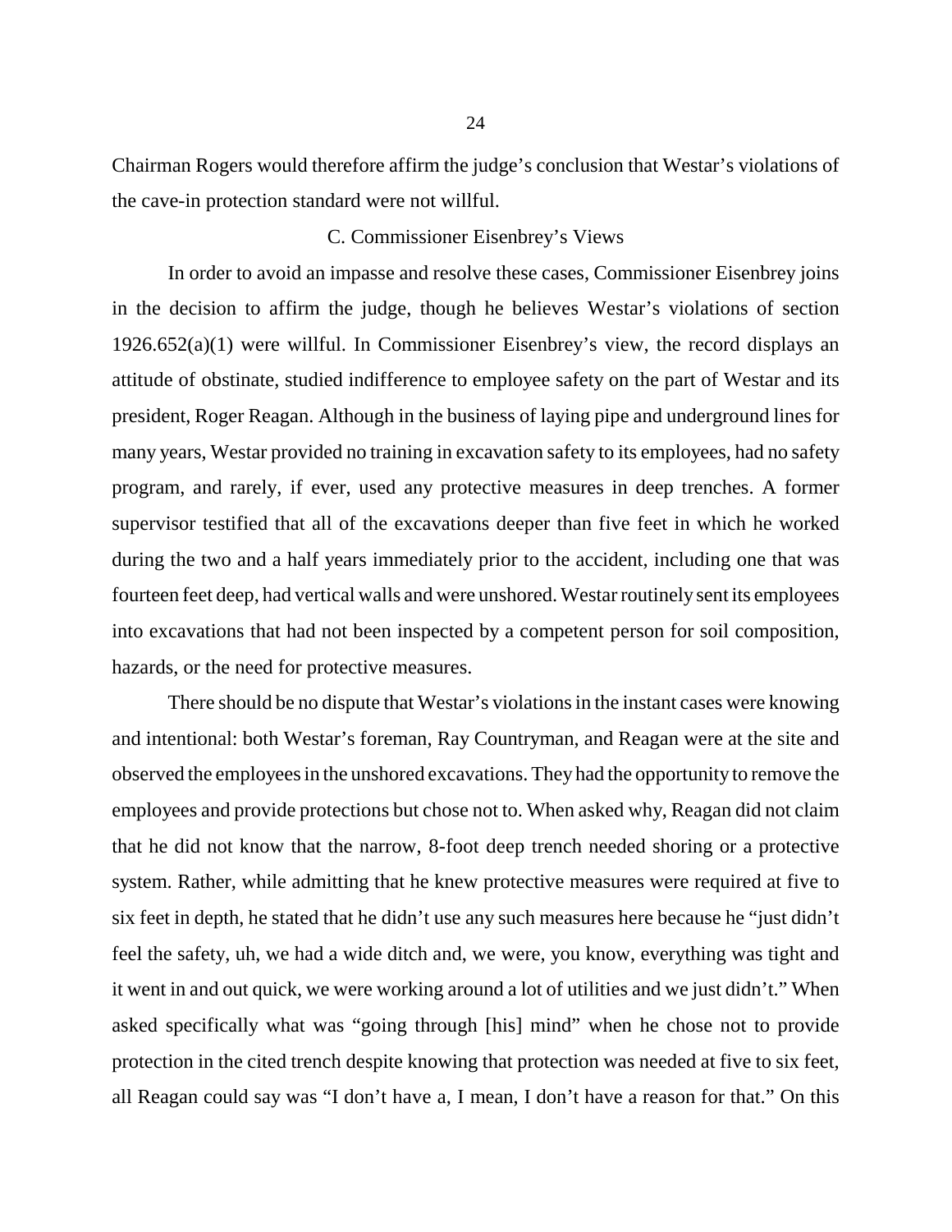Chairman Rogers would therefore affirm the judge's conclusion that Westar's violations of the cave-in protection standard were not willful.

### C. Commissioner Eisenbrey's Views

In order to avoid an impasse and resolve these cases, Commissioner Eisenbrey joins in the decision to affirm the judge, though he believes Westar's violations of section 1926.652(a)(1) were willful. In Commissioner Eisenbrey's view, the record displays an attitude of obstinate, studied indifference to employee safety on the part of Westar and its president, Roger Reagan. Although in the business of laying pipe and underground lines for many years, Westar provided no training in excavation safety to its employees, had no safety program, and rarely, if ever, used any protective measures in deep trenches. A former supervisor testified that all of the excavations deeper than five feet in which he worked during the two and a half years immediately prior to the accident, including one that was fourteen feet deep, had vertical walls and were unshored. Westar routinely sent its employees into excavations that had not been inspected by a competent person for soil composition, hazards, or the need for protective measures.

There should be no dispute that Westar's violations in the instant cases were knowing and intentional: both Westar's foreman, Ray Countryman, and Reagan were at the site and observed the employees in the unshored excavations. They had the opportunity to remove the employees and provide protections but chose not to. When asked why, Reagan did not claim that he did not know that the narrow, 8-foot deep trench needed shoring or a protective system. Rather, while admitting that he knew protective measures were required at five to six feet in depth, he stated that he didn't use any such measures here because he "just didn't feel the safety, uh, we had a wide ditch and, we were, you know, everything was tight and it went in and out quick, we were working around a lot of utilities and we just didn't." When asked specifically what was "going through [his] mind" when he chose not to provide protection in the cited trench despite knowing that protection was needed at five to six feet, all Reagan could say was "I don't have a, I mean, I don't have a reason for that." On this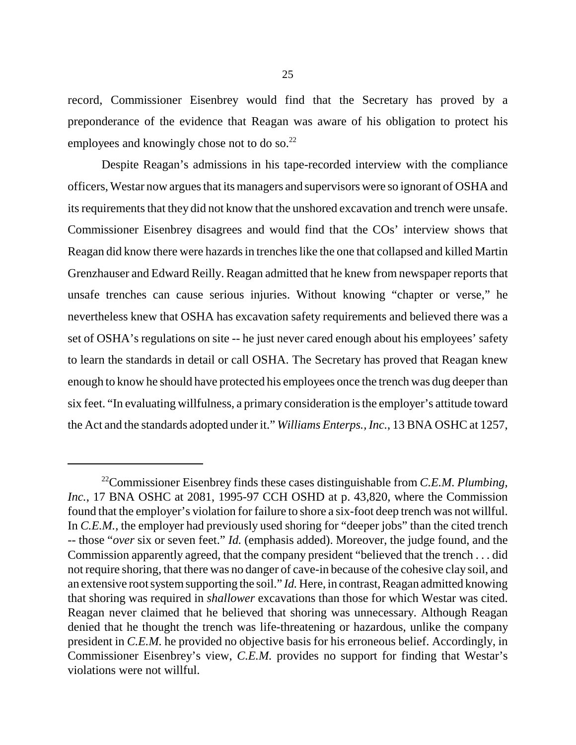record, Commissioner Eisenbrey would find that the Secretary has proved by a preponderance of the evidence that Reagan was aware of his obligation to protect his employees and knowingly chose not to do so.[22]

Despite Reagan's admissions in his tape-recorded interview with the compliance officers, Westar now argues that its managers and supervisors were so ignorant of OSHA and its requirements that they did not know that the unshored excavation and trench were unsafe. Commissioner Eisenbrey disagrees and would find that the COs' interview shows that Reagan did know there were hazards in trenches like the one that collapsed and killed Martin Grenzhauser and Edward Reilly. Reagan admitted that he knew from newspaper reports that unsafe trenches can cause serious injuries. Without knowing "chapter or verse," he nevertheless knew that OSHA has excavation safety requirements and believed there was a set of OSHA's regulations on site -- he just never cared enough about his employees' safety to learn the standards in detail or call OSHA. The Secretary has proved that Reagan knew enough to know he should have protected his employees once the trench was dug deeper than six feet. "In evaluating willfulness, a primary consideration is the employer's attitude toward the Act and the standards adopted under it." *Williams Enterps., Inc.*, 13 BNA OSHC at 1257,

---

[22]Commissioner Eisenbrey finds these cases distinguishable from *C.E.M. Plumbing, Inc.*, 17 BNA OSHC at 2081, 1995-97 CCH OSHD at p. 43,820, where the Commission found that the employer's violation for failure to shore a six-foot deep trench was not willful. In *C.E.M.*, the employer had previously used shoring for "deeper jobs" than the cited trench -- those "*over* six or seven feet." *Id.* (emphasis added). Moreover, the judge found, and the Commission apparently agreed, that the company president "believed that the trench . . . did not require shoring, that there was no danger of cave-in because of the cohesive clay soil, and an extensive root system supporting the soil." *Id.* Here, in contrast, Reagan admitted knowing that shoring was required in *shallower* excavations than those for which Westar was cited. Reagan never claimed that he believed that shoring was unnecessary. Although Reagan denied that he thought the trench was life-threatening or hazardous, unlike the company president in *C.E.M.* he provided no objective basis for his erroneous belief. Accordingly, in Commissioner Eisenbrey's view, *C.E.M.* provides no support for finding that Westar's violations were not willful.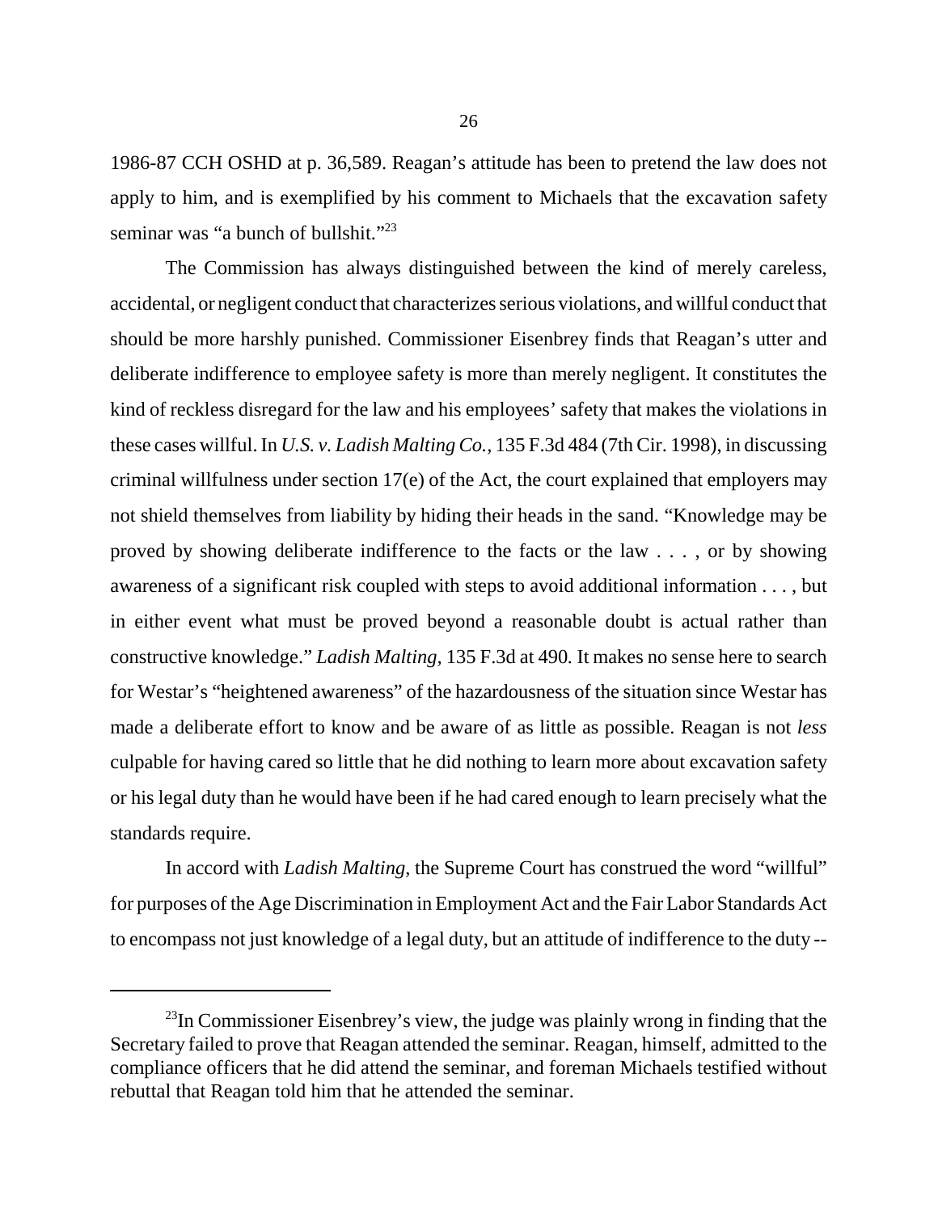1986-87 CCH OSHD at p. 36,589. Reagan's attitude has been to pretend the law does not apply to him, and is exemplified by his comment to Michaels that the excavation safety seminar was "a bunch of bullshit."[23]

The Commission has always distinguished between the kind of merely careless, accidental, or negligent conduct that characterizes serious violations, and willful conduct that should be more harshly punished. Commissioner Eisenbrey finds that Reagan's utter and deliberate indifference to employee safety is more than merely negligent. It constitutes the kind of reckless disregard for the law and his employees' safety that makes the violations in these cases willful. In *U.S. v. Ladish Malting Co.*, 135 F.3d 484 (7th Cir. 1998), in discussing criminal willfulness under section 17(e) of the Act, the court explained that employers may not shield themselves from liability by hiding their heads in the sand. "Knowledge may be proved by showing deliberate indifference to the facts or the law . . . , or by showing awareness of a significant risk coupled with steps to avoid additional information . . . , but in either event what must be proved beyond a reasonable doubt is actual rather than constructive knowledge." *Ladish Malting*, 135 F.3d at 490. It makes no sense here to search for Westar's "heightened awareness" of the hazardousness of the situation since Westar has made a deliberate effort to know and be aware of as little as possible. Reagan is not *less* culpable for having cared so little that he did nothing to learn more about excavation safety or his legal duty than he would have been if he had cared enough to learn precisely what the standards require.

In accord with *Ladish Malting*, the Supreme Court has construed the word "willful" for purposes of the Age Discrimination in Employment Act and the Fair Labor Standards Act to encompass not just knowledge of a legal duty, but an attitude of indifference to the duty --

---

[23] In Commissioner Eisenbrey's view, the judge was plainly wrong in finding that the Secretary failed to prove that Reagan attended the seminar. Reagan, himself, admitted to the compliance officers that he did attend the seminar, and foreman Michaels testified without rebuttal that Reagan told him that he attended the seminar.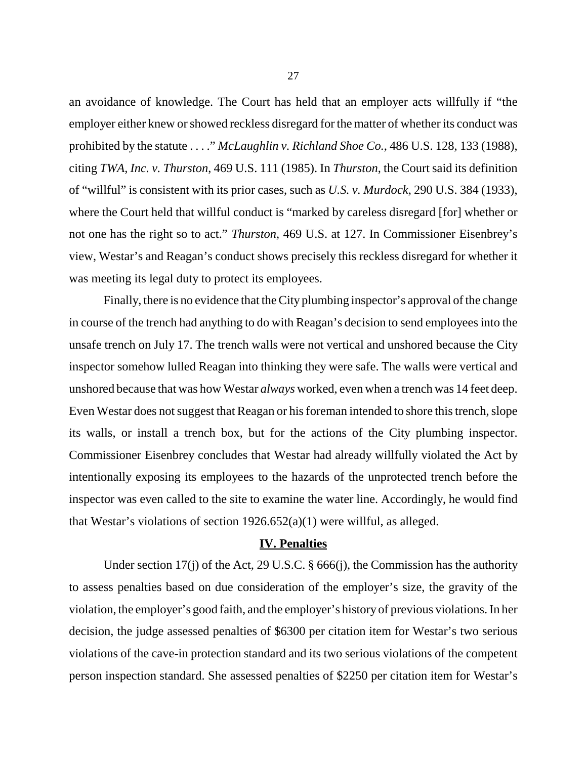an avoidance of knowledge. The Court has held that an employer acts willfully if "the employer either knew or showed reckless disregard for the matter of whether its conduct was prohibited by the statute . . . ." *McLaughlin v. Richland Shoe Co.*, 486 U.S. 128, 133 (1988), citing *TWA, Inc. v. Thurston*, 469 U.S. 111 (1985). In *Thurston*, the Court said its definition of "willful" is consistent with its prior cases, such as *U.S. v. Murdock*, 290 U.S. 384 (1933), where the Court held that willful conduct is "marked by careless disregard [for] whether or not one has the right so to act." *Thurston*, 469 U.S. at 127. In Commissioner Eisenbrey's view, Westar's and Reagan's conduct shows precisely this reckless disregard for whether it was meeting its legal duty to protect its employees.

Finally, there is no evidence that the City plumbing inspector's approval of the change in course of the trench had anything to do with Reagan's decision to send employees into the unsafe trench on July 17. The trench walls were not vertical and unshored because the City inspector somehow lulled Reagan into thinking they were safe. The walls were vertical and unshored because that was how Westar *always* worked, even when a trench was 14 feet deep. Even Westar does not suggest that Reagan or his foreman intended to shore this trench, slope its walls, or install a trench box, but for the actions of the City plumbing inspector. Commissioner Eisenbrey concludes that Westar had already willfully violated the Act by intentionally exposing its employees to the hazards of the unprotected trench before the inspector was even called to the site to examine the water line. Accordingly, he would find that Westar's violations of section 1926.652(a)(1) were willful, as alleged.

## IV. Penalties

Under section 17(j) of the Act, 29 U.S.C. § 666(j), the Commission has the authority to assess penalties based on due consideration of the employer's size, the gravity of the violation, the employer's good faith, and the employer's history of previous violations. In her decision, the judge assessed penalties of $6300 per citation item for Westar's two serious violations of the cave-in protection standard and its two serious violations of the competent person inspection standard. She assessed penalties of $2250 per citation item for Westar's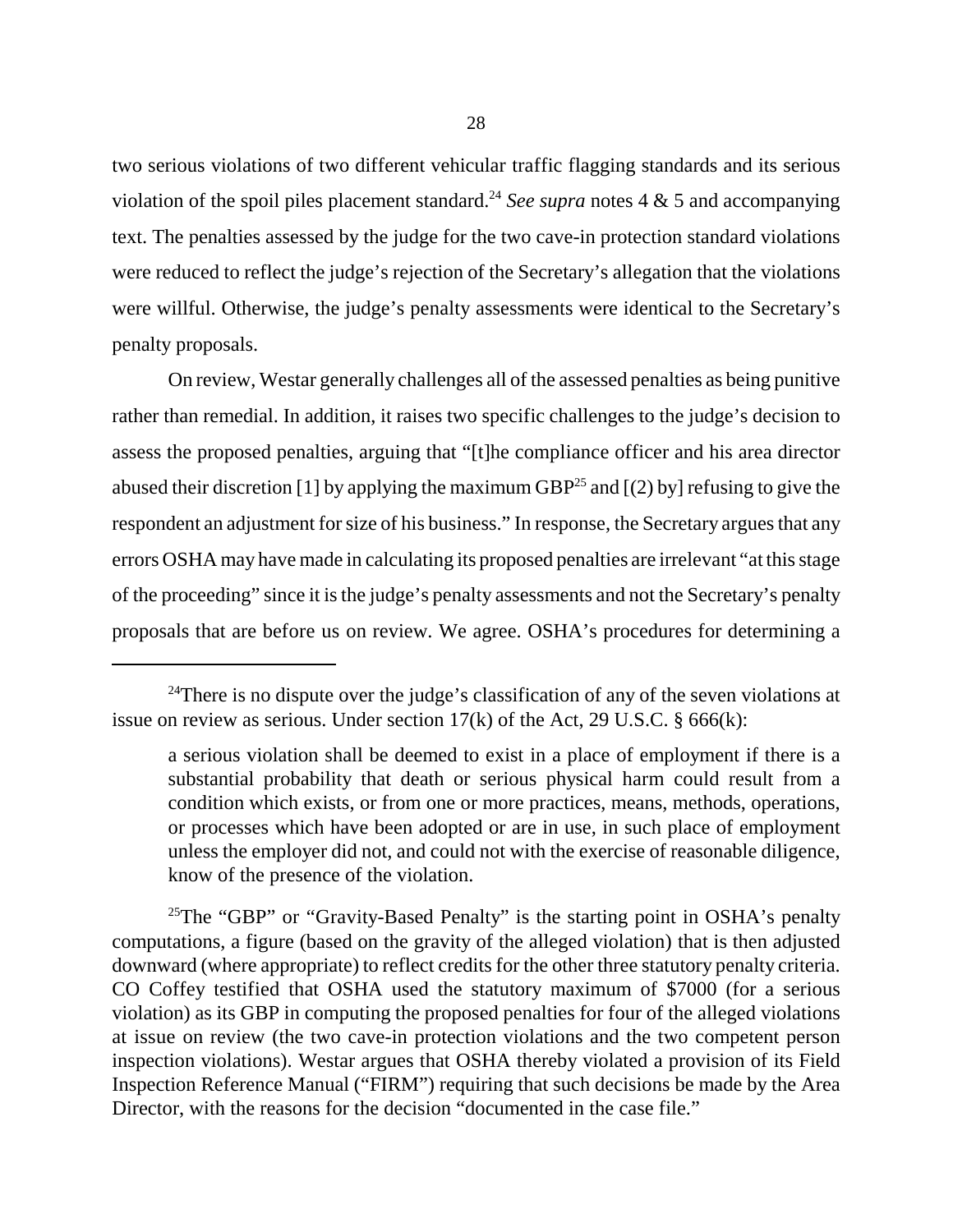two serious violations of two different vehicular traffic flagging standards and its serious violation of the spoil piles placement standard.[24] *See supra* notes 4 & 5 and accompanying text. The penalties assessed by the judge for the two cave-in protection standard violations were reduced to reflect the judge's rejection of the Secretary's allegation that the violations were willful. Otherwise, the judge's penalty assessments were identical to the Secretary's penalty proposals.

On review, Westar generally challenges all of the assessed penalties as being punitive rather than remedial. In addition, it raises two specific challenges to the judge's decision to assess the proposed penalties, arguing that "[t]he compliance officer and his area director abused their discretion [1] by applying the maximum GBP[25] and [(2) by] refusing to give the respondent an adjustment for size of his business." In response, the Secretary argues that any errors OSHA may have made in calculating its proposed penalties are irrelevant "at this stage of the proceeding" since it is the judge's penalty assessments and not the Secretary's penalty proposals that are before us on review. We agree. OSHA's procedures for determining a

---

[24]There is no dispute over the judge's classification of any of the seven violations at issue on review as serious. Under section 17(k) of the Act, 29 U.S.C. § 666(k):

> a serious violation shall be deemed to exist in a place of employment if there is a substantial probability that death or serious physical harm could result from a condition which exists, or from one or more practices, means, methods, operations, or processes which have been adopted or are in use, in such place of employment unless the employer did not, and could not with the exercise of reasonable diligence, know of the presence of the violation.

[25]The "GBP" or "Gravity-Based Penalty" is the starting point in OSHA's penalty computations, a figure (based on the gravity of the alleged violation) that is then adjusted downward (where appropriate) to reflect credits for the other three statutory penalty criteria. CO Coffey testified that OSHA used the statutory maximum of $7000 (for a serious violation) as its GBP in computing the proposed penalties for four of the alleged violations at issue on review (the two cave-in protection violations and the two competent person inspection violations). Westar argues that OSHA thereby violated a provision of its Field Inspection Reference Manual ("FIRM") requiring that such decisions be made by the Area Director, with the reasons for the decision "documented in the case file."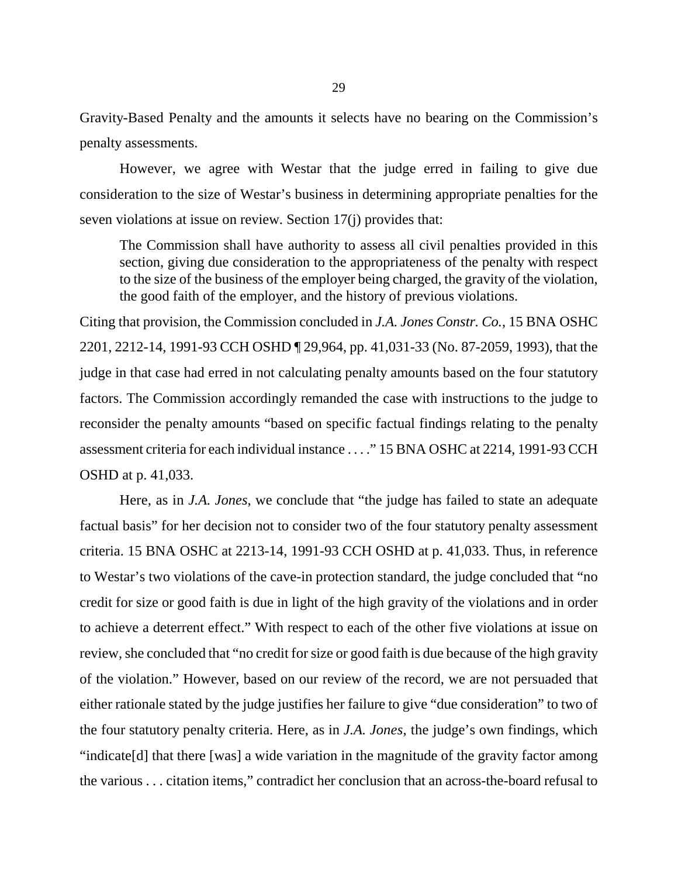Gravity-Based Penalty and the amounts it selects have no bearing on the Commission's penalty assessments.

However, we agree with Westar that the judge erred in failing to give due consideration to the size of Westar's business in determining appropriate penalties for the seven violations at issue on review. Section 17(j) provides that:

> The Commission shall have authority to assess all civil penalties provided in this section, giving due consideration to the appropriateness of the penalty with respect to the size of the business of the employer being charged, the gravity of the violation, the good faith of the employer, and the history of previous violations.

Citing that provision, the Commission concluded in *J.A. Jones Constr. Co.*, 15 BNA OSHC 2201, 2212-14, 1991-93 CCH OSHD ¶ 29,964, pp. 41,031-33 (No. 87-2059, 1993), that the judge in that case had erred in not calculating penalty amounts based on the four statutory factors. The Commission accordingly remanded the case with instructions to the judge to reconsider the penalty amounts "based on specific factual findings relating to the penalty assessment criteria for each individual instance . . . ." 15 BNA OSHC at 2214, 1991-93 CCH OSHD at p. 41,033.

Here, as in *J.A. Jones*, we conclude that "the judge has failed to state an adequate factual basis" for her decision not to consider two of the four statutory penalty assessment criteria. 15 BNA OSHC at 2213-14, 1991-93 CCH OSHD at p. 41,033. Thus, in reference to Westar's two violations of the cave-in protection standard, the judge concluded that "no credit for size or good faith is due in light of the high gravity of the violations and in order to achieve a deterrent effect." With respect to each of the other five violations at issue on review, she concluded that "no credit for size or good faith is due because of the high gravity of the violation." However, based on our review of the record, we are not persuaded that either rationale stated by the judge justifies her failure to give "due consideration" to two of the four statutory penalty criteria. Here, as in *J.A. Jones*, the judge's own findings, which "indicate[d] that there [was] a wide variation in the magnitude of the gravity factor among the various . . . citation items," contradict her conclusion that an across-the-board refusal to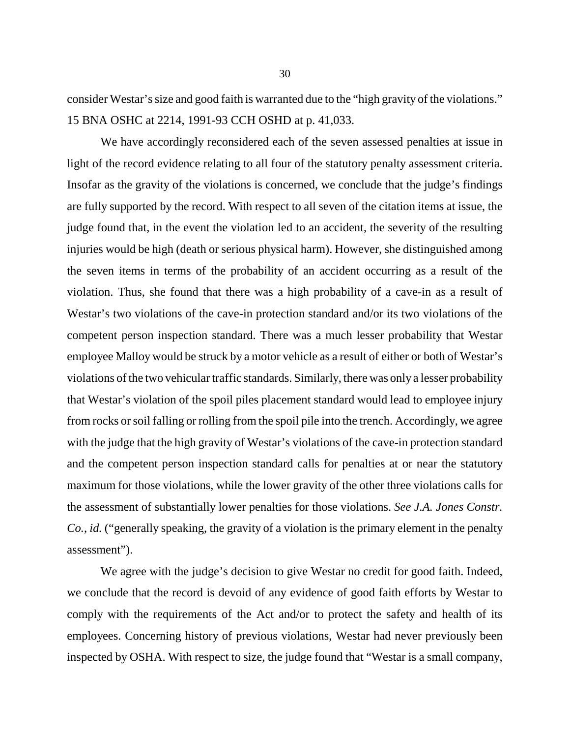consider Westar's size and good faith is warranted due to the "high gravity of the violations." 15 BNA OSHC at 2214, 1991-93 CCH OSHD at p. 41,033.

We have accordingly reconsidered each of the seven assessed penalties at issue in light of the record evidence relating to all four of the statutory penalty assessment criteria. Insofar as the gravity of the violations is concerned, we conclude that the judge's findings are fully supported by the record. With respect to all seven of the citation items at issue, the judge found that, in the event the violation led to an accident, the severity of the resulting injuries would be high (death or serious physical harm). However, she distinguished among the seven items in terms of the probability of an accident occurring as a result of the violation. Thus, she found that there was a high probability of a cave-in as a result of Westar's two violations of the cave-in protection standard and/or its two violations of the competent person inspection standard. There was a much lesser probability that Westar employee Malloy would be struck by a motor vehicle as a result of either or both of Westar's violations of the two vehicular traffic standards. Similarly, there was only a lesser probability that Westar's violation of the spoil piles placement standard would lead to employee injury from rocks or soil falling or rolling from the spoil pile into the trench. Accordingly, we agree with the judge that the high gravity of Westar's violations of the cave-in protection standard and the competent person inspection standard calls for penalties at or near the statutory maximum for those violations, while the lower gravity of the other three violations calls for the assessment of substantially lower penalties for those violations. *See J.A. Jones Constr. Co.*, *id.* ("generally speaking, the gravity of a violation is the primary element in the penalty assessment").

We agree with the judge's decision to give Westar no credit for good faith. Indeed, we conclude that the record is devoid of any evidence of good faith efforts by Westar to comply with the requirements of the Act and/or to protect the safety and health of its employees. Concerning history of previous violations, Westar had never previously been inspected by OSHA. With respect to size, the judge found that "Westar is a small company,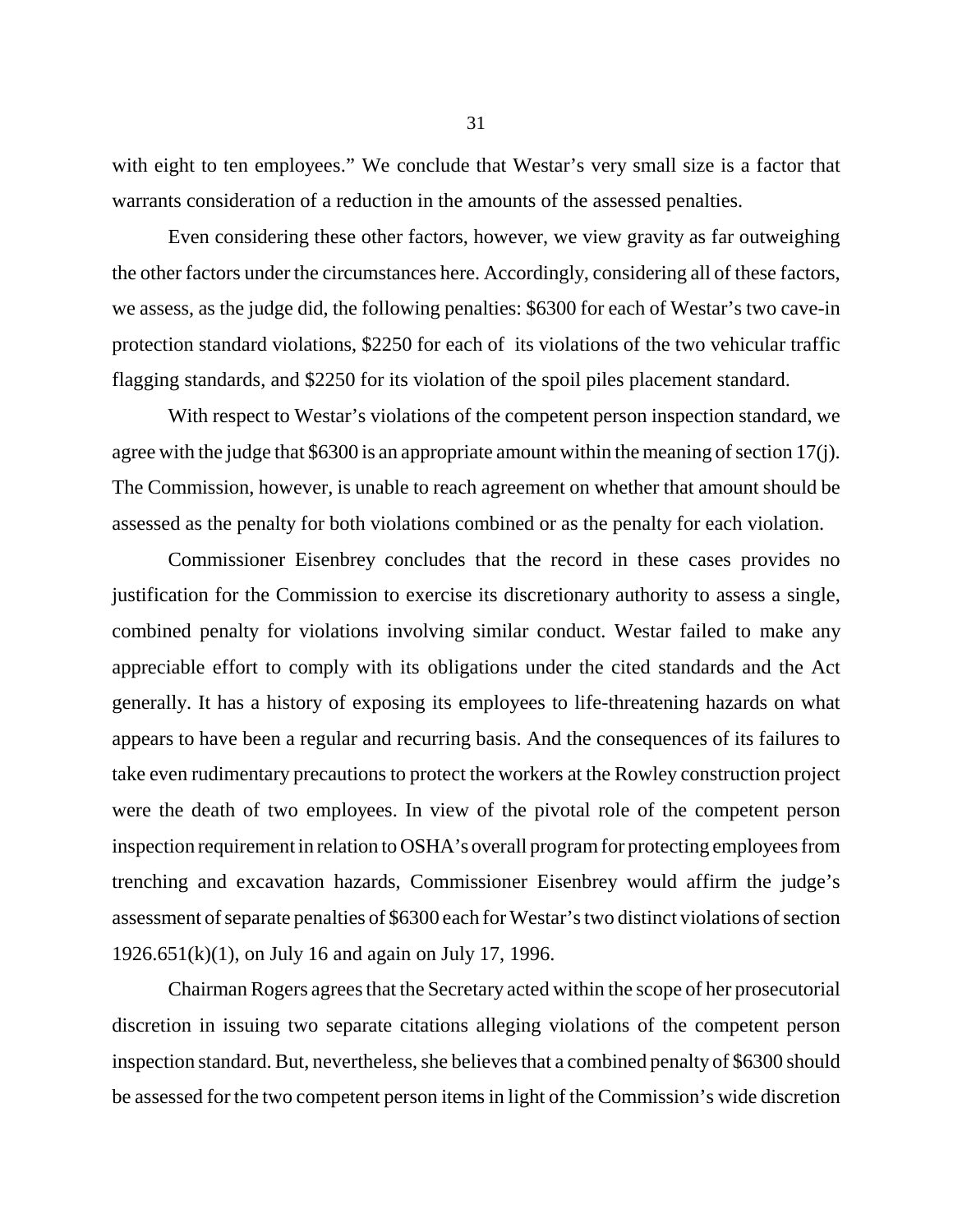with eight to ten employees." We conclude that Westar's very small size is a factor that warrants consideration of a reduction in the amounts of the assessed penalties.

Even considering these other factors, however, we view gravity as far outweighing the other factors under the circumstances here. Accordingly, considering all of these factors, we assess, as the judge did, the following penalties: $6300 for each of Westar's two cave-in protection standard violations, $2250 for each of its violations of the two vehicular traffic flagging standards, and $2250 for its violation of the spoil piles placement standard.

With respect to Westar's violations of the competent person inspection standard, we agree with the judge that $6300 is an appropriate amount within the meaning of section 17(j). The Commission, however, is unable to reach agreement on whether that amount should be assessed as the penalty for both violations combined or as the penalty for each violation.

Commissioner Eisenbrey concludes that the record in these cases provides no justification for the Commission to exercise its discretionary authority to assess a single, combined penalty for violations involving similar conduct. Westar failed to make any appreciable effort to comply with its obligations under the cited standards and the Act generally. It has a history of exposing its employees to life-threatening hazards on what appears to have been a regular and recurring basis. And the consequences of its failures to take even rudimentary precautions to protect the workers at the Rowley construction project were the death of two employees. In view of the pivotal role of the competent person inspection requirement in relation to OSHA's overall program for protecting employees from trenching and excavation hazards, Commissioner Eisenbrey would affirm the judge's assessment of separate penalties of $6300 each for Westar's two distinct violations of section 1926.651(k)(1), on July 16 and again on July 17, 1996.

Chairman Rogers agrees that the Secretary acted within the scope of her prosecutorial discretion in issuing two separate citations alleging violations of the competent person inspection standard. But, nevertheless, she believes that a combined penalty of $6300 should be assessed for the two competent person items in light of the Commission's wide discretion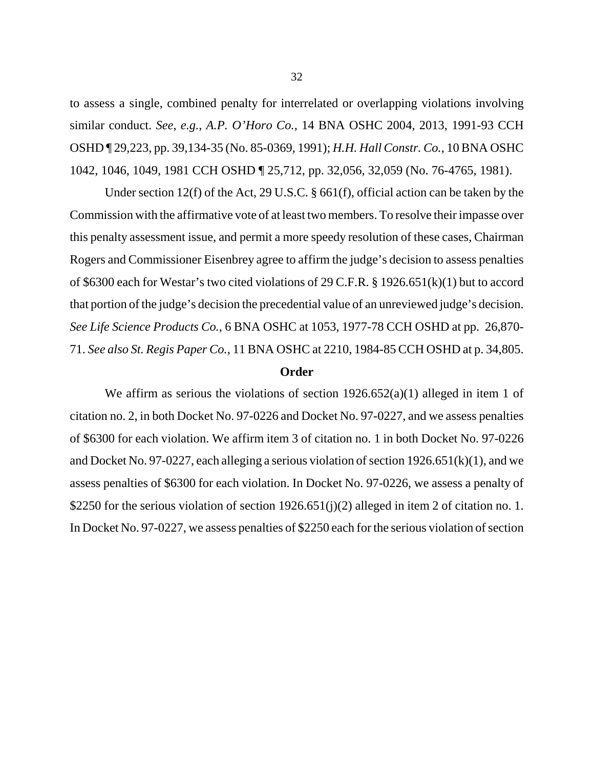to assess a single, combined penalty for interrelated or overlapping violations involving similar conduct. *See, e.g.*, *A.P. O'Horo Co.*, 14 BNA OSHC 2004, 2013, 1991-93 CCH OSHD ¶ 29,223, pp. 39,134-35 (No. 85-0369, 1991); *H.H. Hall Constr. Co.*, 10 BNA OSHC 1042, 1046, 1049, 1981 CCH OSHD ¶ 25,712, pp. 32,056, 32,059 (No. 76-4765, 1981).

Under section 12(f) of the Act, 29 U.S.C. § 661(f), official action can be taken by the Commission with the affirmative vote of at least two members. To resolve their impasse over this penalty assessment issue, and permit a more speedy resolution of these cases, Chairman Rogers and Commissioner Eisenbrey agree to affirm the judge's decision to assess penalties of $6300 each for Westar's two cited violations of 29 C.F.R. § 1926.651(k)(1) but to accord that portion of the judge's decision the precedential value of an unreviewed judge's decision. *See Life Science Products Co.*, 6 BNA OSHC at 1053, 1977-78 CCH OSHD at pp. 26,870-71. *See also St. Regis Paper Co.*, 11 BNA OSHC at 2210, 1984-85 CCH OSHD at p. 34,805.

**Order**

We affirm as serious the violations of section 1926.652(a)(1) alleged in item 1 of citation no. 2, in both Docket No. 97-0226 and Docket No. 97-0227, and we assess penalties of $6300 for each violation. We affirm item 3 of citation no. 1 in both Docket No. 97-0226 and Docket No. 97-0227, each alleging a serious violation of section 1926.651(k)(1), and we assess penalties of $6300 for each violation. In Docket No. 97-0226, we assess a penalty of $2250 for the serious violation of section 1926.651(j)(2) alleged in item 2 of citation no. 1. In Docket No. 97-0227, we assess penalties of $2250 each for the serious violation of section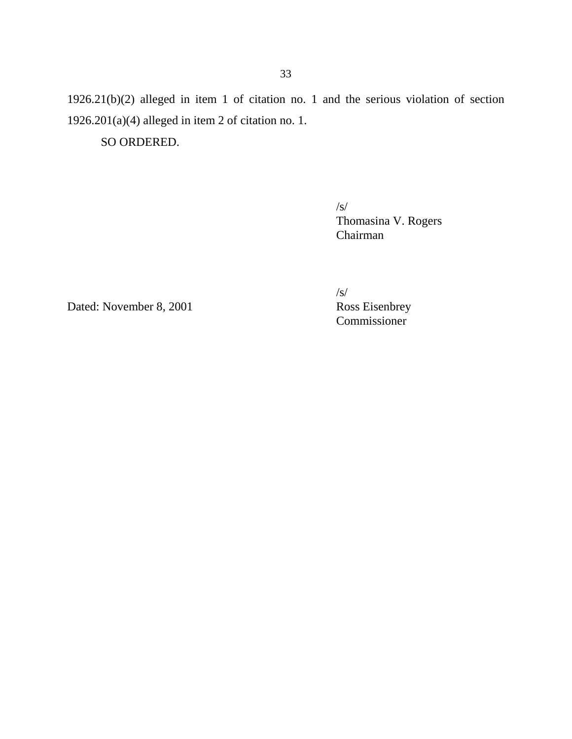1926.21(b)(2) alleged in item 1 of citation no. 1 and the serious violation of section 1926.201(a)(4) alleged in item 2 of citation no. 1.

SO ORDERED.

/s/
Thomasina V. Rogers
Chairman

/s/
Ross Eisenbrey
Commissioner

Dated: November 8, 2001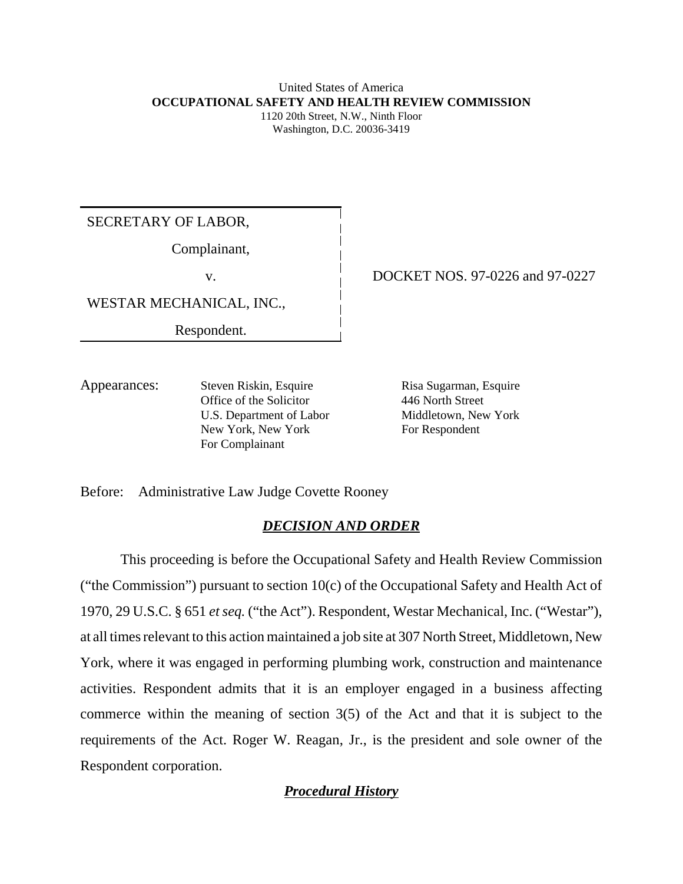United States of America
**OCCUPATIONAL SAFETY AND HEALTH REVIEW COMMISSION**
1120 20th Street, N.W., Ninth Floor
Washington, D.C. 20036-3419

| | |
|---|---|
| SECRETARY OF LABOR,<br><br>Complainant,<br><br>v.<br><br>WESTAR MECHANICAL, INC.,<br><br>Respondent. | DOCKET NOS. 97-0226 and 97-0227 |

Appearances:

Steven Riskin, Esquire
Office of the Solicitor
U.S. Department of Labor
New York, New York
For Complainant

Risa Sugarman, Esquire
446 North Street
Middletown, New York
For Respondent

Before: Administrative Law Judge Covette Rooney

## ***DECISION AND ORDER***

This proceeding is before the Occupational Safety and Health Review Commission ("the Commission") pursuant to section 10(c) of the Occupational Safety and Health Act of 1970, 29 U.S.C. § 651 *et seq.* ("the Act"). Respondent, Westar Mechanical, Inc. ("Westar"), at all times relevant to this action maintained a job site at 307 North Street, Middletown, New York, where it was engaged in performing plumbing work, construction and maintenance activities. Respondent admits that it is an employer engaged in a business affecting commerce within the meaning of section 3(5) of the Act and that it is subject to the requirements of the Act. Roger W. Reagan, Jr., is the president and sole owner of the Respondent corporation.

## ***Procedural History***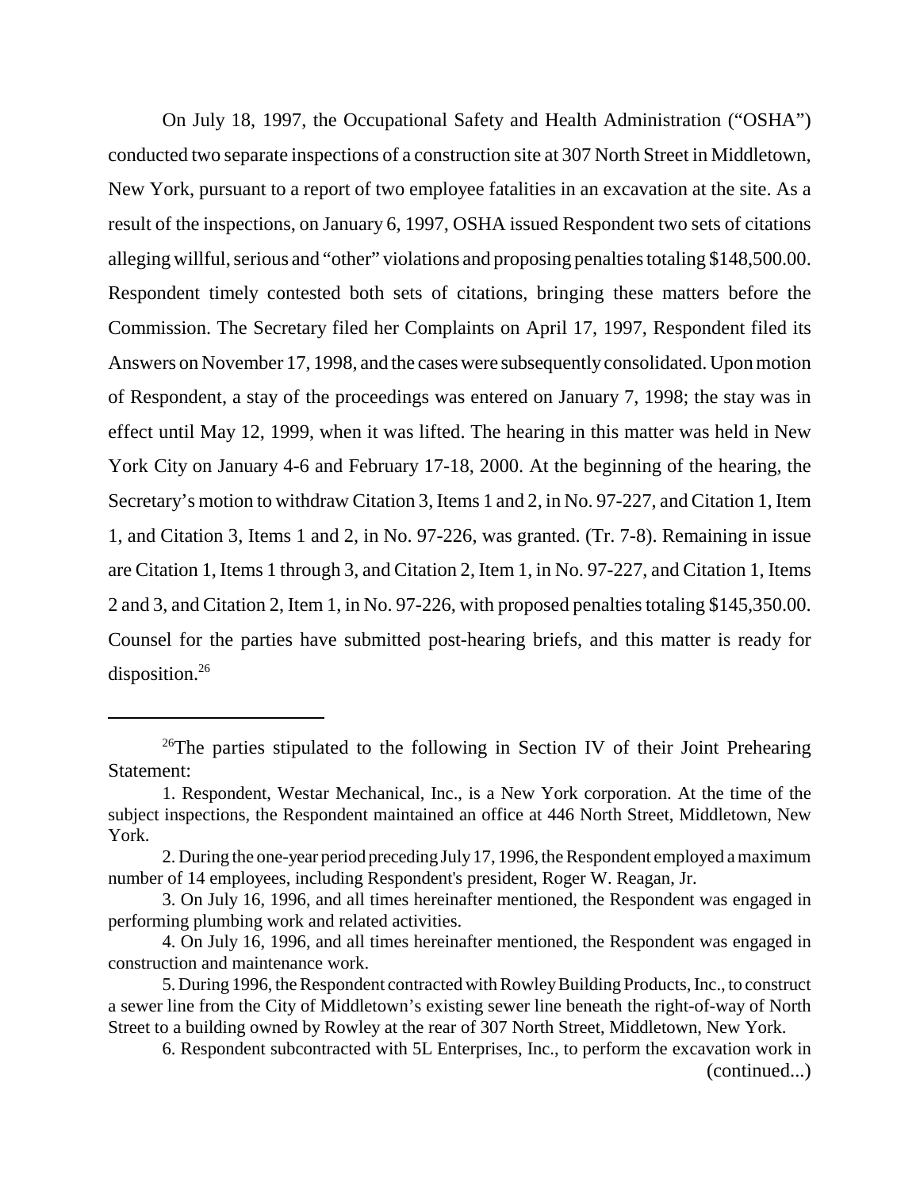On July 18, 1997, the Occupational Safety and Health Administration ("OSHA") conducted two separate inspections of a construction site at 307 North Street in Middletown, New York, pursuant to a report of two employee fatalities in an excavation at the site. As a result of the inspections, on January 6, 1997, OSHA issued Respondent two sets of citations alleging willful, serious and "other" violations and proposing penalties totaling $148,500.00. Respondent timely contested both sets of citations, bringing these matters before the Commission. The Secretary filed her Complaints on April 17, 1997, Respondent filed its Answers on November 17, 1998, and the cases were subsequently consolidated. Upon motion of Respondent, a stay of the proceedings was entered on January 7, 1998; the stay was in effect until May 12, 1999, when it was lifted. The hearing in this matter was held in New York City on January 4-6 and February 17-18, 2000. At the beginning of the hearing, the Secretary's motion to withdraw Citation 3, Items 1 and 2, in No. 97-227, and Citation 1, Item 1, and Citation 3, Items 1 and 2, in No. 97-226, was granted. (Tr. 7-8). Remaining in issue are Citation 1, Items 1 through 3, and Citation 2, Item 1, in No. 97-227, and Citation 1, Items 2 and 3, and Citation 2, Item 1, in No. 97-226, with proposed penalties totaling $145,350.00. Counsel for the parties have submitted post-hearing briefs, and this matter is ready for disposition.[26]

---

[26]The parties stipulated to the following in Section IV of their Joint Prehearing Statement:

1. Respondent, Westar Mechanical, Inc., is a New York corporation. At the time of the subject inspections, the Respondent maintained an office at 446 North Street, Middletown, New York.

2. During the one-year period preceding July 17, 1996, the Respondent employed a maximum number of 14 employees, including Respondent's president, Roger W. Reagan, Jr.

3. On July 16, 1996, and all times hereinafter mentioned, the Respondent was engaged in performing plumbing work and related activities.

4. On July 16, 1996, and all times hereinafter mentioned, the Respondent was engaged in construction and maintenance work.

5. During 1996, the Respondent contracted with Rowley Building Products, Inc., to construct a sewer line from the City of Middletown's existing sewer line beneath the right-of-way of North Street to a building owned by Rowley at the rear of 307 North Street, Middletown, New York.

6. Respondent subcontracted with 5L Enterprises, Inc., to perform the excavation work in (continued...)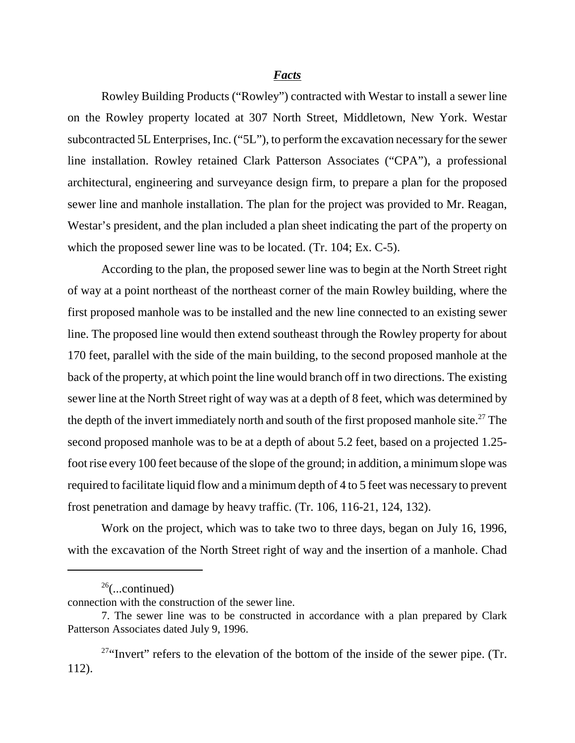## ***Facts***

Rowley Building Products ("Rowley") contracted with Westar to install a sewer line on the Rowley property located at 307 North Street, Middletown, New York. Westar subcontracted 5L Enterprises, Inc. ("5L"), to perform the excavation necessary for the sewer line installation. Rowley retained Clark Patterson Associates ("CPA"), a professional architectural, engineering and surveyance design firm, to prepare a plan for the proposed sewer line and manhole installation. The plan for the project was provided to Mr. Reagan, Westar's president, and the plan included a plan sheet indicating the part of the property on which the proposed sewer line was to be located. (Tr. 104; Ex. C-5).

According to the plan, the proposed sewer line was to begin at the North Street right of way at a point northeast of the northeast corner of the main Rowley building, where the first proposed manhole was to be installed and the new line connected to an existing sewer line. The proposed line would then extend southeast through the Rowley property for about 170 feet, parallel with the side of the main building, to the second proposed manhole at the back of the property, at which point the line would branch off in two directions. The existing sewer line at the North Street right of way was at a depth of 8 feet, which was determined by the depth of the invert immediately north and south of the first proposed manhole site.[27] The second proposed manhole was to be at a depth of about 5.2 feet, based on a projected 1.25-foot rise every 100 feet because of the slope of the ground; in addition, a minimum slope was required to facilitate liquid flow and a minimum depth of 4 to 5 feet was necessary to prevent frost penetration and damage by heavy traffic. (Tr. 106, 116-21, 124, 132).

Work on the project, which was to take two to three days, began on July 16, 1996, with the excavation of the North Street right of way and the insertion of a manhole. Chad

---

[26](...continued)
connection with the construction of the sewer line.

7. The sewer line was to be constructed in accordance with a plan prepared by Clark Patterson Associates dated July 9, 1996.

[27]"Invert" refers to the elevation of the bottom of the inside of the sewer pipe. (Tr. 112).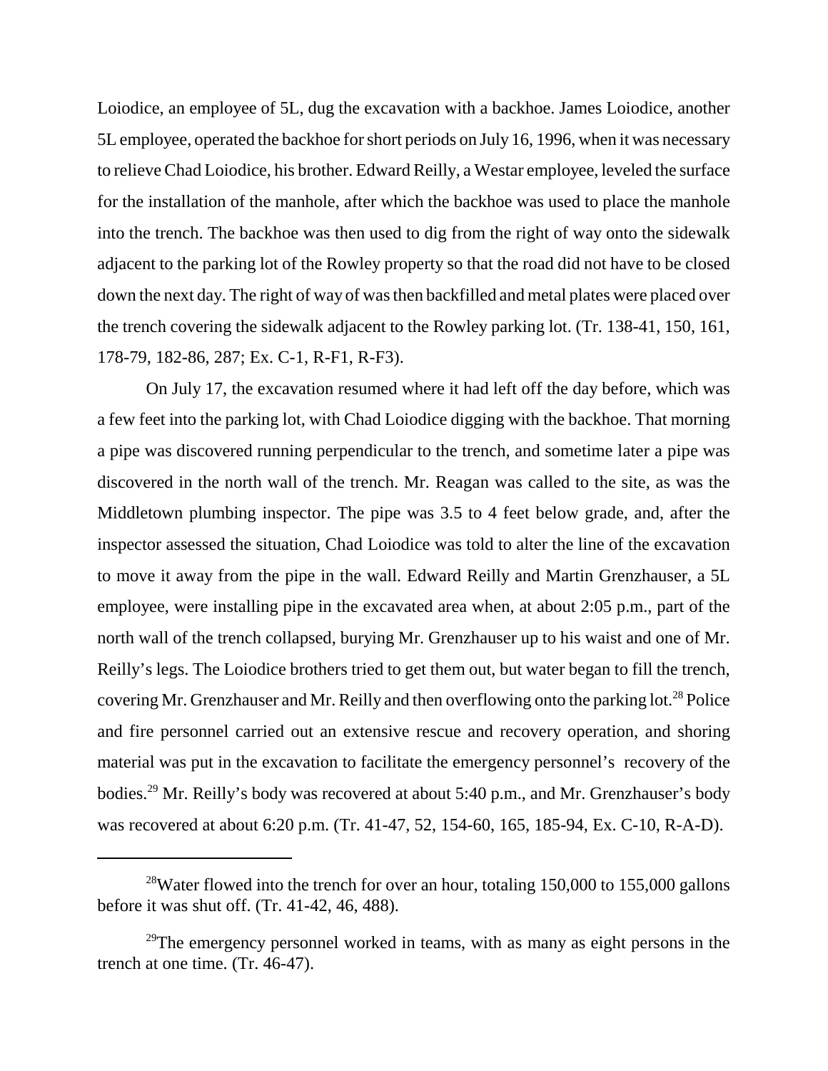Loiodice, an employee of 5L, dug the excavation with a backhoe. James Loiodice, another 5L employee, operated the backhoe for short periods on July 16, 1996, when it was necessary to relieve Chad Loiodice, his brother. Edward Reilly, a Westar employee, leveled the surface for the installation of the manhole, after which the backhoe was used to place the manhole into the trench. The backhoe was then used to dig from the right of way onto the sidewalk adjacent to the parking lot of the Rowley property so that the road did not have to be closed down the next day. The right of way of was then backfilled and metal plates were placed over the trench covering the sidewalk adjacent to the Rowley parking lot. (Tr. 138-41, 150, 161, 178-79, 182-86, 287; Ex. C-1, R-F1, R-F3).

On July 17, the excavation resumed where it had left off the day before, which was a few feet into the parking lot, with Chad Loiodice digging with the backhoe. That morning a pipe was discovered running perpendicular to the trench, and sometime later a pipe was discovered in the north wall of the trench. Mr. Reagan was called to the site, as was the Middletown plumbing inspector. The pipe was 3.5 to 4 feet below grade, and, after the inspector assessed the situation, Chad Loiodice was told to alter the line of the excavation to move it away from the pipe in the wall. Edward Reilly and Martin Grenzhauser, a 5L employee, were installing pipe in the excavated area when, at about 2:05 p.m., part of the north wall of the trench collapsed, burying Mr. Grenzhauser up to his waist and one of Mr. Reilly's legs. The Loiodice brothers tried to get them out, but water began to fill the trench, covering Mr. Grenzhauser and Mr. Reilly and then overflowing onto the parking lot.[28] Police and fire personnel carried out an extensive rescue and recovery operation, and shoring material was put in the excavation to facilitate the emergency personnel's recovery of the bodies.[29] Mr. Reilly's body was recovered at about 5:40 p.m., and Mr. Grenzhauser's body was recovered at about 6:20 p.m. (Tr. 41-47, 52, 154-60, 165, 185-94, Ex. C-10, R-A-D).

---

[28]Water flowed into the trench for over an hour, totaling 150,000 to 155,000 gallons before it was shut off. (Tr. 41-42, 46, 488).

[29]The emergency personnel worked in teams, with as many as eight persons in the trench at one time. (Tr. 46-47).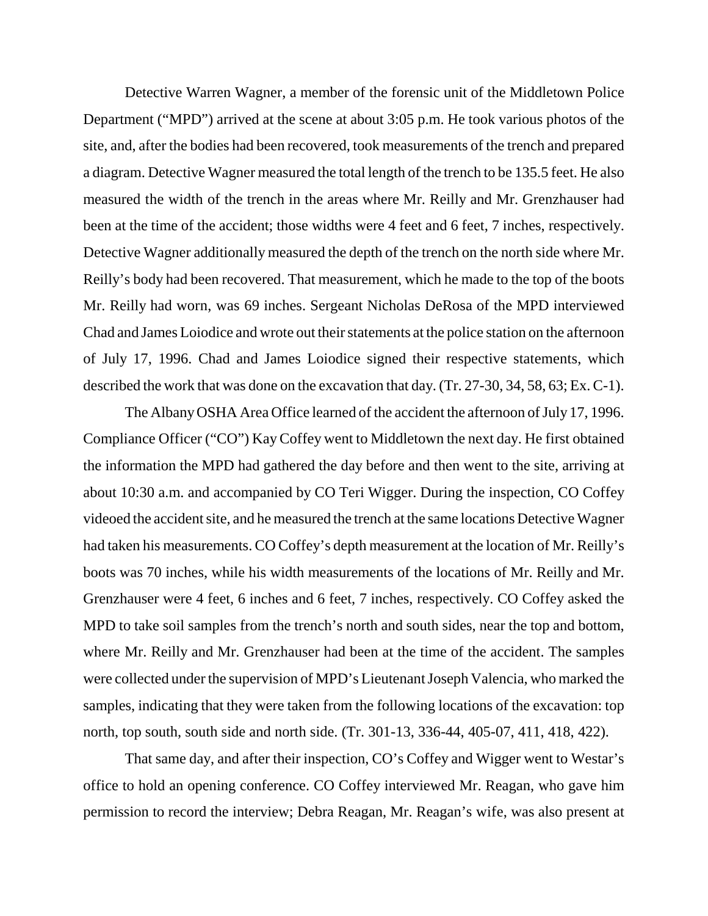Detective Warren Wagner, a member of the forensic unit of the Middletown Police Department ("MPD") arrived at the scene at about 3:05 p.m. He took various photos of the site, and, after the bodies had been recovered, took measurements of the trench and prepared a diagram. Detective Wagner measured the total length of the trench to be 135.5 feet. He also measured the width of the trench in the areas where Mr. Reilly and Mr. Grenzhauser had been at the time of the accident; those widths were 4 feet and 6 feet, 7 inches, respectively. Detective Wagner additionally measured the depth of the trench on the north side where Mr. Reilly's body had been recovered. That measurement, which he made to the top of the boots Mr. Reilly had worn, was 69 inches. Sergeant Nicholas DeRosa of the MPD interviewed Chad and James Loiodice and wrote out their statements at the police station on the afternoon of July 17, 1996. Chad and James Loiodice signed their respective statements, which described the work that was done on the excavation that day. (Tr. 27-30, 34, 58, 63; Ex. C-1).

The Albany OSHA Area Office learned of the accident the afternoon of July 17, 1996. Compliance Officer ("CO") Kay Coffey went to Middletown the next day. He first obtained the information the MPD had gathered the day before and then went to the site, arriving at about 10:30 a.m. and accompanied by CO Teri Wigger. During the inspection, CO Coffey videoed the accident site, and he measured the trench at the same locations Detective Wagner had taken his measurements. CO Coffey's depth measurement at the location of Mr. Reilly's boots was 70 inches, while his width measurements of the locations of Mr. Reilly and Mr. Grenzhauser were 4 feet, 6 inches and 6 feet, 7 inches, respectively. CO Coffey asked the MPD to take soil samples from the trench's north and south sides, near the top and bottom, where Mr. Reilly and Mr. Grenzhauser had been at the time of the accident. The samples were collected under the supervision of MPD's Lieutenant Joseph Valencia, who marked the samples, indicating that they were taken from the following locations of the excavation: top north, top south, south side and north side. (Tr. 301-13, 336-44, 405-07, 411, 418, 422).

That same day, and after their inspection, CO's Coffey and Wigger went to Westar's office to hold an opening conference. CO Coffey interviewed Mr. Reagan, who gave him permission to record the interview; Debra Reagan, Mr. Reagan's wife, was also present at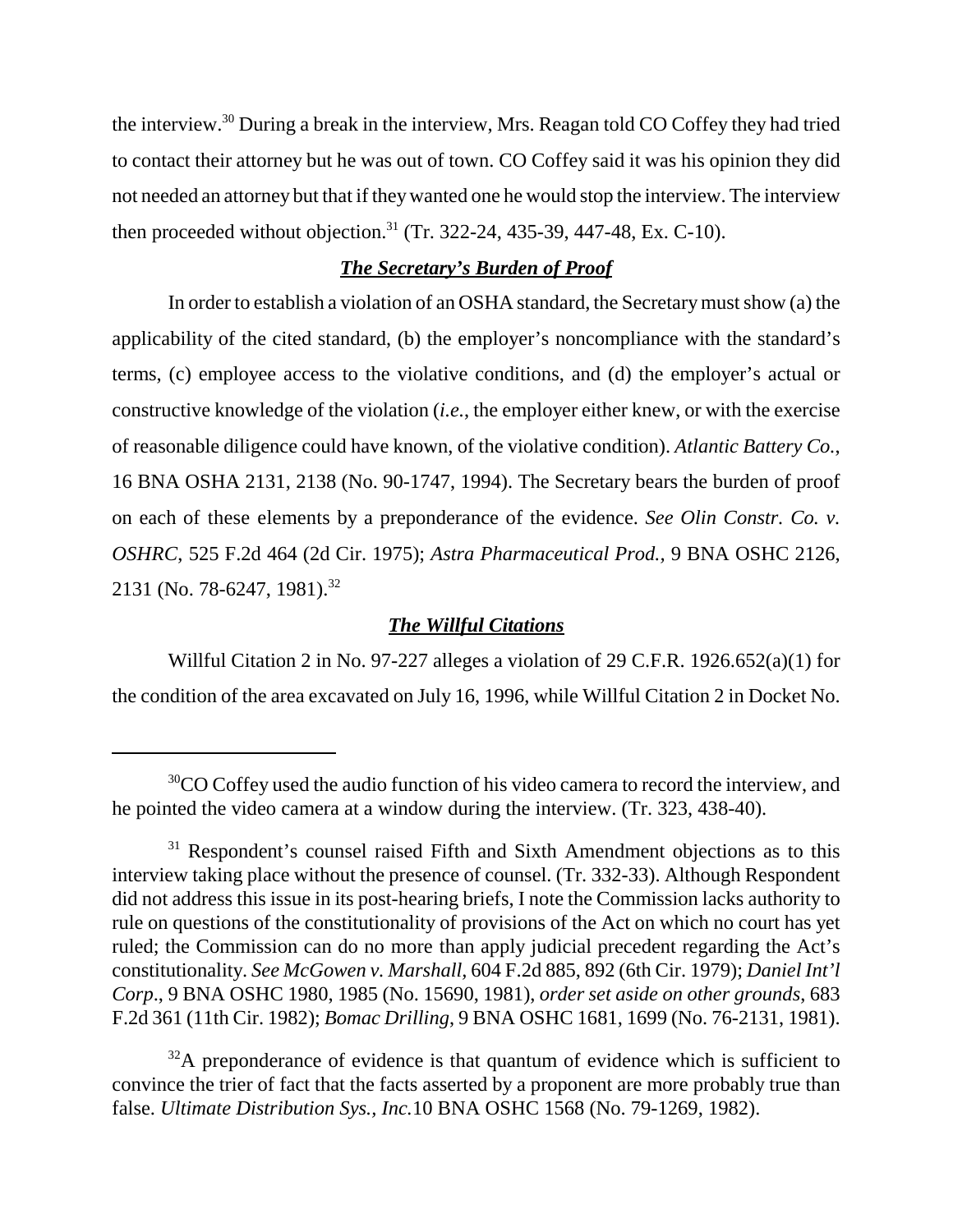the interview.[30] During a break in the interview, Mrs. Reagan told CO Coffey they had tried to contact their attorney but he was out of town. CO Coffey said it was his opinion they did not needed an attorney but that if they wanted one he would stop the interview. The interview then proceeded without objection.[31] (Tr. 322-24, 435-39, 447-48, Ex. C-10).

## ***The Secretary's Burden of Proof***

In order to establish a violation of an OSHA standard, the Secretary must show (a) the applicability of the cited standard, (b) the employer's noncompliance with the standard's terms, (c) employee access to the violative conditions, and (d) the employer's actual or constructive knowledge of the violation (*i.e.*, the employer either knew, or with the exercise of reasonable diligence could have known, of the violative condition). *Atlantic Battery Co.*, 16 BNA OSHA 2131, 2138 (No. 90-1747, 1994). The Secretary bears the burden of proof on each of these elements by a preponderance of the evidence. *See Olin Constr. Co. v. OSHRC*, 525 F.2d 464 (2d Cir. 1975); *Astra Pharmaceutical Prod.,* 9 BNA OSHC 2126, 2131 (No. 78-6247, 1981).[32]

## ***The Willful Citations***

Willful Citation 2 in No. 97-227 alleges a violation of 29 C.F.R. 1926.652(a)(1) for the condition of the area excavated on July 16, 1996, while Willful Citation 2 in Docket No.

---

[30]CO Coffey used the audio function of his video camera to record the interview, and he pointed the video camera at a window during the interview. (Tr. 323, 438-40).

[31] Respondent's counsel raised Fifth and Sixth Amendment objections as to this interview taking place without the presence of counsel. (Tr. 332-33). Although Respondent did not address this issue in its post-hearing briefs, I note the Commission lacks authority to rule on questions of the constitutionality of provisions of the Act on which no court has yet ruled; the Commission can do no more than apply judicial precedent regarding the Act's constitutionality. *See McGowen v. Marshall*, 604 F.2d 885, 892 (6th Cir. 1979); *Daniel Int'l Corp*., 9 BNA OSHC 1980, 1985 (No. 15690, 1981), *order set aside on other grounds*, 683 F.2d 361 (11th Cir. 1982); *Bomac Drilling*, 9 BNA OSHC 1681, 1699 (No. 76-2131, 1981).

[32]A preponderance of evidence is that quantum of evidence which is sufficient to convince the trier of fact that the facts asserted by a proponent are more probably true than false. *Ultimate Distribution Sys., Inc.*10 BNA OSHC 1568 (No. 79-1269, 1982).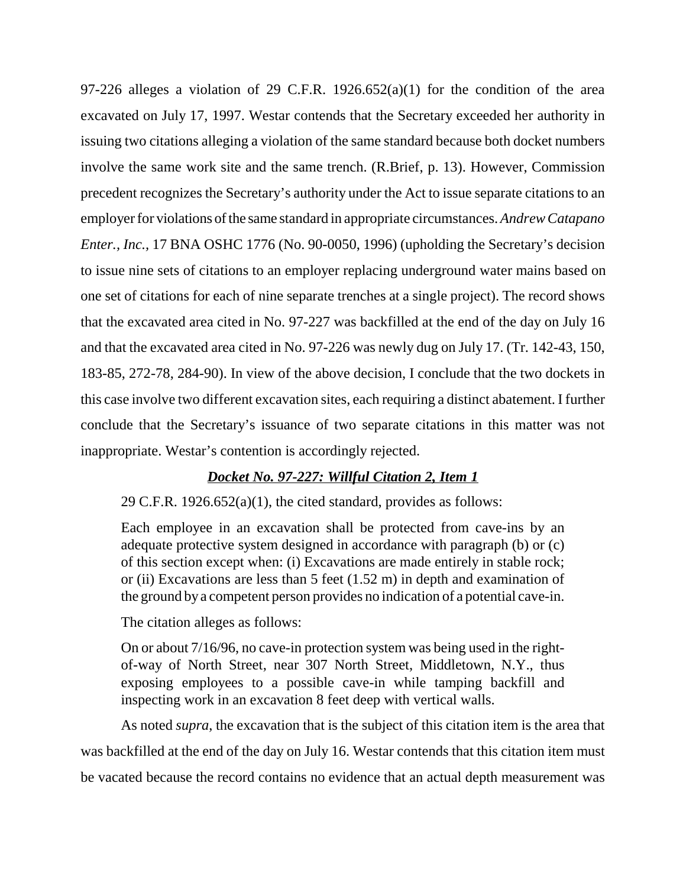97-226 alleges a violation of 29 C.F.R. 1926.652(a)(1) for the condition of the area excavated on July 17, 1997. Westar contends that the Secretary exceeded her authority in issuing two citations alleging a violation of the same standard because both docket numbers involve the same work site and the same trench. (R.Brief, p. 13). However, Commission precedent recognizes the Secretary's authority under the Act to issue separate citations to an employer for violations of the same standard in appropriate circumstances. *Andrew Catapano Enter., Inc.*, 17 BNA OSHC 1776 (No. 90-0050, 1996) (upholding the Secretary's decision to issue nine sets of citations to an employer replacing underground water mains based on one set of citations for each of nine separate trenches at a single project). The record shows that the excavated area cited in No. 97-227 was backfilled at the end of the day on July 16 and that the excavated area cited in No. 97-226 was newly dug on July 17. (Tr. 142-43, 150, 183-85, 272-78, 284-90). In view of the above decision, I conclude that the two dockets in this case involve two different excavation sites, each requiring a distinct abatement. I further conclude that the Secretary's issuance of two separate citations in this matter was not inappropriate. Westar's contention is accordingly rejected.

## ***Docket No. 97-227: Willful Citation 2, Item 1***

29 C.F.R. 1926.652(a)(1), the cited standard, provides as follows:

> Each employee in an excavation shall be protected from cave-ins by an adequate protective system designed in accordance with paragraph (b) or (c) of this section except when: (i) Excavations are made entirely in stable rock; or (ii) Excavations are less than 5 feet (1.52 m) in depth and examination of the ground by a competent person provides no indication of a potential cave-in.

The citation alleges as follows:

> On or about 7/16/96, no cave-in protection system was being used in the right-of-way of North Street, near 307 North Street, Middletown, N.Y., thus exposing employees to a possible cave-in while tamping backfill and inspecting work in an excavation 8 feet deep with vertical walls.

As noted *supra*, the excavation that is the subject of this citation item is the area that was backfilled at the end of the day on July 16. Westar contends that this citation item must be vacated because the record contains no evidence that an actual depth measurement was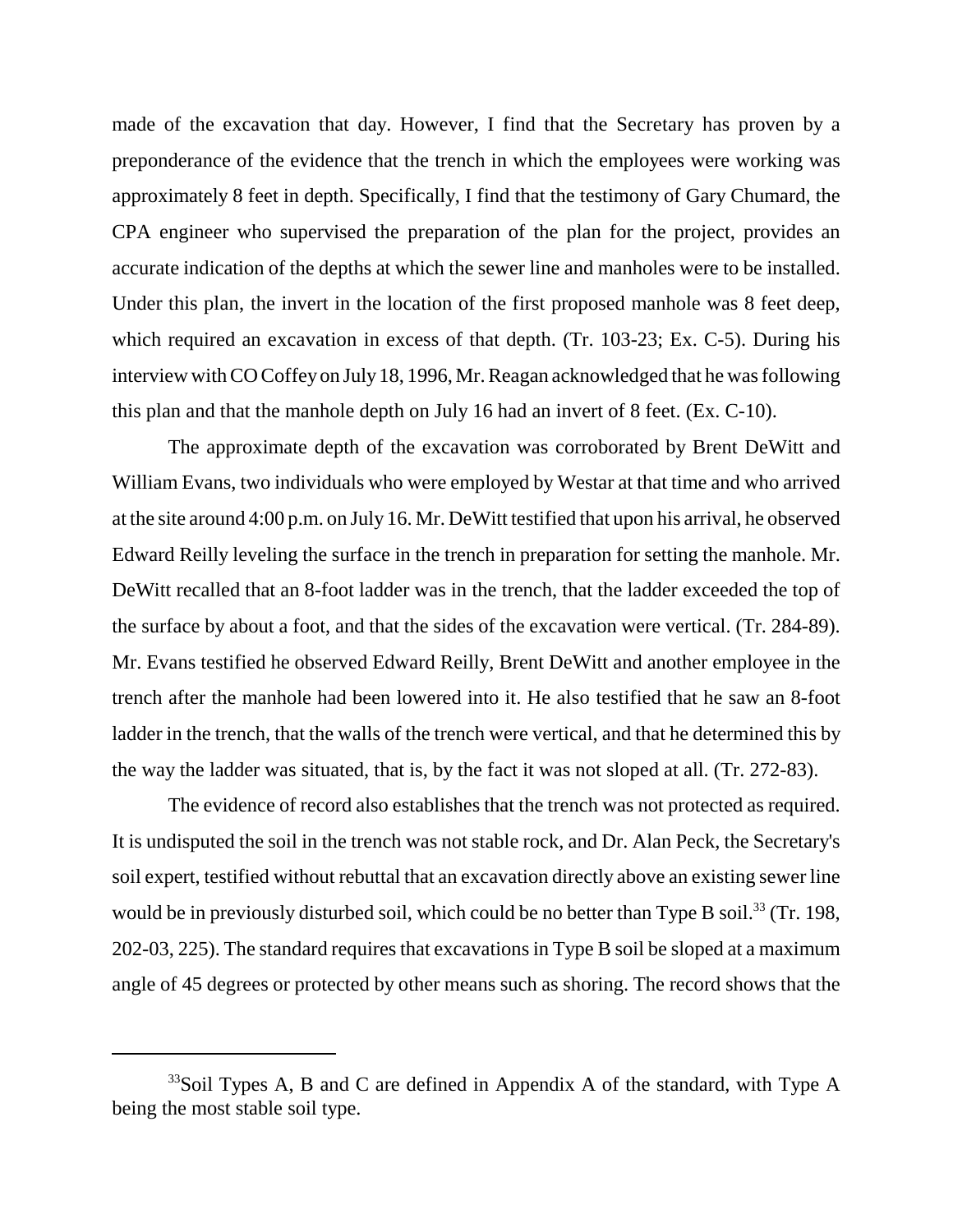made of the excavation that day. However, I find that the Secretary has proven by a preponderance of the evidence that the trench in which the employees were working was approximately 8 feet in depth. Specifically, I find that the testimony of Gary Chumard, the CPA engineer who supervised the preparation of the plan for the project, provides an accurate indication of the depths at which the sewer line and manholes were to be installed. Under this plan, the invert in the location of the first proposed manhole was 8 feet deep, which required an excavation in excess of that depth. (Tr. 103-23; Ex. C-5). During his interview with CO Coffey on July 18, 1996, Mr. Reagan acknowledged that he was following this plan and that the manhole depth on July 16 had an invert of 8 feet. (Ex. C-10).

The approximate depth of the excavation was corroborated by Brent DeWitt and William Evans, two individuals who were employed by Westar at that time and who arrived at the site around 4:00 p.m. on July 16. Mr. DeWitt testified that upon his arrival, he observed Edward Reilly leveling the surface in the trench in preparation for setting the manhole. Mr. DeWitt recalled that an 8-foot ladder was in the trench, that the ladder exceeded the top of the surface by about a foot, and that the sides of the excavation were vertical. (Tr. 284-89). Mr. Evans testified he observed Edward Reilly, Brent DeWitt and another employee in the trench after the manhole had been lowered into it. He also testified that he saw an 8-foot ladder in the trench, that the walls of the trench were vertical, and that he determined this by the way the ladder was situated, that is, by the fact it was not sloped at all. (Tr. 272-83).

The evidence of record also establishes that the trench was not protected as required. It is undisputed the soil in the trench was not stable rock, and Dr. Alan Peck, the Secretary's soil expert, testified without rebuttal that an excavation directly above an existing sewer line would be in previously disturbed soil, which could be no better than Type B soil.[33] (Tr. 198, 202-03, 225). The standard requires that excavations in Type B soil be sloped at a maximum angle of 45 degrees or protected by other means such as shoring. The record shows that the

---

[33]Soil Types A, B and C are defined in Appendix A of the standard, with Type A being the most stable soil type.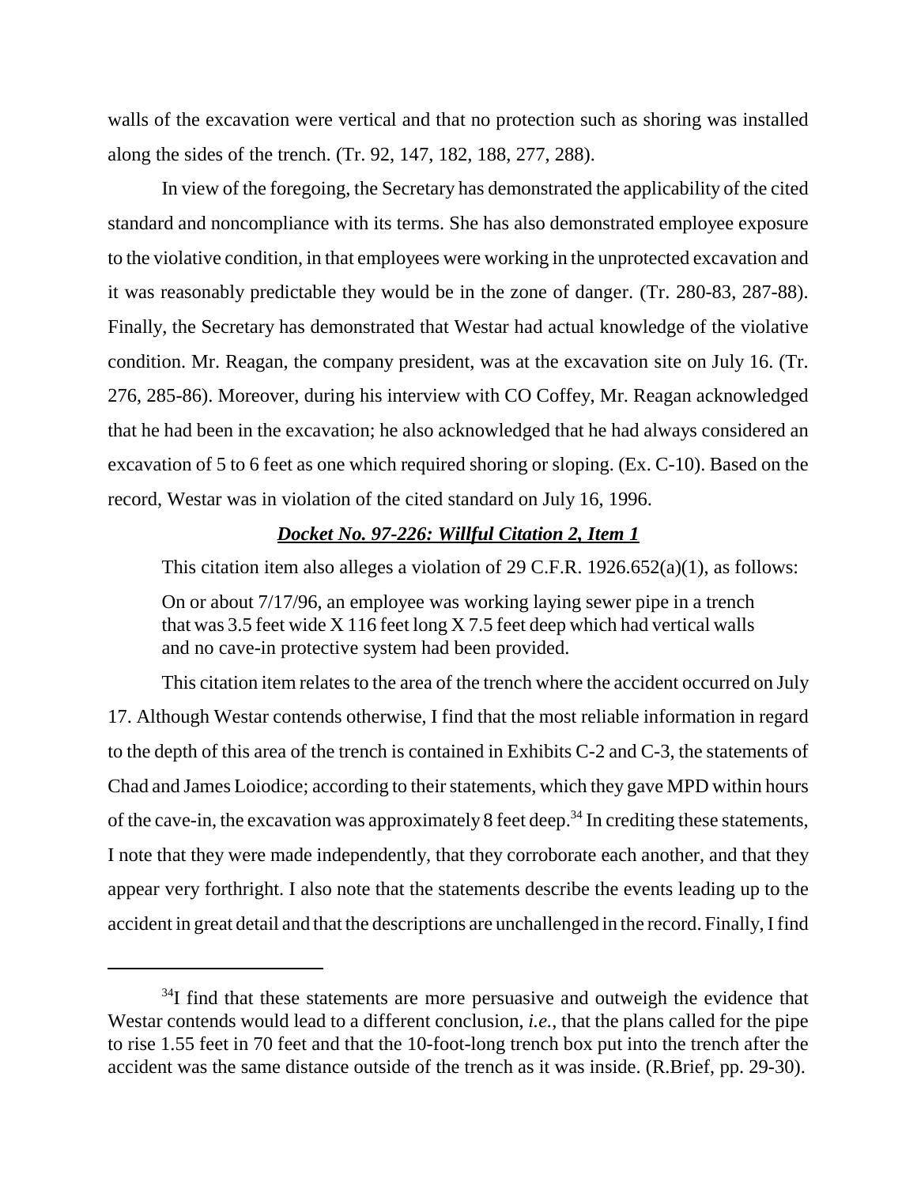walls of the excavation were vertical and that no protection such as shoring was installed along the sides of the trench. (Tr. 92, 147, 182, 188, 277, 288).

In view of the foregoing, the Secretary has demonstrated the applicability of the cited standard and noncompliance with its terms. She has also demonstrated employee exposure to the violative condition, in that employees were working in the unprotected excavation and it was reasonably predictable they would be in the zone of danger. (Tr. 280-83, 287-88). Finally, the Secretary has demonstrated that Westar had actual knowledge of the violative condition. Mr. Reagan, the company president, was at the excavation site on July 16. (Tr. 276, 285-86). Moreover, during his interview with CO Coffey, Mr. Reagan acknowledged that he had been in the excavation; he also acknowledged that he had always considered an excavation of 5 to 6 feet as one which required shoring or sloping. (Ex. C-10). Based on the record, Westar was in violation of the cited standard on July 16, 1996.

***Docket No. 97-226: Willful Citation 2, Item 1***

This citation item also alleges a violation of 29 C.F.R. 1926.652(a)(1), as follows:

> On or about 7/17/96, an employee was working laying sewer pipe in a trench that was 3.5 feet wide X 116 feet long X 7.5 feet deep which had vertical walls and no cave-in protective system had been provided.

This citation item relates to the area of the trench where the accident occurred on July 17. Although Westar contends otherwise, I find that the most reliable information in regard to the depth of this area of the trench is contained in Exhibits C-2 and C-3, the statements of Chad and James Loiodice; according to their statements, which they gave MPD within hours of the cave-in, the excavation was approximately 8 feet deep.[34] In crediting these statements, I note that they were made independently, that they corroborate each another, and that they appear very forthright. I also note that the statements describe the events leading up to the accident in great detail and that the descriptions are unchallenged in the record. Finally, I find

---

[34] I find that these statements are more persuasive and outweigh the evidence that Westar contends would lead to a different conclusion, *i.e.*, that the plans called for the pipe to rise 1.55 feet in 70 feet and that the 10-foot-long trench box put into the trench after the accident was the same distance outside of the trench as it was inside. (R.Brief, pp. 29-30).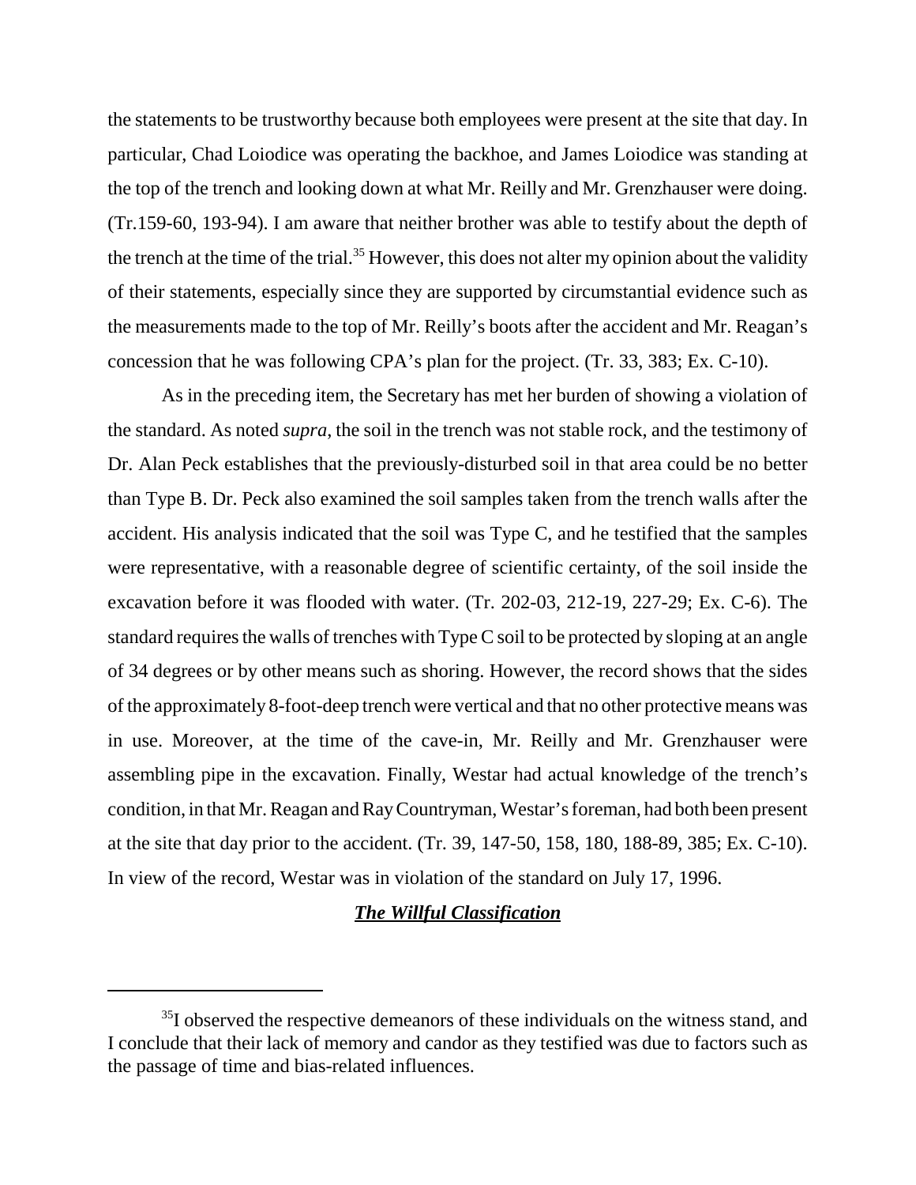the statements to be trustworthy because both employees were present at the site that day. In particular, Chad Loiodice was operating the backhoe, and James Loiodice was standing at the top of the trench and looking down at what Mr. Reilly and Mr. Grenzhauser were doing. (Tr.159-60, 193-94). I am aware that neither brother was able to testify about the depth of the trench at the time of the trial.[35] However, this does not alter my opinion about the validity of their statements, especially since they are supported by circumstantial evidence such as the measurements made to the top of Mr. Reilly's boots after the accident and Mr. Reagan's concession that he was following CPA's plan for the project. (Tr. 33, 383; Ex. C-10).

As in the preceding item, the Secretary has met her burden of showing a violation of the standard. As noted *supra*, the soil in the trench was not stable rock, and the testimony of Dr. Alan Peck establishes that the previously-disturbed soil in that area could be no better than Type B. Dr. Peck also examined the soil samples taken from the trench walls after the accident. His analysis indicated that the soil was Type C, and he testified that the samples were representative, with a reasonable degree of scientific certainty, of the soil inside the excavation before it was flooded with water. (Tr. 202-03, 212-19, 227-29; Ex. C-6). The standard requires the walls of trenches with Type C soil to be protected by sloping at an angle of 34 degrees or by other means such as shoring. However, the record shows that the sides of the approximately 8-foot-deep trench were vertical and that no other protective means was in use. Moreover, at the time of the cave-in, Mr. Reilly and Mr. Grenzhauser were assembling pipe in the excavation. Finally, Westar had actual knowledge of the trench's condition, in that Mr. Reagan and Ray Countryman, Westar's foreman, had both been present at the site that day prior to the accident. (Tr. 39, 147-50, 158, 180, 188-89, 385; Ex. C-10). In view of the record, Westar was in violation of the standard on July 17, 1996.

***The Willful Classification***

[35] I observed the respective demeanors of these individuals on the witness stand, and I conclude that their lack of memory and candor as they testified was due to factors such as the passage of time and bias-related influences.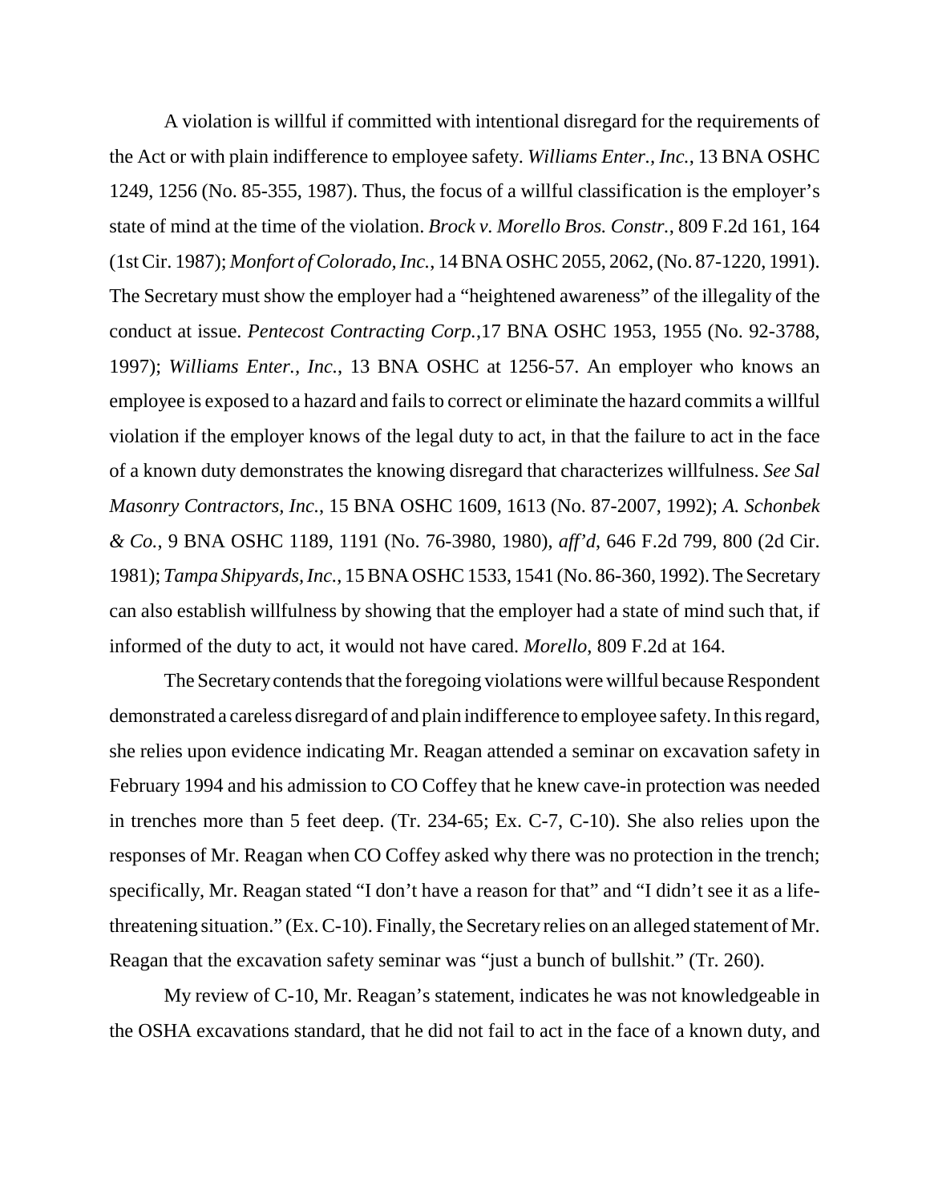A violation is willful if committed with intentional disregard for the requirements of the Act or with plain indifference to employee safety. *Williams Enter., Inc.*, 13 BNA OSHC 1249, 1256 (No. 85-355, 1987). Thus, the focus of a willful classification is the employer's state of mind at the time of the violation. *Brock v. Morello Bros. Constr.,* 809 F.2d 161, 164 (1st Cir. 1987); *Monfort of Colorado, Inc.*, 14 BNA OSHC 2055, 2062, (No. 87-1220, 1991). The Secretary must show the employer had a "heightened awareness" of the illegality of the conduct at issue. *Pentecost Contracting Corp.*,17 BNA OSHC 1953, 1955 (No. 92-3788, 1997); *Williams Enter., Inc.*, 13 BNA OSHC at 1256-57. An employer who knows an employee is exposed to a hazard and fails to correct or eliminate the hazard commits a willful violation if the employer knows of the legal duty to act, in that the failure to act in the face of a known duty demonstrates the knowing disregard that characterizes willfulness. *See Sal Masonry Contractors, Inc.*, 15 BNA OSHC 1609, 1613 (No. 87-2007, 1992); *A. Schonbek & Co.*, 9 BNA OSHC 1189, 1191 (No. 76-3980, 1980), *aff'd*, 646 F.2d 799, 800 (2d Cir. 1981); *Tampa Shipyards, Inc.*, 15 BNA OSHC 1533, 1541 (No. 86-360, 1992). The Secretary can also establish willfulness by showing that the employer had a state of mind such that, if informed of the duty to act, it would not have cared. *Morello,* 809 F.2d at 164.

The Secretary contends that the foregoing violations were willful because Respondent demonstrated a careless disregard of and plain indifference to employee safety. In this regard, she relies upon evidence indicating Mr. Reagan attended a seminar on excavation safety in February 1994 and his admission to CO Coffey that he knew cave-in protection was needed in trenches more than 5 feet deep. (Tr. 234-65; Ex. C-7, C-10). She also relies upon the responses of Mr. Reagan when CO Coffey asked why there was no protection in the trench; specifically, Mr. Reagan stated "I don't have a reason for that" and "I didn't see it as a life-threatening situation." (Ex. C-10). Finally, the Secretary relies on an alleged statement of Mr. Reagan that the excavation safety seminar was "just a bunch of bullshit." (Tr. 260).

My review of C-10, Mr. Reagan's statement, indicates he was not knowledgeable in the OSHA excavations standard, that he did not fail to act in the face of a known duty, and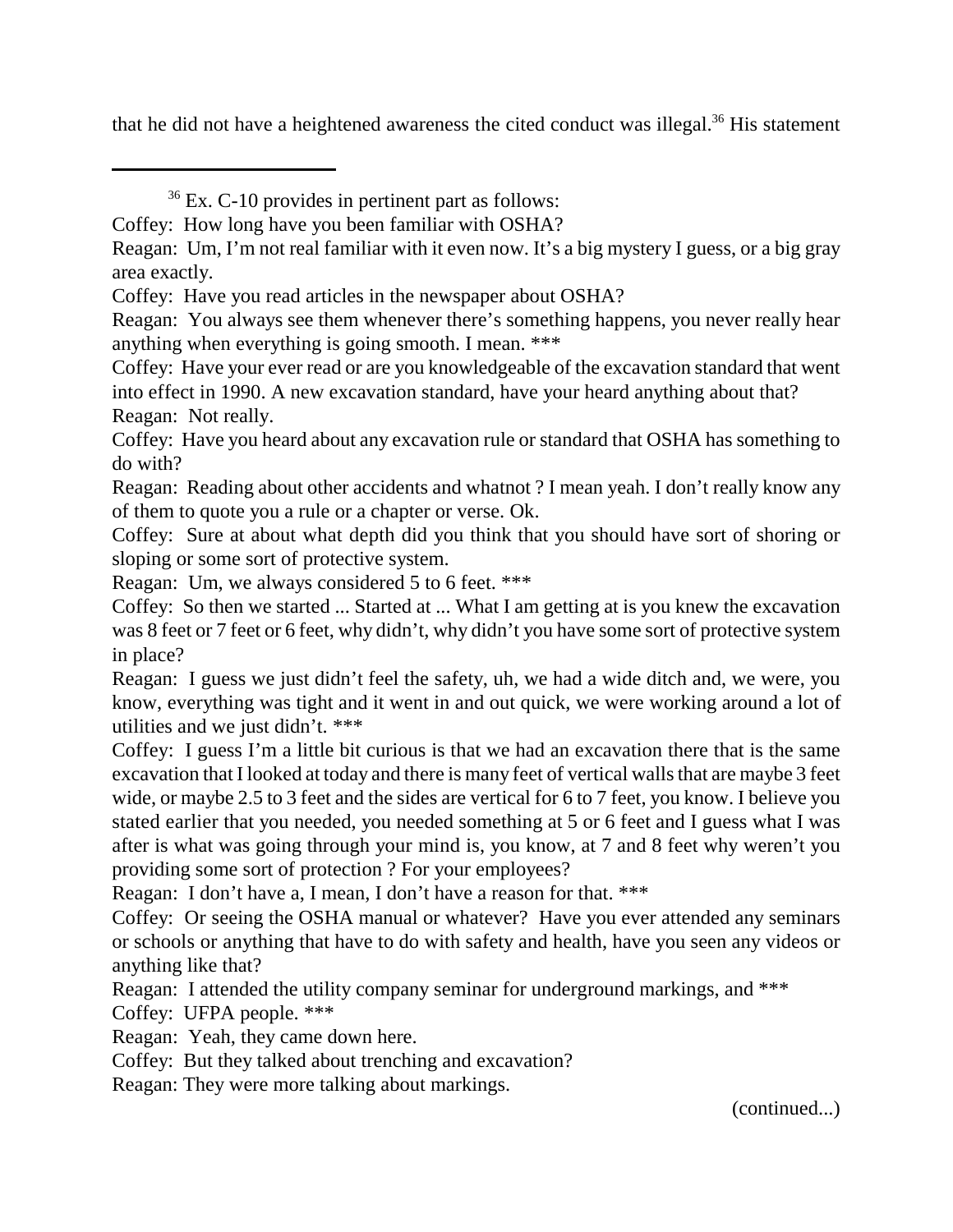that he did not have a heightened awareness the cited conduct was illegal.[36] His statement

---

[36] Ex. C-10 provides in pertinent part as follows:

Coffey: How long have you been familiar with OSHA?

Reagan: Um, I'm not real familiar with it even now. It's a big mystery I guess, or a big gray area exactly.

Coffey: Have you read articles in the newspaper about OSHA?

Reagan: You always see them whenever there's something happens, you never really hear anything when everything is going smooth. I mean. ***

Coffey: Have your ever read or are you knowledgeable of the excavation standard that went into effect in 1990. A new excavation standard, have your heard anything about that?

Reagan: Not really.

Coffey: Have you heard about any excavation rule or standard that OSHA has something to do with?

Reagan: Reading about other accidents and whatnot ? I mean yeah. I don't really know any of them to quote you a rule or a chapter or verse. Ok.

Coffey: Sure at about what depth did you think that you should have sort of shoring or sloping or some sort of protective system.

Reagan: Um, we always considered 5 to 6 feet. ***

Coffey: So then we started ... Started at ... What I am getting at is you knew the excavation was 8 feet or 7 feet or 6 feet, why didn't, why didn't you have some sort of protective system in place?

Reagan: I guess we just didn't feel the safety, uh, we had a wide ditch and, we were, you know, everything was tight and it went in and out quick, we were working around a lot of utilities and we just didn't. ***

Coffey: I guess I'm a little bit curious is that we had an excavation there that is the same excavation that I looked at today and there is many feet of vertical walls that are maybe 3 feet wide, or maybe 2.5 to 3 feet and the sides are vertical for 6 to 7 feet, you know. I believe you stated earlier that you needed, you needed something at 5 or 6 feet and I guess what I was after is what was going through your mind is, you know, at 7 and 8 feet why weren't you providing some sort of protection ? For your employees?

Reagan: I don't have a, I mean, I don't have a reason for that. ***

Coffey: Or seeing the OSHA manual or whatever? Have you ever attended any seminars or schools or anything that have to do with safety and health, have you seen any videos or anything like that?

Reagan: I attended the utility company seminar for underground markings, and ***

Coffey: UFPA people. ***

Reagan: Yeah, they came down here.

Coffey: But they talked about trenching and excavation?

Reagan: They were more talking about markings.

(continued...)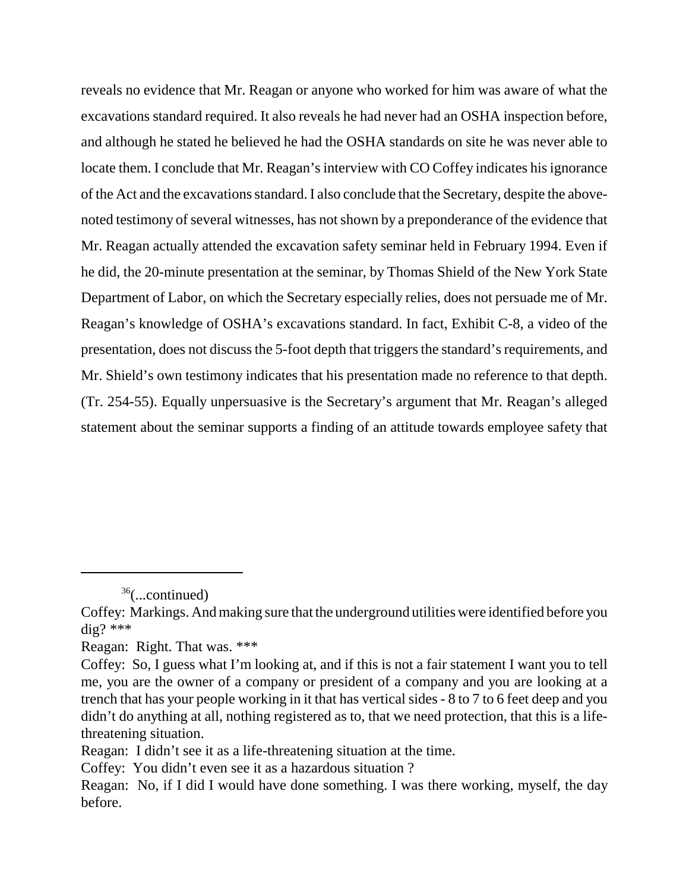reveals no evidence that Mr. Reagan or anyone who worked for him was aware of what the excavations standard required. It also reveals he had never had an OSHA inspection before, and although he stated he believed he had the OSHA standards on site he was never able to locate them. I conclude that Mr. Reagan's interview with CO Coffey indicates his ignorance of the Act and the excavations standard. I also conclude that the Secretary, despite the above-noted testimony of several witnesses, has not shown by a preponderance of the evidence that Mr. Reagan actually attended the excavation safety seminar held in February 1994. Even if he did, the 20-minute presentation at the seminar, by Thomas Shield of the New York State Department of Labor, on which the Secretary especially relies, does not persuade me of Mr. Reagan's knowledge of OSHA's excavations standard. In fact, Exhibit C-8, a video of the presentation, does not discuss the 5-foot depth that triggers the standard's requirements, and Mr. Shield's own testimony indicates that his presentation made no reference to that depth. (Tr. 254-55). Equally unpersuasive is the Secretary's argument that Mr. Reagan's alleged statement about the seminar supports a finding of an attitude towards employee safety that

---

[36](...continued)

Coffey: Markings. And making sure that the underground utilities were identified before you dig? ***

Reagan: Right. That was. ***

Coffey: So, I guess what I'm looking at, and if this is not a fair statement I want you to tell me, you are the owner of a company or president of a company and you are looking at a trench that has your people working in it that has vertical sides - 8 to 7 to 6 feet deep and you didn't do anything at all, nothing registered as to, that we need protection, that this is a life-threatening situation.

Reagan: I didn't see it as a life-threatening situation at the time.

Coffey: You didn't even see it as a hazardous situation ?

Reagan: No, if I did I would have done something. I was there working, myself, the day before.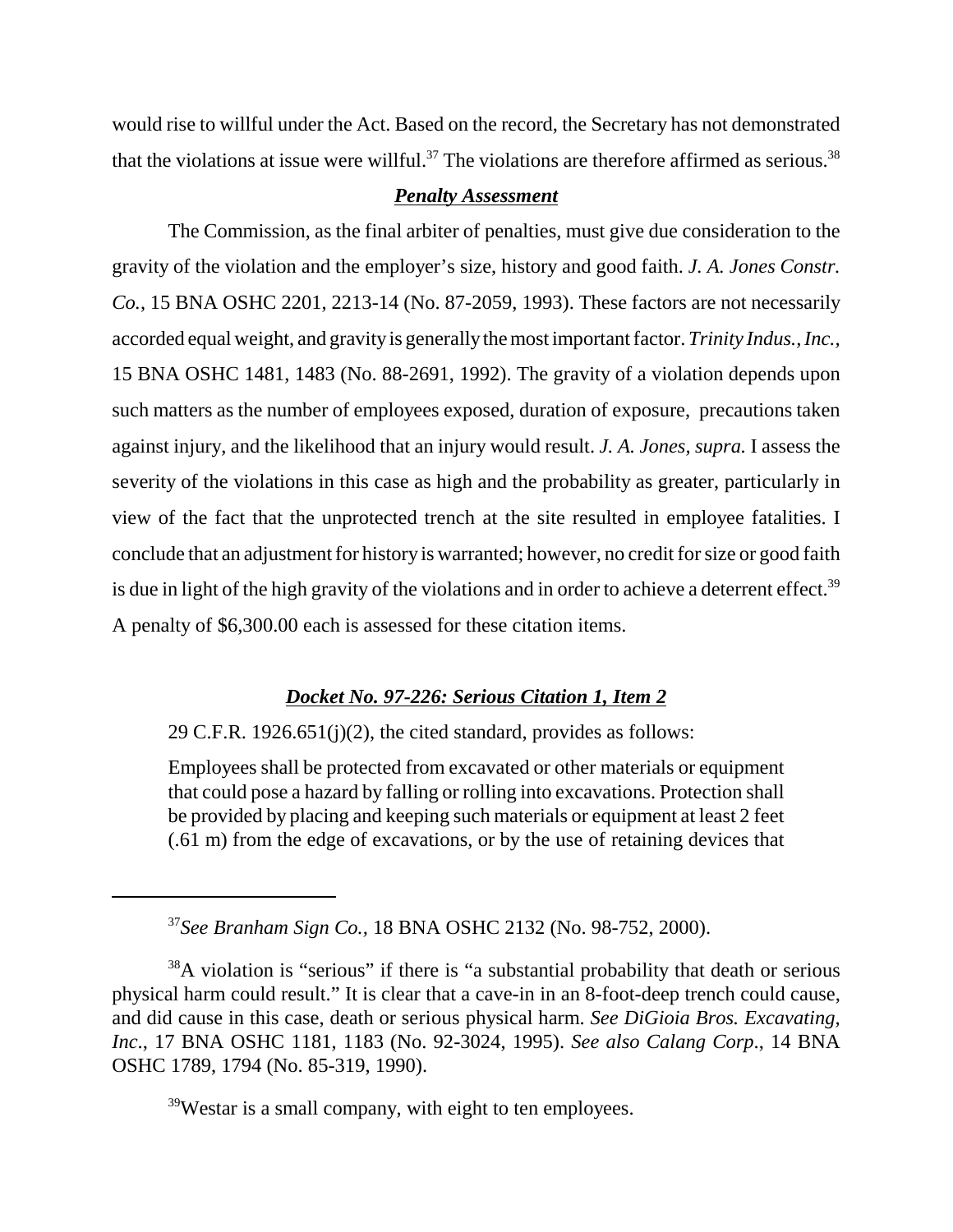would rise to willful under the Act. Based on the record, the Secretary has not demonstrated that the violations at issue were willful.[37] The violations are therefore affirmed as serious.[38]

***Penalty Assessment***

The Commission, as the final arbiter of penalties, must give due consideration to the gravity of the violation and the employer's size, history and good faith. *J. A. Jones Constr. Co.*, 15 BNA OSHC 2201, 2213-14 (No. 87-2059, 1993). These factors are not necessarily accorded equal weight, and gravity is generally the most important factor. *Trinity Indus., Inc.*, 15 BNA OSHC 1481, 1483 (No. 88-2691, 1992). The gravity of a violation depends upon such matters as the number of employees exposed, duration of exposure, precautions taken against injury, and the likelihood that an injury would result. *J. A. Jones, supra.* I assess the severity of the violations in this case as high and the probability as greater, particularly in view of the fact that the unprotected trench at the site resulted in employee fatalities. I conclude that an adjustment for history is warranted; however, no credit for size or good faith is due in light of the high gravity of the violations and in order to achieve a deterrent effect.[39] A penalty of $6,300.00 each is assessed for these citation items.

***Docket No. 97-226: Serious Citation 1, Item 2***

29 C.F.R. 1926.651(j)(2), the cited standard, provides as follows:

> Employees shall be protected from excavated or other materials or equipment that could pose a hazard by falling or rolling into excavations. Protection shall be provided by placing and keeping such materials or equipment at least 2 feet (.61 m) from the edge of excavations, or by the use of retaining devices that

---

[37] *See Branham Sign Co.*, 18 BNA OSHC 2132 (No. 98-752, 2000).

[38] A violation is "serious" if there is "a substantial probability that death or serious physical harm could result." It is clear that a cave-in in an 8-foot-deep trench could cause, and did cause in this case, death or serious physical harm. *See DiGioia Bros. Excavating, Inc.*, 17 BNA OSHC 1181, 1183 (No. 92-3024, 1995). *See also Calang Corp.*, 14 BNA OSHC 1789, 1794 (No. 85-319, 1990).

[39] Westar is a small company, with eight to ten employees.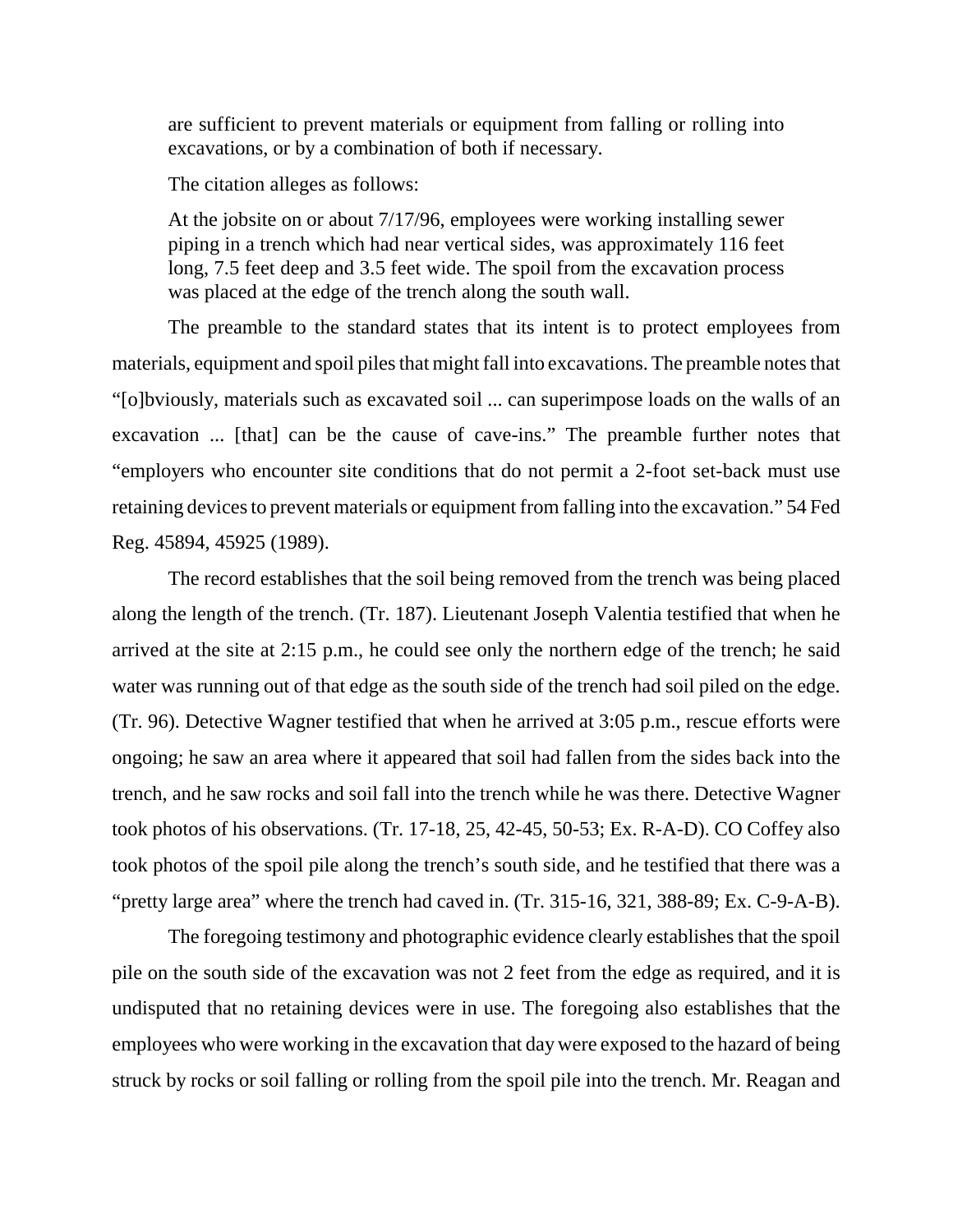are sufficient to prevent materials or equipment from falling or rolling into excavations, or by a combination of both if necessary.

The citation alleges as follows:

At the jobsite on or about 7/17/96, employees were working installing sewer piping in a trench which had near vertical sides, was approximately 116 feet long, 7.5 feet deep and 3.5 feet wide. The spoil from the excavation process was placed at the edge of the trench along the south wall.

The preamble to the standard states that its intent is to protect employees from materials, equipment and spoil piles that might fall into excavations. The preamble notes that "[o]bviously, materials such as excavated soil ... can superimpose loads on the walls of an excavation ... [that] can be the cause of cave-ins." The preamble further notes that "employers who encounter site conditions that do not permit a 2-foot set-back must use retaining devices to prevent materials or equipment from falling into the excavation." 54 Fed Reg. 45894, 45925 (1989).

The record establishes that the soil being removed from the trench was being placed along the length of the trench. (Tr. 187). Lieutenant Joseph Valentia testified that when he arrived at the site at 2:15 p.m., he could see only the northern edge of the trench; he said water was running out of that edge as the south side of the trench had soil piled on the edge. (Tr. 96). Detective Wagner testified that when he arrived at 3:05 p.m., rescue efforts were ongoing; he saw an area where it appeared that soil had fallen from the sides back into the trench, and he saw rocks and soil fall into the trench while he was there. Detective Wagner took photos of his observations. (Tr. 17-18, 25, 42-45, 50-53; Ex. R-A-D). CO Coffey also took photos of the spoil pile along the trench's south side, and he testified that there was a "pretty large area" where the trench had caved in. (Tr. 315-16, 321, 388-89; Ex. C-9-A-B).

The foregoing testimony and photographic evidence clearly establishes that the spoil pile on the south side of the excavation was not 2 feet from the edge as required, and it is undisputed that no retaining devices were in use. The foregoing also establishes that the employees who were working in the excavation that day were exposed to the hazard of being struck by rocks or soil falling or rolling from the spoil pile into the trench. Mr. Reagan and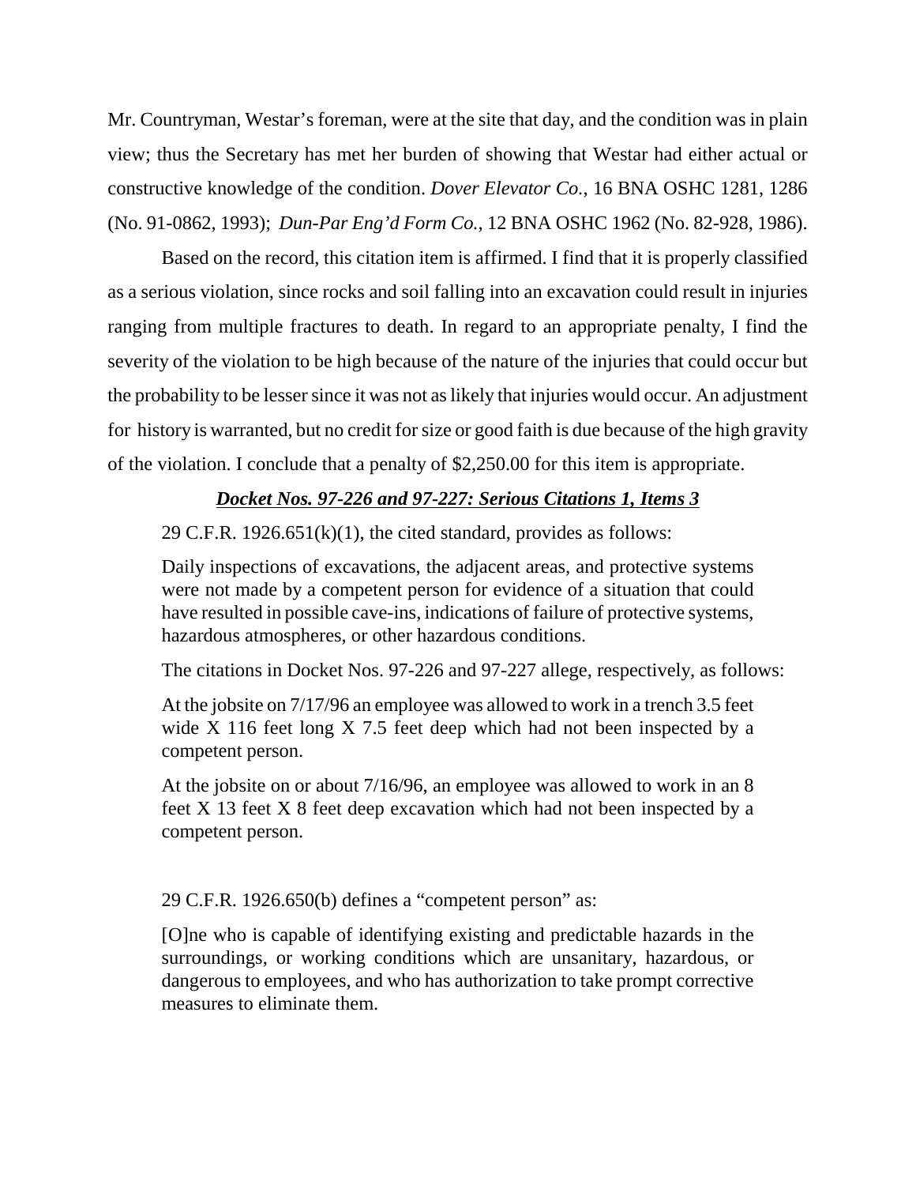Mr. Countryman, Westar's foreman, were at the site that day, and the condition was in plain view; thus the Secretary has met her burden of showing that Westar had either actual or constructive knowledge of the condition. *Dover Elevator Co.*, 16 BNA OSHC 1281, 1286 (No. 91-0862, 1993); *Dun-Par Eng'd Form Co.*, 12 BNA OSHC 1962 (No. 82-928, 1986).

Based on the record, this citation item is affirmed. I find that it is properly classified as a serious violation, since rocks and soil falling into an excavation could result in injuries ranging from multiple fractures to death. In regard to an appropriate penalty, I find the severity of the violation to be high because of the nature of the injuries that could occur but the probability to be lesser since it was not as likely that injuries would occur. An adjustment for history is warranted, but no credit for size or good faith is due because of the high gravity of the violation. I conclude that a penalty of $2,250.00 for this item is appropriate.

***Docket Nos. 97-226 and 97-227: Serious Citations 1, Items 3***

29 C.F.R. 1926.651(k)(1), the cited standard, provides as follows:

> Daily inspections of excavations, the adjacent areas, and protective systems were not made by a competent person for evidence of a situation that could have resulted in possible cave-ins, indications of failure of protective systems, hazardous atmospheres, or other hazardous conditions.

The citations in Docket Nos. 97-226 and 97-227 allege, respectively, as follows:

> At the jobsite on 7/17/96 an employee was allowed to work in a trench 3.5 feet wide X 116 feet long X 7.5 feet deep which had not been inspected by a competent person.
>
> At the jobsite on or about 7/16/96, an employee was allowed to work in an 8 feet X 13 feet X 8 feet deep excavation which had not been inspected by a competent person.

29 C.F.R. 1926.650(b) defines a "competent person" as:

> [O]ne who is capable of identifying existing and predictable hazards in the surroundings, or working conditions which are unsanitary, hazardous, or dangerous to employees, and who has authorization to take prompt corrective measures to eliminate them.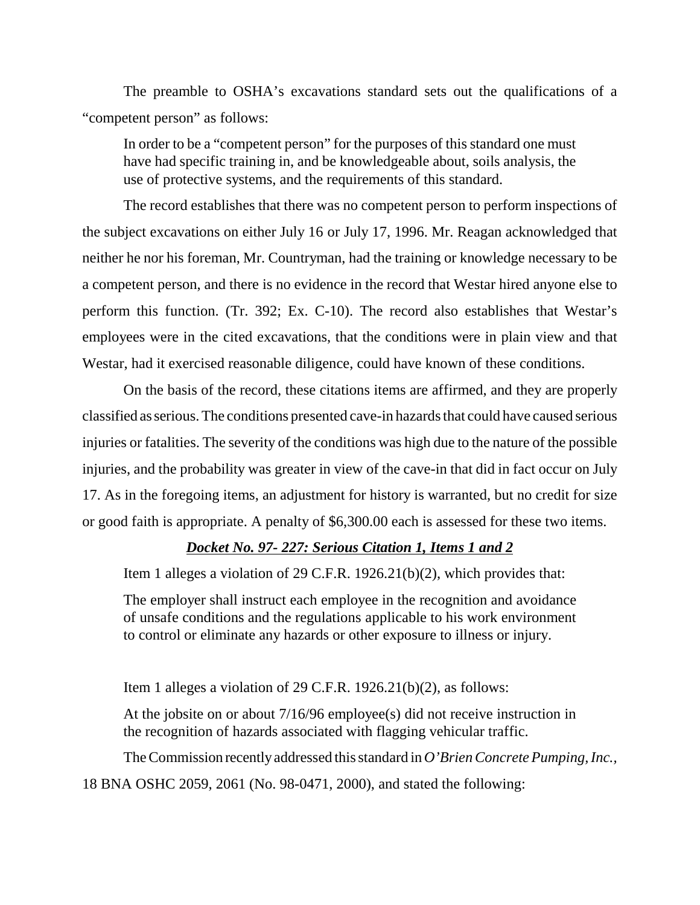The preamble to OSHA's excavations standard sets out the qualifications of a "competent person" as follows:

> In order to be a "competent person" for the purposes of this standard one must have had specific training in, and be knowledgeable about, soils analysis, the use of protective systems, and the requirements of this standard.

The record establishes that there was no competent person to perform inspections of the subject excavations on either July 16 or July 17, 1996. Mr. Reagan acknowledged that neither he nor his foreman, Mr. Countryman, had the training or knowledge necessary to be a competent person, and there is no evidence in the record that Westar hired anyone else to perform this function. (Tr. 392; Ex. C-10). The record also establishes that Westar's employees were in the cited excavations, that the conditions were in plain view and that Westar, had it exercised reasonable diligence, could have known of these conditions.

On the basis of the record, these citations items are affirmed, and they are properly classified as serious. The conditions presented cave-in hazards that could have caused serious injuries or fatalities. The severity of the conditions was high due to the nature of the possible injuries, and the probability was greater in view of the cave-in that did in fact occur on July 17. As in the foregoing items, an adjustment for history is warranted, but no credit for size or good faith is appropriate. A penalty of $6,300.00 each is assessed for these two items.

***<u>Docket No. 97- 227: Serious Citation 1, Items 1 and 2</u>***

Item 1 alleges a violation of 29 C.F.R. 1926.21(b)(2), which provides that:

> The employer shall instruct each employee in the recognition and avoidance of unsafe conditions and the regulations applicable to his work environment to control or eliminate any hazards or other exposure to illness or injury.

Item 1 alleges a violation of 29 C.F.R. 1926.21(b)(2), as follows:

> At the jobsite on or about 7/16/96 employee(s) did not receive instruction in the recognition of hazards associated with flagging vehicular traffic.

The Commission recently addressed this standard in *O'Brien Concrete Pumping, Inc.*, 18 BNA OSHC 2059, 2061 (No. 98-0471, 2000), and stated the following: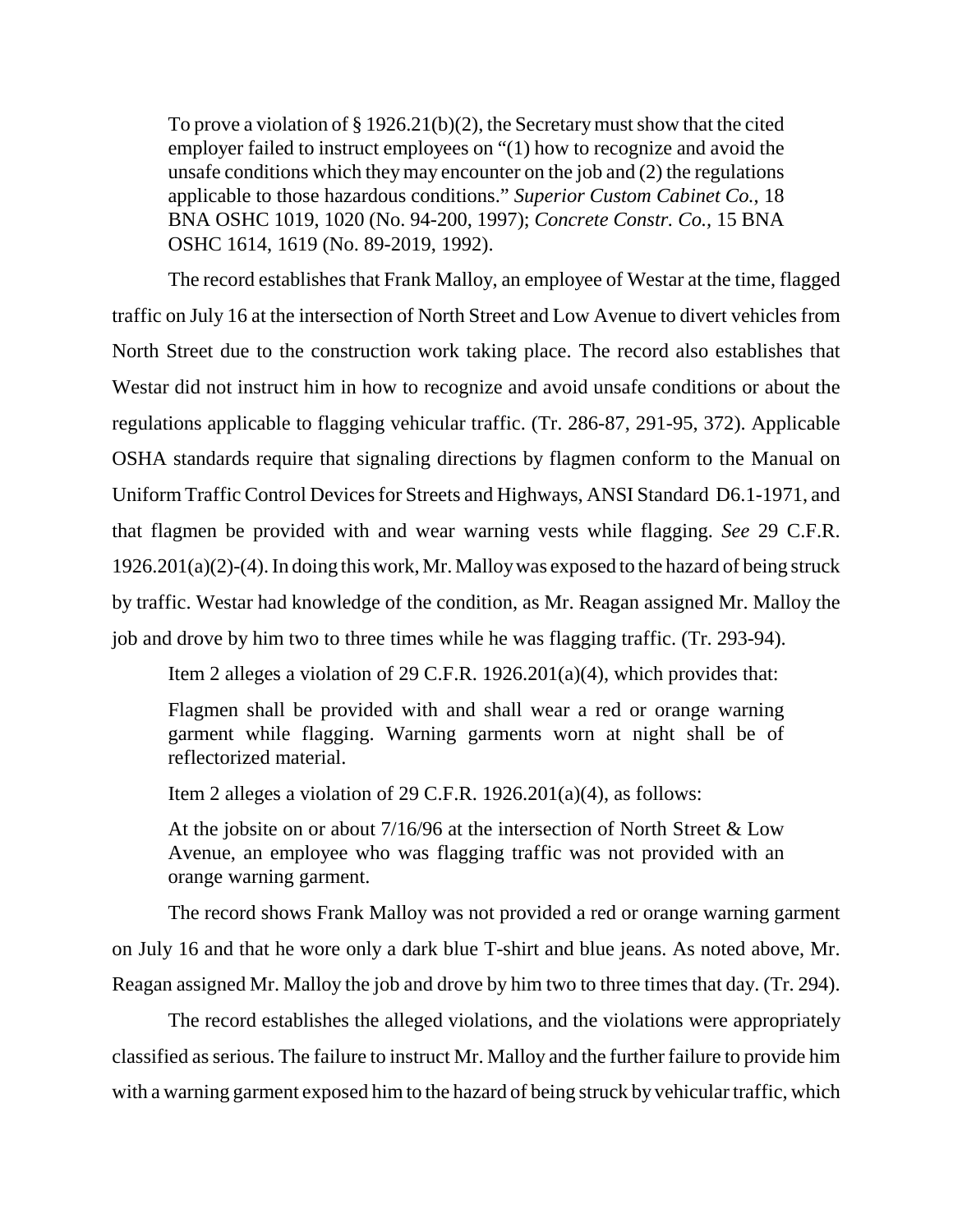> To prove a violation of § 1926.21(b)(2), the Secretary must show that the cited employer failed to instruct employees on "(1) how to recognize and avoid the unsafe conditions which they may encounter on the job and (2) the regulations applicable to those hazardous conditions." *Superior Custom Cabinet Co.*, 18 BNA OSHC 1019, 1020 (No. 94-200, 1997); *Concrete Constr. Co.*, 15 BNA OSHC 1614, 1619 (No. 89-2019, 1992).

The record establishes that Frank Malloy, an employee of Westar at the time, flagged traffic on July 16 at the intersection of North Street and Low Avenue to divert vehicles from North Street due to the construction work taking place. The record also establishes that Westar did not instruct him in how to recognize and avoid unsafe conditions or about the regulations applicable to flagging vehicular traffic. (Tr. 286-87, 291-95, 372). Applicable OSHA standards require that signaling directions by flagmen conform to the Manual on Uniform Traffic Control Devices for Streets and Highways, ANSI Standard D6.1-1971, and that flagmen be provided with and wear warning vests while flagging. *See* 29 C.F.R. 1926.201(a)(2)-(4). In doing this work, Mr. Malloy was exposed to the hazard of being struck by traffic. Westar had knowledge of the condition, as Mr. Reagan assigned Mr. Malloy the job and drove by him two to three times while he was flagging traffic. (Tr. 293-94).

Item 2 alleges a violation of 29 C.F.R. 1926.201(a)(4), which provides that:

> Flagmen shall be provided with and shall wear a red or orange warning garment while flagging. Warning garments worn at night shall be of reflectorized material.

Item 2 alleges a violation of 29 C.F.R. 1926.201(a)(4), as follows:

> At the jobsite on or about 7/16/96 at the intersection of North Street & Low Avenue, an employee who was flagging traffic was not provided with an orange warning garment.

The record shows Frank Malloy was not provided a red or orange warning garment on July 16 and that he wore only a dark blue T-shirt and blue jeans. As noted above, Mr. Reagan assigned Mr. Malloy the job and drove by him two to three times that day. (Tr. 294).

The record establishes the alleged violations, and the violations were appropriately classified as serious. The failure to instruct Mr. Malloy and the further failure to provide him with a warning garment exposed him to the hazard of being struck by vehicular traffic, which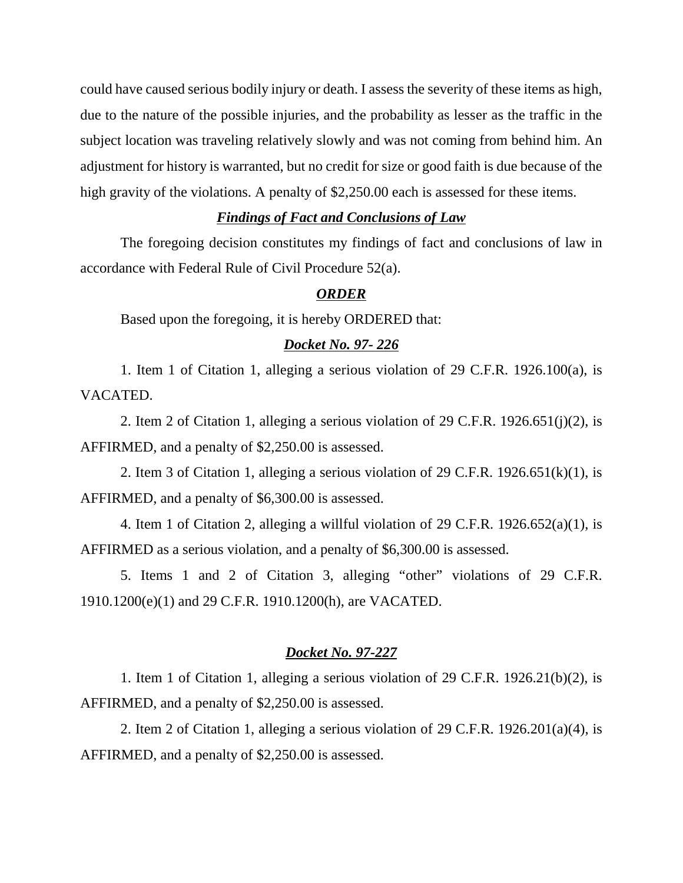could have caused serious bodily injury or death. I assess the severity of these items as high, due to the nature of the possible injuries, and the probability as lesser as the traffic in the subject location was traveling relatively slowly and was not coming from behind him. An adjustment for history is warranted, but no credit for size or good faith is due because of the high gravity of the violations. A penalty of $2,250.00 each is assessed for these items.

***Findings of Fact and Conclusions of Law***

The foregoing decision constitutes my findings of fact and conclusions of law in accordance with Federal Rule of Civil Procedure 52(a).

***ORDER***

Based upon the foregoing, it is hereby ORDERED that:

***Docket No. 97- 226***

1. Item 1 of Citation 1, alleging a serious violation of 29 C.F.R. 1926.100(a), is VACATED.

2. Item 2 of Citation 1, alleging a serious violation of 29 C.F.R. 1926.651(j)(2), is AFFIRMED, and a penalty of $2,250.00 is assessed.

2. Item 3 of Citation 1, alleging a serious violation of 29 C.F.R. 1926.651(k)(1), is AFFIRMED, and a penalty of $6,300.00 is assessed.

4. Item 1 of Citation 2, alleging a willful violation of 29 C.F.R. 1926.652(a)(1), is AFFIRMED as a serious violation, and a penalty of $6,300.00 is assessed.

5. Items 1 and 2 of Citation 3, alleging "other" violations of 29 C.F.R. 1910.1200(e)(1) and 29 C.F.R. 1910.1200(h), are VACATED.

***Docket No. 97-227***

1. Item 1 of Citation 1, alleging a serious violation of 29 C.F.R. 1926.21(b)(2), is AFFIRMED, and a penalty of $2,250.00 is assessed.

2. Item 2 of Citation 1, alleging a serious violation of 29 C.F.R. 1926.201(a)(4), is AFFIRMED, and a penalty of $2,250.00 is assessed.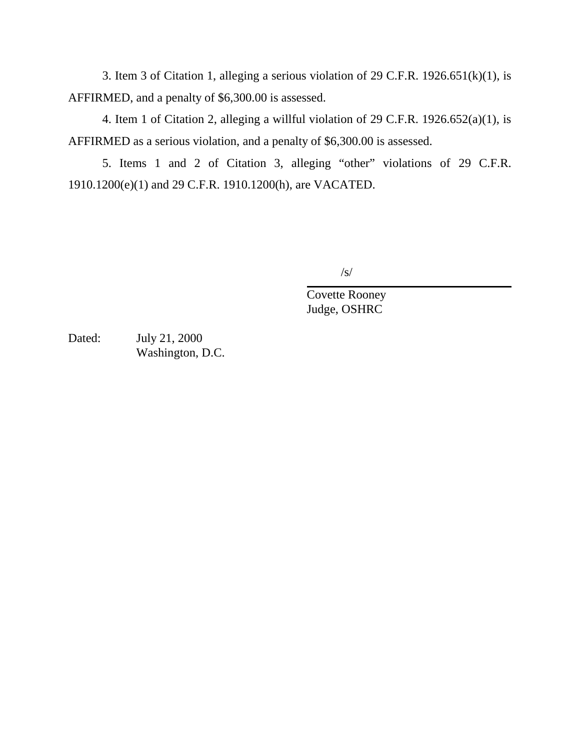3. Item 3 of Citation 1, alleging a serious violation of 29 C.F.R. 1926.651(k)(1), is AFFIRMED, and a penalty of $6,300.00 is assessed.

4. Item 1 of Citation 2, alleging a willful violation of 29 C.F.R. 1926.652(a)(1), is AFFIRMED as a serious violation, and a penalty of $6,300.00 is assessed.

5. Items 1 and 2 of Citation 3, alleging "other" violations of 29 C.F.R. 1910.1200(e)(1) and 29 C.F.R. 1910.1200(h), are VACATED.

/s/

Covette Rooney
Judge, OSHRC

Dated: July 21, 2000
Washington, D.C.